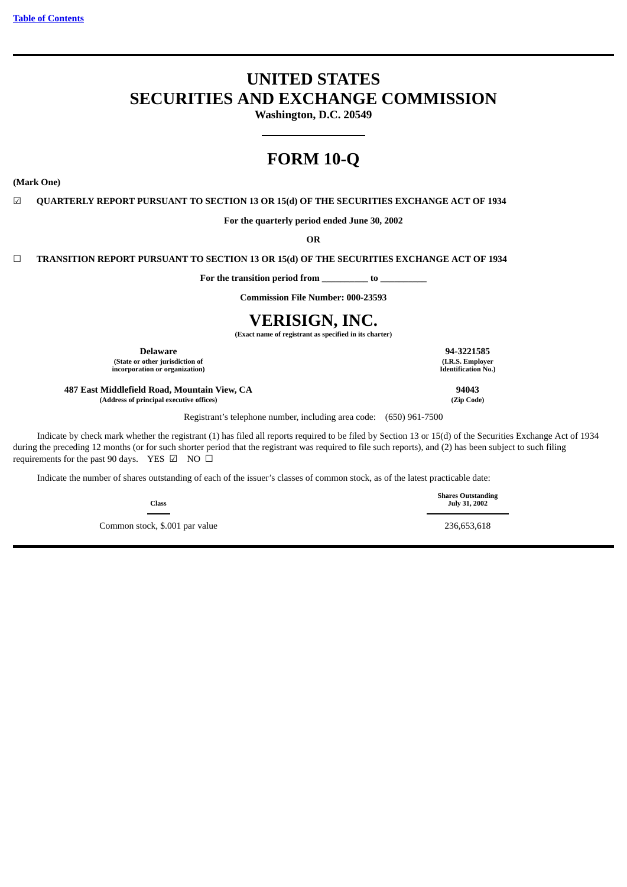[Table of Contents](#)

# UNITED STATES SECURITIES AND EXCHANGE COMMISSION

**Washington, D.C. 20549**

# FORM 10-Q

**(Mark One)**

☑ **QUARTERLY REPORT PURSUANT TO SECTION 13 OR 15(d) OF THE SECURITIES EXCHANGE ACT OF 1934**

**For the quarterly period ended June 30, 2002**

**OR**

☐ **TRANSITION REPORT PURSUANT TO SECTION 13 OR 15(d) OF THE SECURITIES EXCHANGE ACT OF 1934**

**For the transition period from \_\_\_\_\_\_\_\_\_\_ to \_\_\_\_\_\_\_\_\_\_**

**Commission File Number: 000-23593**

# VERISIGN, INC.

**(Exact name of registrant as specified in its charter)**

| | |
|---|---|
| **Delaware** | **94-3221585** |
| **(State or other jurisdiction of incorporation or organization)** | **(I.R.S. Employer Identification No.)** |
| **487 East Middlefield Road, Mountain View, CA** | **94043** |
| **(Address of principal executive offices)** | **(Zip Code)** |

Registrant's telephone number, including area code: (650) 961-7500

Indicate by check mark whether the registrant (1) has filed all reports required to be filed by Section 13 or 15(d) of the Securities Exchange Act of 1934 during the preceding 12 months (or for such shorter period that the registrant was required to file such reports), and (2) has been subject to such filing requirements for the past 90 days. YES ☑ NO ☐

Indicate the number of shares outstanding of each of the issuer's classes of common stock, as of the latest practicable date:

| Class | Shares Outstanding July 31, 2002 |
|---|---|
| Common stock, $.001 par value | 236,653,618 |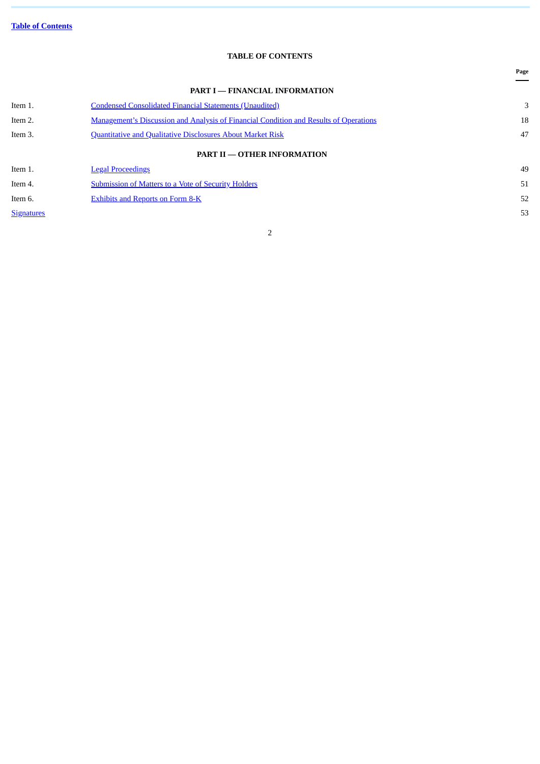Table of Contents

## TABLE OF CONTENTS

| | | Page |
|---|---|---|
| | **PART I — FINANCIAL INFORMATION** | |
| Item 1. | Condensed Consolidated Financial Statements (Unaudited) | 3 |
| Item 2. | Management's Discussion and Analysis of Financial Condition and Results of Operations | 18 |
| Item 3. | Quantitative and Qualitative Disclosures About Market Risk | 47 |
| | **PART II — OTHER INFORMATION** | |
| Item 1. | Legal Proceedings | 49 |
| Item 4. | Submission of Matters to a Vote of Security Holders | 51 |
| Item 6. | Exhibits and Reports on Form 8-K | 52 |
| Signatures | | 53 |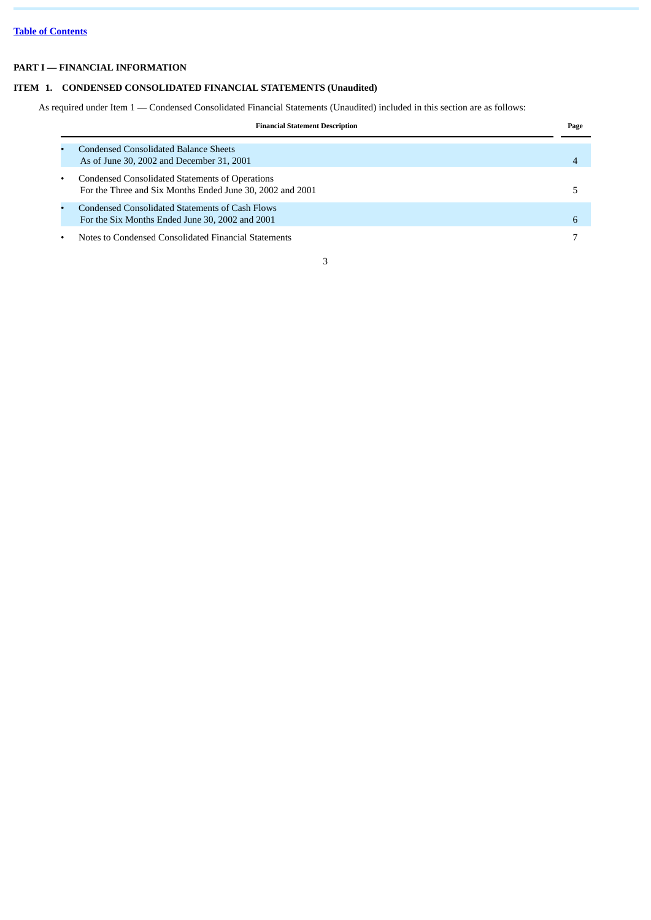[Table of Contents](#)

## PART I — FINANCIAL INFORMATION

### ITEM 1. CONDENSED CONSOLIDATED FINANCIAL STATEMENTS (Unaudited)

As required under Item 1 — Condensed Consolidated Financial Statements (Unaudited) included in this section are as follows:

| Financial Statement Description | Page |
|---|---|
| • Condensed Consolidated Balance Sheets<br>As of June 30, 2002 and December 31, 2001 | 4 |
| • Condensed Consolidated Statements of Operations<br>For the Three and Six Months Ended June 30, 2002 and 2001 | 5 |
| • Condensed Consolidated Statements of Cash Flows<br>For the Six Months Ended June 30, 2002 and 2001 | 6 |
| • Notes to Condensed Consolidated Financial Statements | 7 |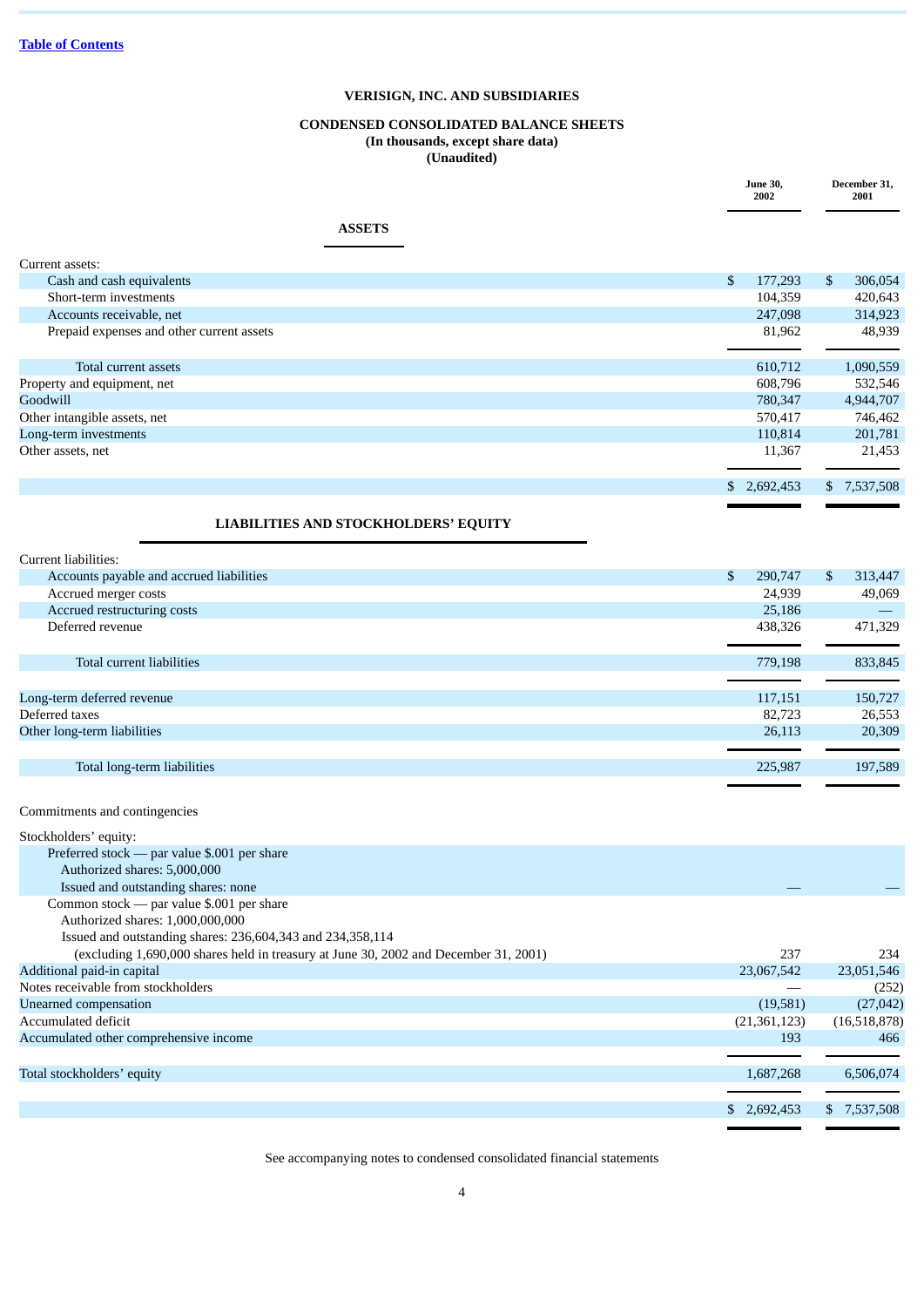[Table of Contents](#)

# VERISIGN, INC. AND SUBSIDIARIES

## CONDENSED CONSOLIDATED BALANCE SHEETS
**(In thousands, except share data)**
**(Unaudited)**

| | June 30, 2002 | December 31, 2001 |
|---|---|---|
| **ASSETS** | | |
| Current assets: | | |
| Cash and cash equivalents | $ 177,293 | $ 306,054 |
| Short-term investments | 104,359 | 420,643 |
| Accounts receivable, net | 247,098 | 314,923 |
| Prepaid expenses and other current assets | 81,962 | 48,939 |
| Total current assets | 610,712 | 1,090,559 |
| Property and equipment, net | 608,796 | 532,546 |
| Goodwill | 780,347 | 4,944,707 |
| Other intangible assets, net | 570,417 | 746,462 |
| Long-term investments | 110,814 | 201,781 |
| Other assets, net | 11,367 | 21,453 |
| | $ 2,692,453 | $ 7,537,508 |
| **LIABILITIES AND STOCKHOLDERS' EQUITY** | | |
| Current liabilities: | | |
| Accounts payable and accrued liabilities | $ 290,747 | $ 313,447 |
| Accrued merger costs | 24,939 | 49,069 |
| Accrued restructuring costs | 25,186 | — |
| Deferred revenue | 438,326 | 471,329 |
| Total current liabilities | 779,198 | 833,845 |
| Long-term deferred revenue | 117,151 | 150,727 |
| Deferred taxes | 82,723 | 26,553 |
| Other long-term liabilities | 26,113 | 20,309 |
| Total long-term liabilities | 225,987 | 197,589 |
| Commitments and contingencies | | |
| Stockholders' equity: | | |
| Preferred stock — par value $.001 per share<br>Authorized shares: 5,000,000<br>Issued and outstanding shares: none | — | — |
| Common stock — par value $.001 per share<br>Authorized shares: 1,000,000,000<br>Issued and outstanding shares: 236,604,343 and 234,358,114<br>(excluding 1,690,000 shares held in treasury at June 30, 2002 and December 31, 2001) | 237 | 234 |
| Additional paid-in capital | 23,067,542 | 23,051,546 |
| Notes receivable from stockholders | — | (252) |
| Unearned compensation | (19,581) | (27,042) |
| Accumulated deficit | (21,361,123) | (16,518,878) |
| Accumulated other comprehensive income | 193 | 466 |
| Total stockholders' equity | 1,687,268 | 6,506,074 |
| | $ 2,692,453 | $ 7,537,508 |

See accompanying notes to condensed consolidated financial statements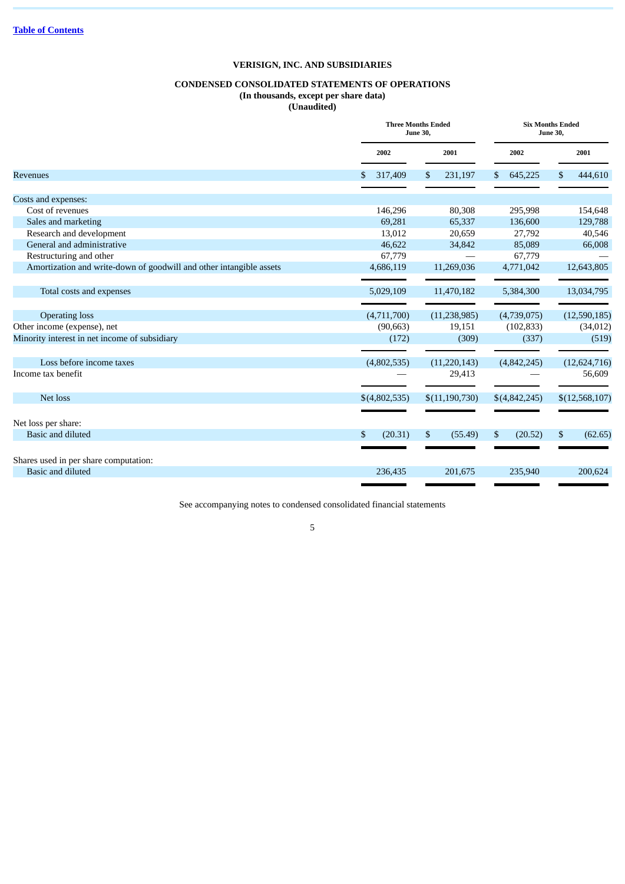[Table of Contents](#)

**VERISIGN, INC. AND SUBSIDIARIES**

**CONDENSED CONSOLIDATED STATEMENTS OF OPERATIONS**
**(In thousands, except per share data)**
**(Unaudited)**

| | Three Months Ended June 30, | | Six Months Ended June 30, | |
|---|---|---|---|---|
| | 2002 | 2001 | 2002 | 2001 |
| Revenues | $ 317,409 | $ 231,197 | $ 645,225 | $ 444,610 |
| Costs and expenses: | | | | |
| Cost of revenues | 146,296 | 80,308 | 295,998 | 154,648 |
| Sales and marketing | 69,281 | 65,337 | 136,600 | 129,788 |
| Research and development | 13,012 | 20,659 | 27,792 | 40,546 |
| General and administrative | 46,622 | 34,842 | 85,089 | 66,008 |
| Restructuring and other | 67,779 | — | 67,779 | — |
| Amortization and write-down of goodwill and other intangible assets | 4,686,119 | 11,269,036 | 4,771,042 | 12,643,805 |
| Total costs and expenses | 5,029,109 | 11,470,182 | 5,384,300 | 13,034,795 |
| Operating loss | (4,711,700) | (11,238,985) | (4,739,075) | (12,590,185) |
| Other income (expense), net | (90,663) | 19,151 | (102,833) | (34,012) |
| Minority interest in net income of subsidiary | (172) | (309) | (337) | (519) |
| Loss before income taxes | (4,802,535) | (11,220,143) | (4,842,245) | (12,624,716) |
| Income tax benefit | — | 29,413 | — | 56,609 |
| Net loss | $(4,802,535) | $(11,190,730) | $(4,842,245) | $(12,568,107) |
| Net loss per share: | | | | |
| Basic and diluted | $ (20.31) | $ (55.49) | $ (20.52) | $ (62.65) |
| Shares used in per share computation: | | | | |
| Basic and diluted | 236,435 | 201,675 | 235,940 | 200,624 |

See accompanying notes to condensed consolidated financial statements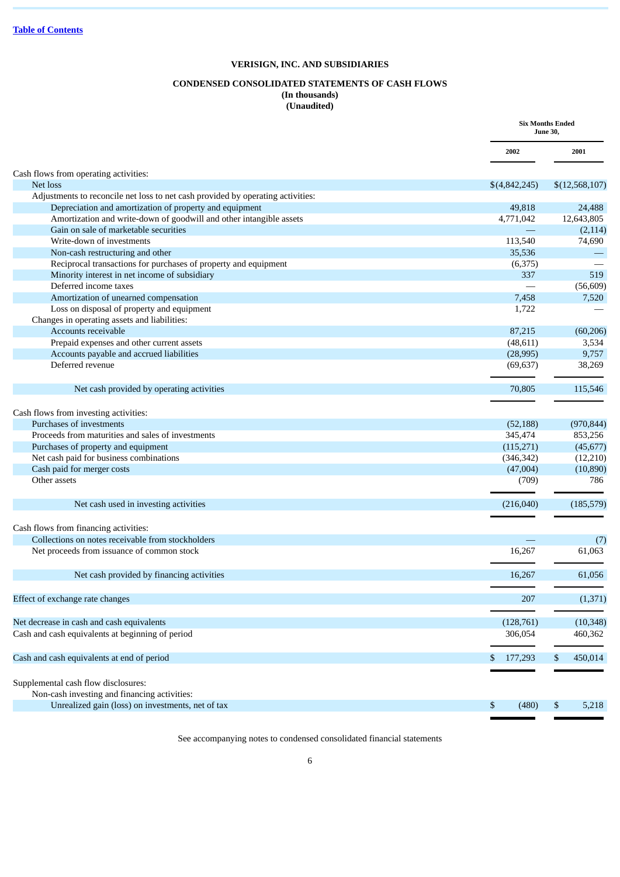[Table of Contents](#)

**VERISIGN, INC. AND SUBSIDIARIES**

**CONDENSED CONSOLIDATED STATEMENTS OF CASH FLOWS**
**(In thousands)**
**(Unaudited)**

| | Six Months Ended June 30, | |
|---|---|---|
| | **2002** | **2001** |
| Cash flows from operating activities: | | |
| Net loss | $(4,842,245) | $(12,568,107) |
| Adjustments to reconcile net loss to net cash provided by operating activities: | | |
| Depreciation and amortization of property and equipment | 49,818 | 24,488 |
| Amortization and write-down of goodwill and other intangible assets | 4,771,042 | 12,643,805 |
| Gain on sale of marketable securities | — | (2,114) |
| Write-down of investments | 113,540 | 74,690 |
| Non-cash restructuring and other | 35,536 | — |
| Reciprocal transactions for purchases of property and equipment | (6,375) | — |
| Minority interest in net income of subsidiary | 337 | 519 |
| Deferred income taxes | — | (56,609) |
| Amortization of unearned compensation | 7,458 | 7,520 |
| Loss on disposal of property and equipment | 1,722 | — |
| Changes in operating assets and liabilities: | | |
| Accounts receivable | 87,215 | (60,206) |
| Prepaid expenses and other current assets | (48,611) | 3,534 |
| Accounts payable and accrued liabilities | (28,995) | 9,757 |
| Deferred revenue | (69,637) | 38,269 |
| Net cash provided by operating activities | 70,805 | 115,546 |
| Cash flows from investing activities: | | |
| Purchases of investments | (52,188) | (970,844) |
| Proceeds from maturities and sales of investments | 345,474 | 853,256 |
| Purchases of property and equipment | (115,271) | (45,677) |
| Net cash paid for business combinations | (346,342) | (12,210) |
| Cash paid for merger costs | (47,004) | (10,890) |
| Other assets | (709) | 786 |
| Net cash used in investing activities | (216,040) | (185,579) |
| Cash flows from financing activities: | | |
| Collections on notes receivable from stockholders | — | (7) |
| Net proceeds from issuance of common stock | 16,267 | 61,063 |
| Net cash provided by financing activities | 16,267 | 61,056 |
| Effect of exchange rate changes | 207 | (1,371) |
| Net decrease in cash and cash equivalents | (128,761) | (10,348) |
| Cash and cash equivalents at beginning of period | 306,054 | 460,362 |
| Cash and cash equivalents at end of period | $ 177,293 | $ 450,014 |
| Supplemental cash flow disclosures: | | |
| Non-cash investing and financing activities: | | |
| Unrealized gain (loss) on investments, net of tax | $ (480) | $ 5,218 |

See accompanying notes to condensed consolidated financial statements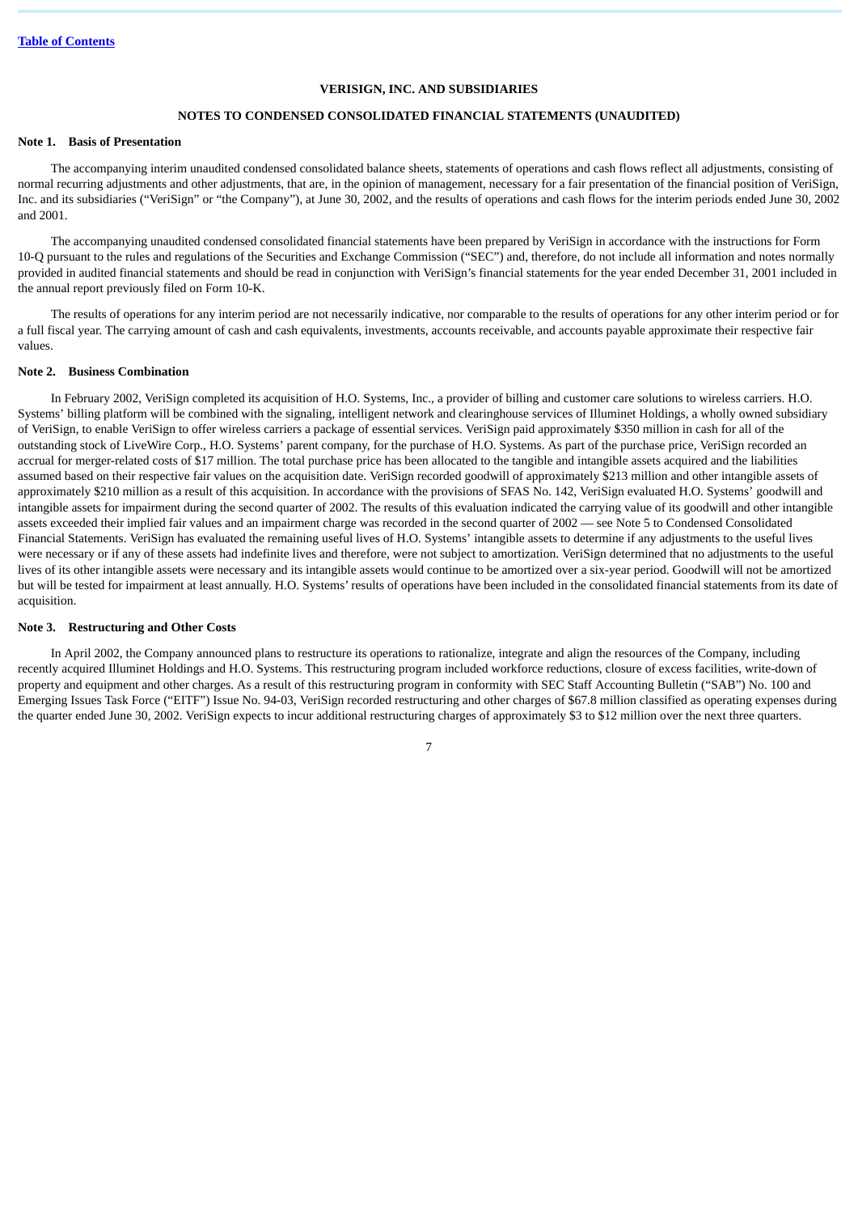[Table of Contents](#)

**VERISIGN, INC. AND SUBSIDIARIES**

**NOTES TO CONDENSED CONSOLIDATED FINANCIAL STATEMENTS (UNAUDITED)**

**Note 1. Basis of Presentation**

The accompanying interim unaudited condensed consolidated balance sheets, statements of operations and cash flows reflect all adjustments, consisting of normal recurring adjustments and other adjustments, that are, in the opinion of management, necessary for a fair presentation of the financial position of VeriSign, Inc. and its subsidiaries ("VeriSign" or "the Company"), at June 30, 2002, and the results of operations and cash flows for the interim periods ended June 30, 2002 and 2001.

The accompanying unaudited condensed consolidated financial statements have been prepared by VeriSign in accordance with the instructions for Form 10-Q pursuant to the rules and regulations of the Securities and Exchange Commission ("SEC") and, therefore, do not include all information and notes normally provided in audited financial statements and should be read in conjunction with VeriSign's financial statements for the year ended December 31, 2001 included in the annual report previously filed on Form 10-K.

The results of operations for any interim period are not necessarily indicative, nor comparable to the results of operations for any other interim period or for a full fiscal year. The carrying amount of cash and cash equivalents, investments, accounts receivable, and accounts payable approximate their respective fair values.

**Note 2. Business Combination**

In February 2002, VeriSign completed its acquisition of H.O. Systems, Inc., a provider of billing and customer care solutions to wireless carriers. H.O. Systems' billing platform will be combined with the signaling, intelligent network and clearinghouse services of Illuminet Holdings, a wholly owned subsidiary of VeriSign, to enable VeriSign to offer wireless carriers a package of essential services. VeriSign paid approximately $350 million in cash for all of the outstanding stock of LiveWire Corp., H.O. Systems' parent company, for the purchase of H.O. Systems. As part of the purchase price, VeriSign recorded an accrual for merger-related costs of $17 million. The total purchase price has been allocated to the tangible and intangible assets acquired and the liabilities assumed based on their respective fair values on the acquisition date. VeriSign recorded goodwill of approximately $213 million and other intangible assets of approximately $210 million as a result of this acquisition. In accordance with the provisions of SFAS No. 142, VeriSign evaluated H.O. Systems' goodwill and intangible assets for impairment during the second quarter of 2002. The results of this evaluation indicated the carrying value of its goodwill and other intangible assets exceeded their implied fair values and an impairment charge was recorded in the second quarter of 2002 — see Note 5 to Condensed Consolidated Financial Statements. VeriSign has evaluated the remaining useful lives of H.O. Systems' intangible assets to determine if any adjustments to the useful lives were necessary or if any of these assets had indefinite lives and therefore, were not subject to amortization. VeriSign determined that no adjustments to the useful lives of its other intangible assets were necessary and its intangible assets would continue to be amortized over a six-year period. Goodwill will not be amortized but will be tested for impairment at least annually. H.O. Systems' results of operations have been included in the consolidated financial statements from its date of acquisition.

**Note 3. Restructuring and Other Costs**

In April 2002, the Company announced plans to restructure its operations to rationalize, integrate and align the resources of the Company, including recently acquired Illuminet Holdings and H.O. Systems. This restructuring program included workforce reductions, closure of excess facilities, write-down of property and equipment and other charges. As a result of this restructuring program in conformity with SEC Staff Accounting Bulletin ("SAB") No. 100 and Emerging Issues Task Force ("EITF") Issue No. 94-03, VeriSign recorded restructuring and other charges of $67.8 million classified as operating expenses during the quarter ended June 30, 2002. VeriSign expects to incur additional restructuring charges of approximately $3 to $12 million over the next three quarters.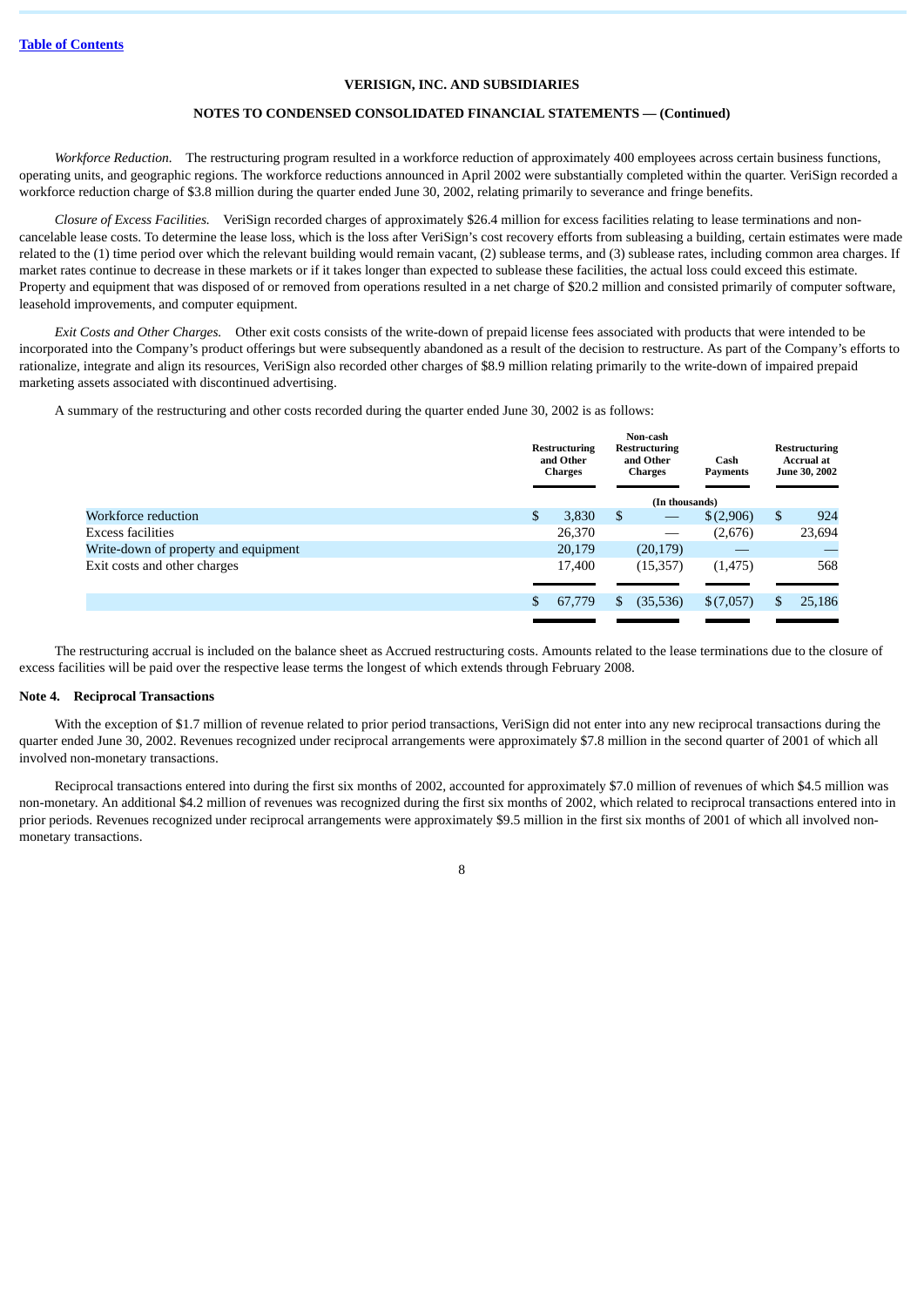Table of Contents

**VERISIGN, INC. AND SUBSIDIARIES**

**NOTES TO CONDENSED CONSOLIDATED FINANCIAL STATEMENTS — (Continued)**

*Workforce Reduction.* The restructuring program resulted in a workforce reduction of approximately 400 employees across certain business functions, operating units, and geographic regions. The workforce reductions announced in April 2002 were substantially completed within the quarter. VeriSign recorded a workforce reduction charge of $3.8 million during the quarter ended June 30, 2002, relating primarily to severance and fringe benefits.

*Closure of Excess Facilities.* VeriSign recorded charges of approximately $26.4 million for excess facilities relating to lease terminations and non-cancelable lease costs. To determine the lease loss, which is the loss after VeriSign's cost recovery efforts from subleasing a building, certain estimates were made related to the (1) time period over which the relevant building would remain vacant, (2) sublease terms, and (3) sublease rates, including common area charges. If market rates continue to decrease in these markets or if it takes longer than expected to sublease these facilities, the actual loss could exceed this estimate. Property and equipment that was disposed of or removed from operations resulted in a net charge of $20.2 million and consisted primarily of computer software, leasehold improvements, and computer equipment.

*Exit Costs and Other Charges.* Other exit costs consists of the write-down of prepaid license fees associated with products that were intended to be incorporated into the Company's product offerings but were subsequently abandoned as a result of the decision to restructure. As part of the Company's efforts to rationalize, integrate and align its resources, VeriSign also recorded other charges of $8.9 million relating primarily to the write-down of impaired prepaid marketing assets associated with discontinued advertising.

A summary of the restructuring and other costs recorded during the quarter ended June 30, 2002 is as follows:

| | Restructuring and Other Charges | Non-cash Restructuring and Other Charges | Cash Payments | Restructuring Accrual at June 30, 2002 |
|---|---|---|---|---|
| | (In thousands) | | | |
| Workforce reduction | $ 3,830 | $ — | $ (2,906) | $ 924 |
| Excess facilities | 26,370 | — | (2,676) | 23,694 |
| Write-down of property and equipment | 20,179 | (20,179) | — | — |
| Exit costs and other charges | 17,400 | (15,357) | (1,475) | 568 |
| | $ 67,779 | $ (35,536) | $ (7,057) | $ 25,186 |

The restructuring accrual is included on the balance sheet as Accrued restructuring costs. Amounts related to the lease terminations due to the closure of excess facilities will be paid over the respective lease terms the longest of which extends through February 2008.

**Note 4. Reciprocal Transactions**

With the exception of $1.7 million of revenue related to prior period transactions, VeriSign did not enter into any new reciprocal transactions during the quarter ended June 30, 2002. Revenues recognized under reciprocal arrangements were approximately $7.8 million in the second quarter of 2001 of which all involved non-monetary transactions.

Reciprocal transactions entered into during the first six months of 2002, accounted for approximately $7.0 million of revenues of which $4.5 million was non-monetary. An additional $4.2 million of revenues was recognized during the first six months of 2002, which related to reciprocal transactions entered into in prior periods. Revenues recognized under reciprocal arrangements were approximately $9.5 million in the first six months of 2001 of which all involved non-monetary transactions.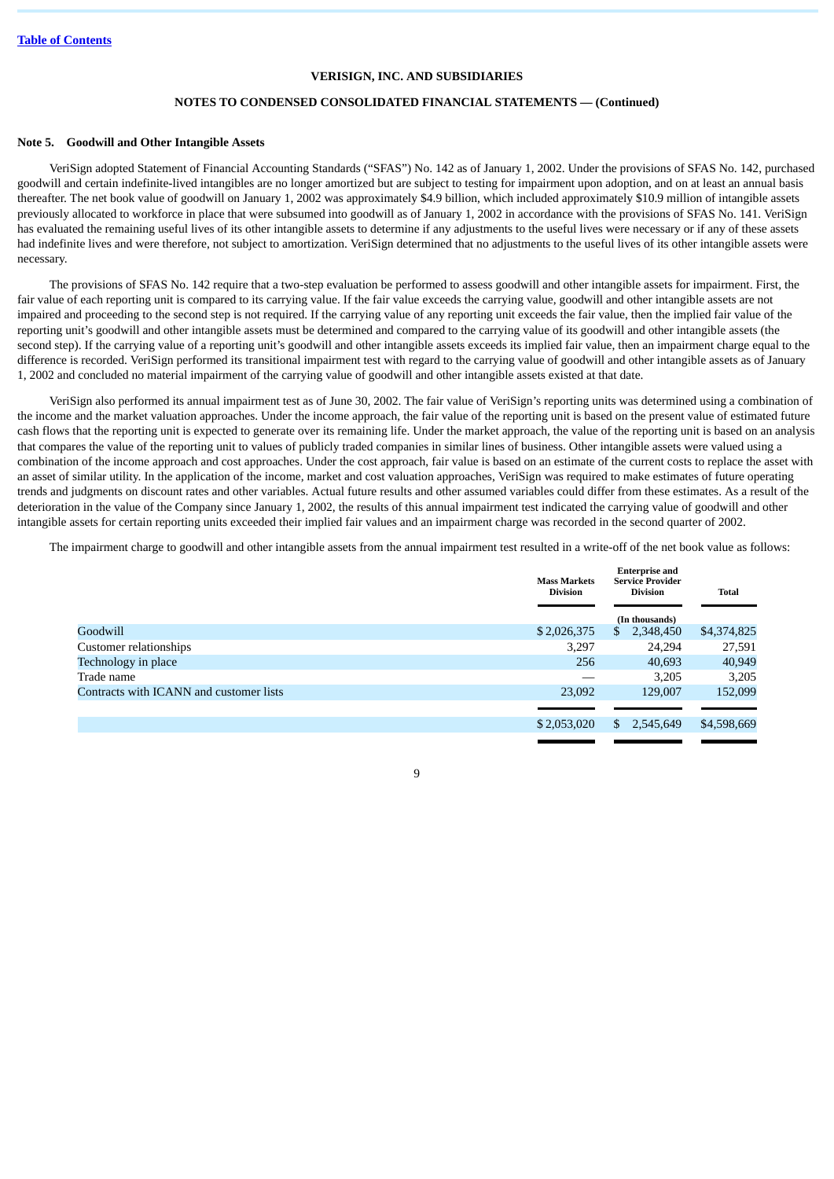[Table of Contents]

**VERISIGN, INC. AND SUBSIDIARIES**

**NOTES TO CONDENSED CONSOLIDATED FINANCIAL STATEMENTS — (Continued)**

**Note 5. Goodwill and Other Intangible Assets**

VeriSign adopted Statement of Financial Accounting Standards ("SFAS") No. 142 as of January 1, 2002. Under the provisions of SFAS No. 142, purchased goodwill and certain indefinite-lived intangibles are no longer amortized but are subject to testing for impairment upon adoption, and on at least an annual basis thereafter. The net book value of goodwill on January 1, 2002 was approximately $4.9 billion, which included approximately $10.9 million of intangible assets previously allocated to workforce in place that were subsumed into goodwill as of January 1, 2002 in accordance with the provisions of SFAS No. 141. VeriSign has evaluated the remaining useful lives of its other intangible assets to determine if any adjustments to the useful lives were necessary or if any of these assets had indefinite lives and were therefore, not subject to amortization. VeriSign determined that no adjustments to the useful lives of its other intangible assets were necessary.

The provisions of SFAS No. 142 require that a two-step evaluation be performed to assess goodwill and other intangible assets for impairment. First, the fair value of each reporting unit is compared to its carrying value. If the fair value exceeds the carrying value, goodwill and other intangible assets are not impaired and proceeding to the second step is not required. If the carrying value of any reporting unit exceeds the fair value, then the implied fair value of the reporting unit's goodwill and other intangible assets must be determined and compared to the carrying value of its goodwill and other intangible assets (the second step). If the carrying value of a reporting unit's goodwill and other intangible assets exceeds its implied fair value, then an impairment charge equal to the difference is recorded. VeriSign performed its transitional impairment test with regard to the carrying value of goodwill and other intangible assets as of January 1, 2002 and concluded no material impairment of the carrying value of goodwill and other intangible assets existed at that date.

VeriSign also performed its annual impairment test as of June 30, 2002. The fair value of VeriSign's reporting units was determined using a combination of the income and the market valuation approaches. Under the income approach, the fair value of the reporting unit is based on the present value of estimated future cash flows that the reporting unit is expected to generate over its remaining life. Under the market approach, the value of the reporting unit is based on an analysis that compares the value of the reporting unit to values of publicly traded companies in similar lines of business. Other intangible assets were valued using a combination of the income approach and cost approaches. Under the cost approach, fair value is based on an estimate of the current costs to replace the asset with an asset of similar utility. In the application of the income, market and cost valuation approaches, VeriSign was required to make estimates of future operating trends and judgments on discount rates and other variables. Actual future results and other assumed variables could differ from these estimates. As a result of the deterioration in the value of the Company since January 1, 2002, the results of this annual impairment test indicated the carrying value of goodwill and other intangible assets for certain reporting units exceeded their implied fair values and an impairment charge was recorded in the second quarter of 2002.

The impairment charge to goodwill and other intangible assets from the annual impairment test resulted in a write-off of the net book value as follows:

| | Mass Markets Division | Enterprise and Service Provider Division | Total |
|---|---|---|---|
| | | (In thousands) | |
| Goodwill | $ 2,026,375 | $ 2,348,450 | $4,374,825 |
| Customer relationships | 3,297 | 24,294 | 27,591 |
| Technology in place | 256 | 40,693 | 40,949 |
| Trade name | — | 3,205 | 3,205 |
| Contracts with ICANN and customer lists | 23,092 | 129,007 | 152,099 |
| | $ 2,053,020 | $ 2,545,649 | $4,598,669 |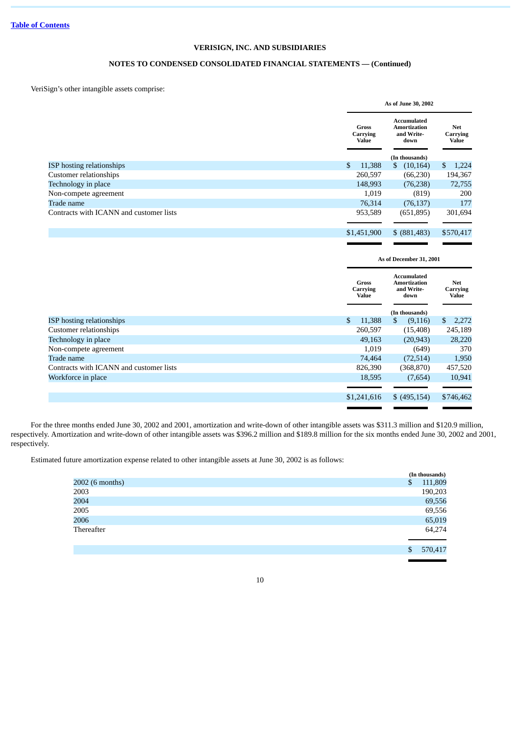[Table of Contents](#)

**VERISIGN, INC. AND SUBSIDIARIES**

**NOTES TO CONDENSED CONSOLIDATED FINANCIAL STATEMENTS — (Continued)**

VeriSign's other intangible assets comprise:

| | As of June 30, 2002 | | |
|---|---|---|---|
| | Gross Carrying Value | Accumulated Amortization and Write-down | Net Carrying Value |
| | | (In thousands) | |
| ISP hosting relationships | $ 11,388 | $ (10,164) | $ 1,224 |
| Customer relationships | 260,597 | (66,230) | 194,367 |
| Technology in place | 148,993 | (76,238) | 72,755 |
| Non-compete agreement | 1,019 | (819) | 200 |
| Trade name | 76,314 | (76,137) | 177 |
| Contracts with ICANN and customer lists | 953,589 | (651,895) | 301,694 |
| | $1,451,900 | $ (881,483) | $570,417 |

| | As of December 31, 2001 | | |
|---|---|---|---|
| | Gross Carrying Value | Accumulated Amortization and Write-down | Net Carrying Value |
| | | (In thousands) | |
| ISP hosting relationships | $ 11,388 | $ (9,116) | $ 2,272 |
| Customer relationships | 260,597 | (15,408) | 245,189 |
| Technology in place | 49,163 | (20,943) | 28,220 |
| Non-compete agreement | 1,019 | (649) | 370 |
| Trade name | 74,464 | (72,514) | 1,950 |
| Contracts with ICANN and customer lists | 826,390 | (368,870) | 457,520 |
| Workforce in place | 18,595 | (7,654) | 10,941 |
| | $1,241,616 | $ (495,154) | $746,462 |

For the three months ended June 30, 2002 and 2001, amortization and write-down of other intangible assets was $311.3 million and $120.9 million, respectively. Amortization and write-down of other intangible assets was $396.2 million and $189.8 million for the six months ended June 30, 2002 and 2001, respectively.

Estimated future amortization expense related to other intangible assets at June 30, 2002 is as follows:

| | (In thousands) |
|---|---|
| 2002 (6 months) | $ 111,809 |
| 2003 | 190,203 |
| 2004 | 69,556 |
| 2005 | 69,556 |
| 2006 | 65,019 |
| Thereafter | 64,274 |
| | $ 570,417 |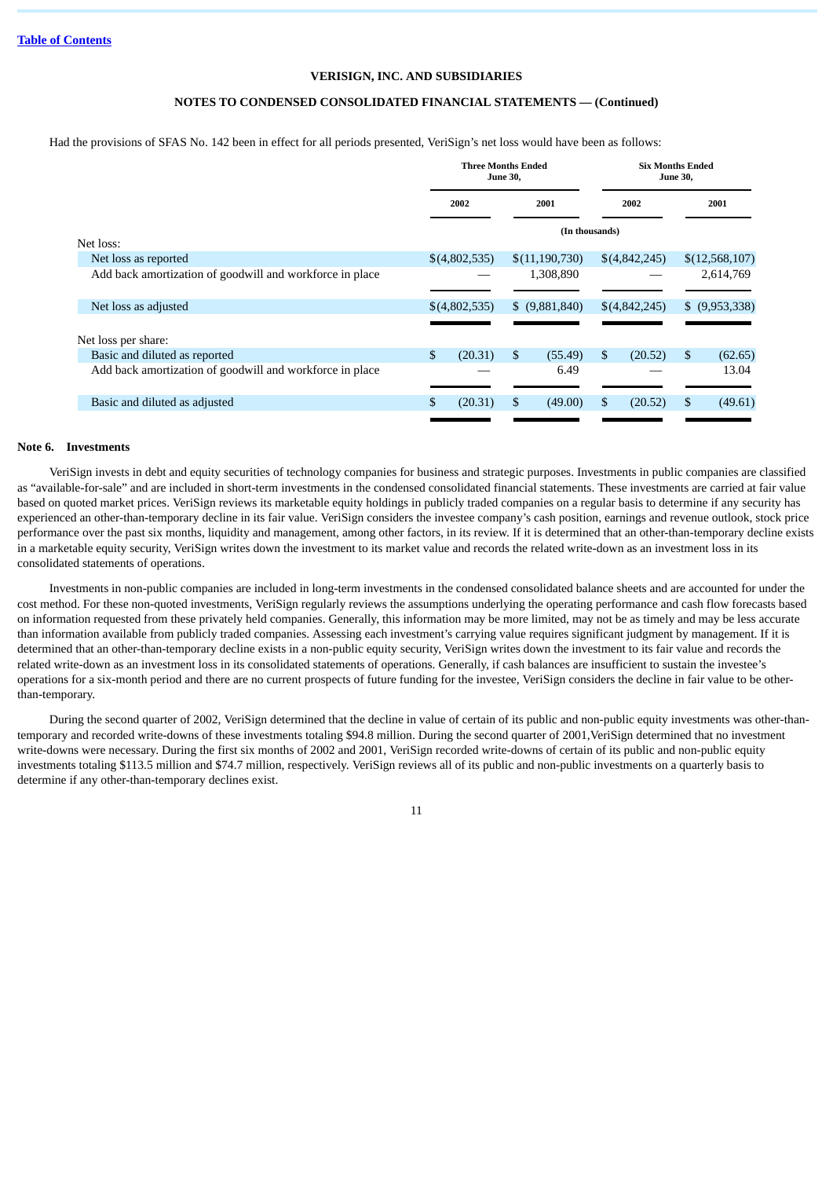[Table of Contents](#)

**VERISIGN, INC. AND SUBSIDIARIES**

**NOTES TO CONDENSED CONSOLIDATED FINANCIAL STATEMENTS — (Continued)**

Had the provisions of SFAS No. 142 been in effect for all periods presented, VeriSign's net loss would have been as follows:

| | Three Months Ended June 30, | | Six Months Ended June 30, | |
|---|---|---|---|---|
| | 2002 | 2001 | 2002 | 2001 |
| | (In thousands) | | | |
| Net loss: | | | | |
| Net loss as reported | $(4,802,535) | $(11,190,730) | $(4,842,245) | $(12,568,107) |
| Add back amortization of goodwill and workforce in place | — | 1,308,890 | — | 2,614,769 |
| Net loss as adjusted | $(4,802,535) | $ (9,881,840) | $(4,842,245) | $ (9,953,338) |
| Net loss per share: | | | | |
| Basic and diluted as reported | $ (20.31) | $ (55.49) | $ (20.52) | $ (62.65) |
| Add back amortization of goodwill and workforce in place | — | 6.49 | — | 13.04 |
| Basic and diluted as adjusted | $ (20.31) | $ (49.00) | $ (20.52) | $ (49.61) |

**Note 6. Investments**

VeriSign invests in debt and equity securities of technology companies for business and strategic purposes. Investments in public companies are classified as "available-for-sale" and are included in short-term investments in the condensed consolidated financial statements. These investments are carried at fair value based on quoted market prices. VeriSign reviews its marketable equity holdings in publicly traded companies on a regular basis to determine if any security has experienced an other-than-temporary decline in its fair value. VeriSign considers the investee company's cash position, earnings and revenue outlook, stock price performance over the past six months, liquidity and management, among other factors, in its review. If it is determined that an other-than-temporary decline exists in a marketable equity security, VeriSign writes down the investment to its market value and records the related write-down as an investment loss in its consolidated statements of operations.

Investments in non-public companies are included in long-term investments in the condensed consolidated balance sheets and are accounted for under the cost method. For these non-quoted investments, VeriSign regularly reviews the assumptions underlying the operating performance and cash flow forecasts based on information requested from these privately held companies. Generally, this information may be more limited, may not be as timely and may be less accurate than information available from publicly traded companies. Assessing each investment's carrying value requires significant judgment by management. If it is determined that an other-than-temporary decline exists in a non-public equity security, VeriSign writes down the investment to its fair value and records the related write-down as an investment loss in its consolidated statements of operations. Generally, if cash balances are insufficient to sustain the investee's operations for a six-month period and there are no current prospects of future funding for the investee, VeriSign considers the decline in fair value to be other-than-temporary.

During the second quarter of 2002, VeriSign determined that the decline in value of certain of its public and non-public equity investments was other-than-temporary and recorded write-downs of these investments totaling $94.8 million. During the second quarter of 2001,VeriSign determined that no investment write-downs were necessary. During the first six months of 2002 and 2001, VeriSign recorded write-downs of certain of its public and non-public equity investments totaling $113.5 million and $74.7 million, respectively. VeriSign reviews all of its public and non-public investments on a quarterly basis to determine if any other-than-temporary declines exist.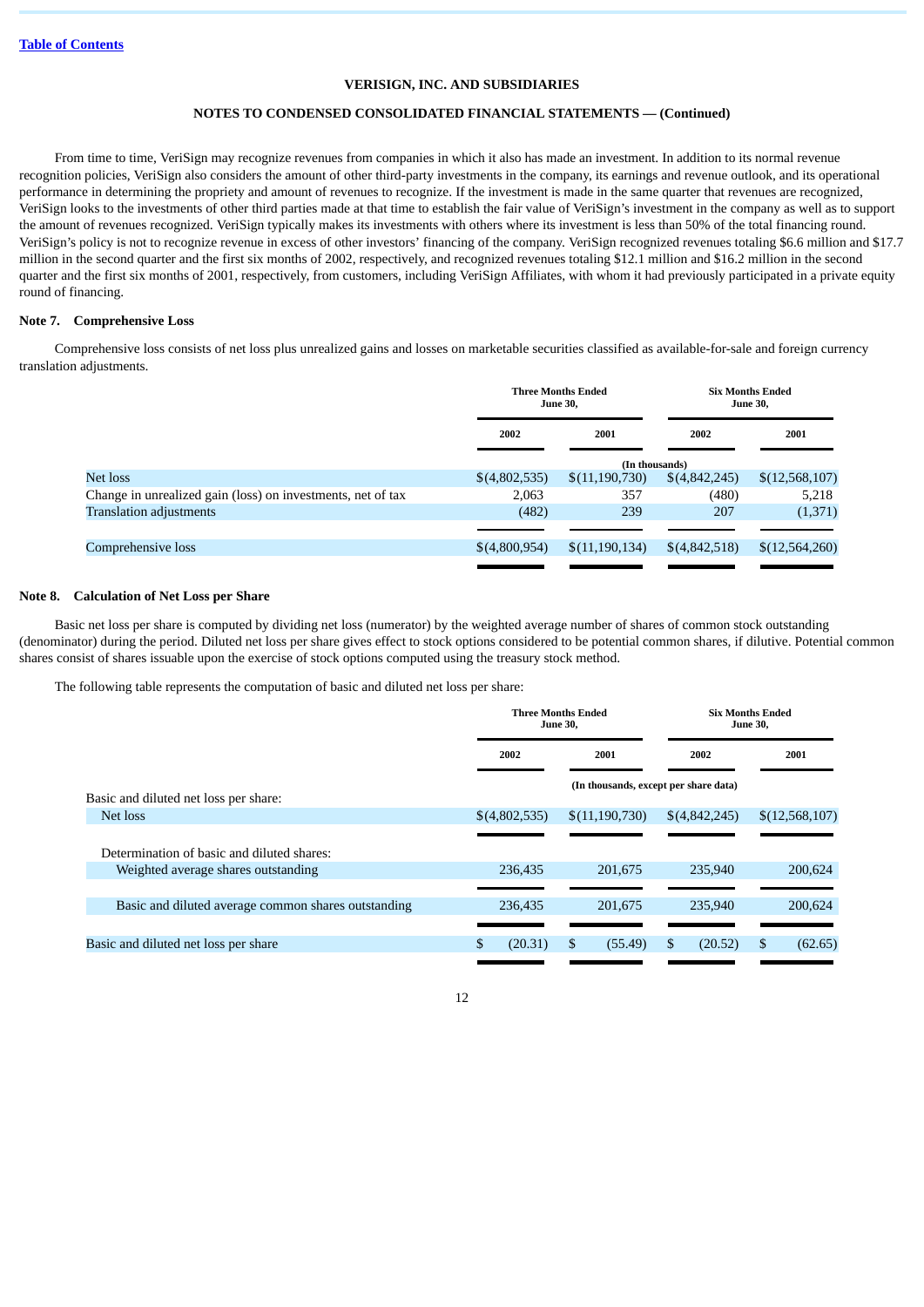[Table of Contents](#)

**VERISIGN, INC. AND SUBSIDIARIES**

**NOTES TO CONDENSED CONSOLIDATED FINANCIAL STATEMENTS — (Continued)**

From time to time, VeriSign may recognize revenues from companies in which it also has made an investment. In addition to its normal revenue recognition policies, VeriSign also considers the amount of other third-party investments in the company, its earnings and revenue outlook, and its operational performance in determining the propriety and amount of revenues to recognize. If the investment is made in the same quarter that revenues are recognized, VeriSign looks to the investments of other third parties made at that time to establish the fair value of VeriSign's investment in the company as well as to support the amount of revenues recognized. VeriSign typically makes its investments with others where its investment is less than 50% of the total financing round. VeriSign's policy is not to recognize revenue in excess of other investors' financing of the company. VeriSign recognized revenues totaling $6.6 million and $17.7 million in the second quarter and the first six months of 2002, respectively, and recognized revenues totaling $12.1 million and $16.2 million in the second quarter and the first six months of 2001, respectively, from customers, including VeriSign Affiliates, with whom it had previously participated in a private equity round of financing.

### Note 7. Comprehensive Loss

Comprehensive loss consists of net loss plus unrealized gains and losses on marketable securities classified as available-for-sale and foreign currency translation adjustments.

| | Three Months Ended June 30, | | Six Months Ended June 30, | |
|---|---|---|---|---|
| | 2002 | 2001 | 2002 | 2001 |
| | (In thousands) | | | |
| Net loss | $(4,802,535) | $(11,190,730) | $(4,842,245) | $(12,568,107) |
| Change in unrealized gain (loss) on investments, net of tax | 2,063 | 357 | (480) | 5,218 |
| Translation adjustments | (482) | 239 | 207 | (1,371) |
| Comprehensive loss | $(4,800,954) | $(11,190,134) | $(4,842,518) | $(12,564,260) |

### Note 8. Calculation of Net Loss per Share

Basic net loss per share is computed by dividing net loss (numerator) by the weighted average number of shares of common stock outstanding (denominator) during the period. Diluted net loss per share gives effect to stock options considered to be potential common shares, if dilutive. Potential common shares consist of shares issuable upon the exercise of stock options computed using the treasury stock method.

The following table represents the computation of basic and diluted net loss per share:

| | Three Months Ended June 30, | | Six Months Ended June 30, | |
|---|---|---|---|---|
| | 2002 | 2001 | 2002 | 2001 |
| | (In thousands, except per share data) | | | |
| Basic and diluted net loss per share: | | | | |
| Net loss | $(4,802,535) | $(11,190,730) | $(4,842,245) | $(12,568,107) |
| Determination of basic and diluted shares: | | | | |
| Weighted average shares outstanding | 236,435 | 201,675 | 235,940 | 200,624 |
| Basic and diluted average common shares outstanding | 236,435 | 201,675 | 235,940 | 200,624 |
| Basic and diluted net loss per share | $ (20.31) | $ (55.49) | $ (20.52) | $ (62.65) |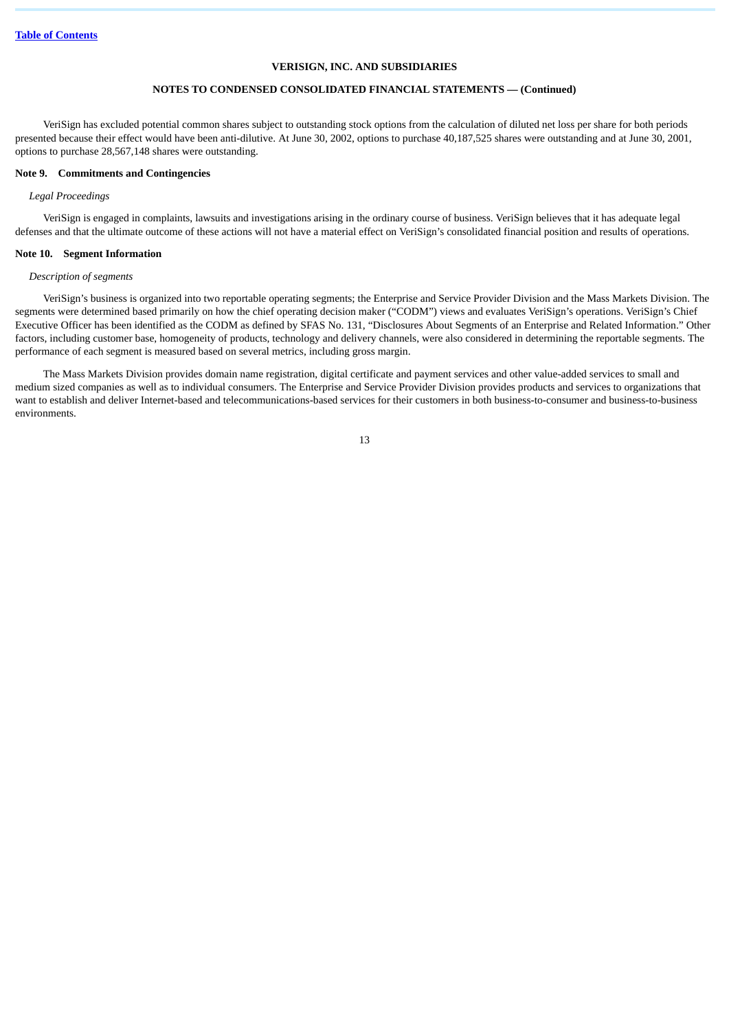VeriSign has excluded potential common shares subject to outstanding stock options from the calculation of diluted net loss per share for both periods presented because their effect would have been anti-dilutive. At June 30, 2002, options to purchase 40,187,525 shares were outstanding and at June 30, 2001, options to purchase 28,567,148 shares were outstanding.

### Note 9. Commitments and Contingencies

*Legal Proceedings*

VeriSign is engaged in complaints, lawsuits and investigations arising in the ordinary course of business. VeriSign believes that it has adequate legal defenses and that the ultimate outcome of these actions will not have a material effect on VeriSign's consolidated financial position and results of operations.

### Note 10. Segment Information

*Description of segments*

VeriSign's business is organized into two reportable operating segments; the Enterprise and Service Provider Division and the Mass Markets Division. The segments were determined based primarily on how the chief operating decision maker ("CODM") views and evaluates VeriSign's operations. VeriSign's Chief Executive Officer has been identified as the CODM as defined by SFAS No. 131, "Disclosures About Segments of an Enterprise and Related Information." Other factors, including customer base, homogeneity of products, technology and delivery channels, were also considered in determining the reportable segments. The performance of each segment is measured based on several metrics, including gross margin.

The Mass Markets Division provides domain name registration, digital certificate and payment services and other value-added services to small and medium sized companies as well as to individual consumers. The Enterprise and Service Provider Division provides products and services to organizations that want to establish and deliver Internet-based and telecommunications-based services for their customers in both business-to-consumer and business-to-business environments.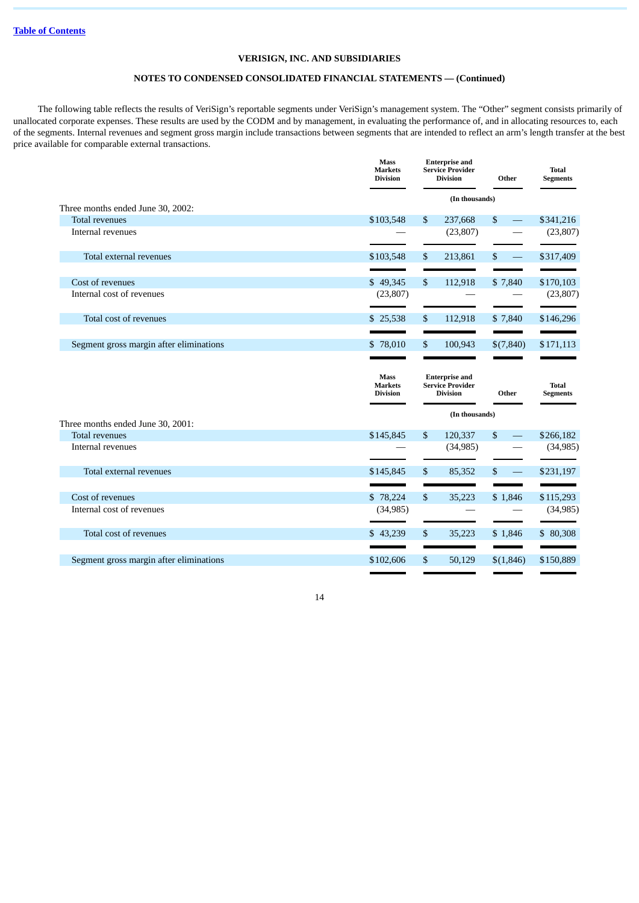[Table of Contents](#)

**VERISIGN, INC. AND SUBSIDIARIES**

**NOTES TO CONDENSED CONSOLIDATED FINANCIAL STATEMENTS — (Continued)**

The following table reflects the results of VeriSign's reportable segments under VeriSign's management system. The "Other" segment consists primarily of unallocated corporate expenses. These results are used by the CODM and by management, in evaluating the performance of, and in allocating resources to, each of the segments. Internal revenues and segment gross margin include transactions between segments that are intended to reflect an arm's length transfer at the best price available for comparable external transactions.

| | Mass Markets Division | Enterprise and Service Provider Division | Other | Total Segments |
|---|---|---|---|---|
| | | (In thousands) | | |
| Three months ended June 30, 2002: | | | | |
| Total revenues | $103,548 | $ 237,668 | $ — | $341,216 |
| Internal revenues | — | (23,807) | — | (23,807) |
| Total external revenues | $103,548 | $ 213,861 | $ — | $317,409 |
| Cost of revenues | $ 49,345 | $ 112,918 | $ 7,840 | $170,103 |
| Internal cost of revenues | (23,807) | — | — | (23,807) |
| Total cost of revenues | $ 25,538 | $ 112,918 | $ 7,840 | $146,296 |
| Segment gross margin after eliminations | $ 78,010 | $ 100,943 | $(7,840) | $171,113 |

| | Mass Markets Division | Enterprise and Service Provider Division | Other | Total Segments |
|---|---|---|---|---|
| | | (In thousands) | | |
| Three months ended June 30, 2001: | | | | |
| Total revenues | $145,845 | $ 120,337 | $ — | $266,182 |
| Internal revenues | — | (34,985) | — | (34,985) |
| Total external revenues | $145,845 | $ 85,352 | $ — | $231,197 |
| Cost of revenues | $ 78,224 | $ 35,223 | $ 1,846 | $115,293 |
| Internal cost of revenues | (34,985) | — | — | (34,985) |
| Total cost of revenues | $ 43,239 | $ 35,223 | $ 1,846 | $ 80,308 |
| Segment gross margin after eliminations | $102,606 | $ 50,129 | $(1,846) | $150,889 |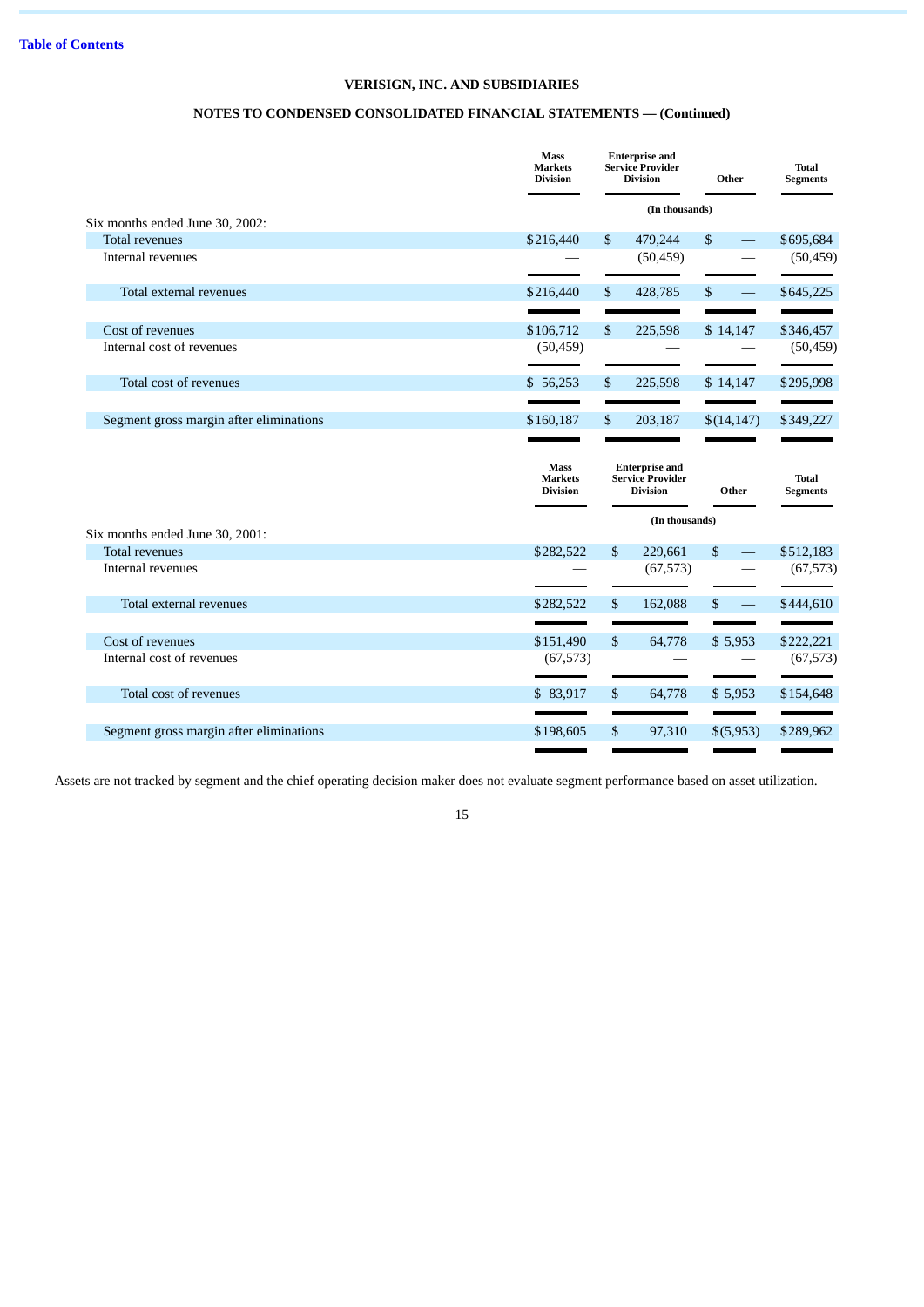[Table of Contents](#)

**VERISIGN, INC. AND SUBSIDIARIES**

**NOTES TO CONDENSED CONSOLIDATED FINANCIAL STATEMENTS — (Continued)**

| | Mass Markets Division | Enterprise and Service Provider Division | Other | Total Segments |
|---|---|---|---|---|
| | (In thousands) | | | |
| Six months ended June 30, 2002: | | | | |
| Total revenues | $216,440 | $ 479,244 | $ — | $695,684 |
| Internal revenues | — | (50,459) | — | (50,459) |
| Total external revenues | $216,440 | $ 428,785 | $ — | $645,225 |
| Cost of revenues | $106,712 | $ 225,598 | $ 14,147 | $346,457 |
| Internal cost of revenues | (50,459) | — | — | (50,459) |
| Total cost of revenues | $ 56,253 | $ 225,598 | $ 14,147 | $295,998 |
| Segment gross margin after eliminations | $160,187 | $ 203,187 | $(14,147) | $349,227 |

| | Mass Markets Division | Enterprise and Service Provider Division | Other | Total Segments |
|---|---|---|---|---|
| | (In thousands) | | | |
| Six months ended June 30, 2001: | | | | |
| Total revenues | $282,522 | $ 229,661 | $ — | $512,183 |
| Internal revenues | — | (67,573) | — | (67,573) |
| Total external revenues | $282,522 | $ 162,088 | $ — | $444,610 |
| Cost of revenues | $151,490 | $ 64,778 | $ 5,953 | $222,221 |
| Internal cost of revenues | (67,573) | — | — | (67,573) |
| Total cost of revenues | $ 83,917 | $ 64,778 | $ 5,953 | $154,648 |
| Segment gross margin after eliminations | $198,605 | $ 97,310 | $(5,953) | $289,962 |

Assets are not tracked by segment and the chief operating decision maker does not evaluate segment performance based on asset utilization.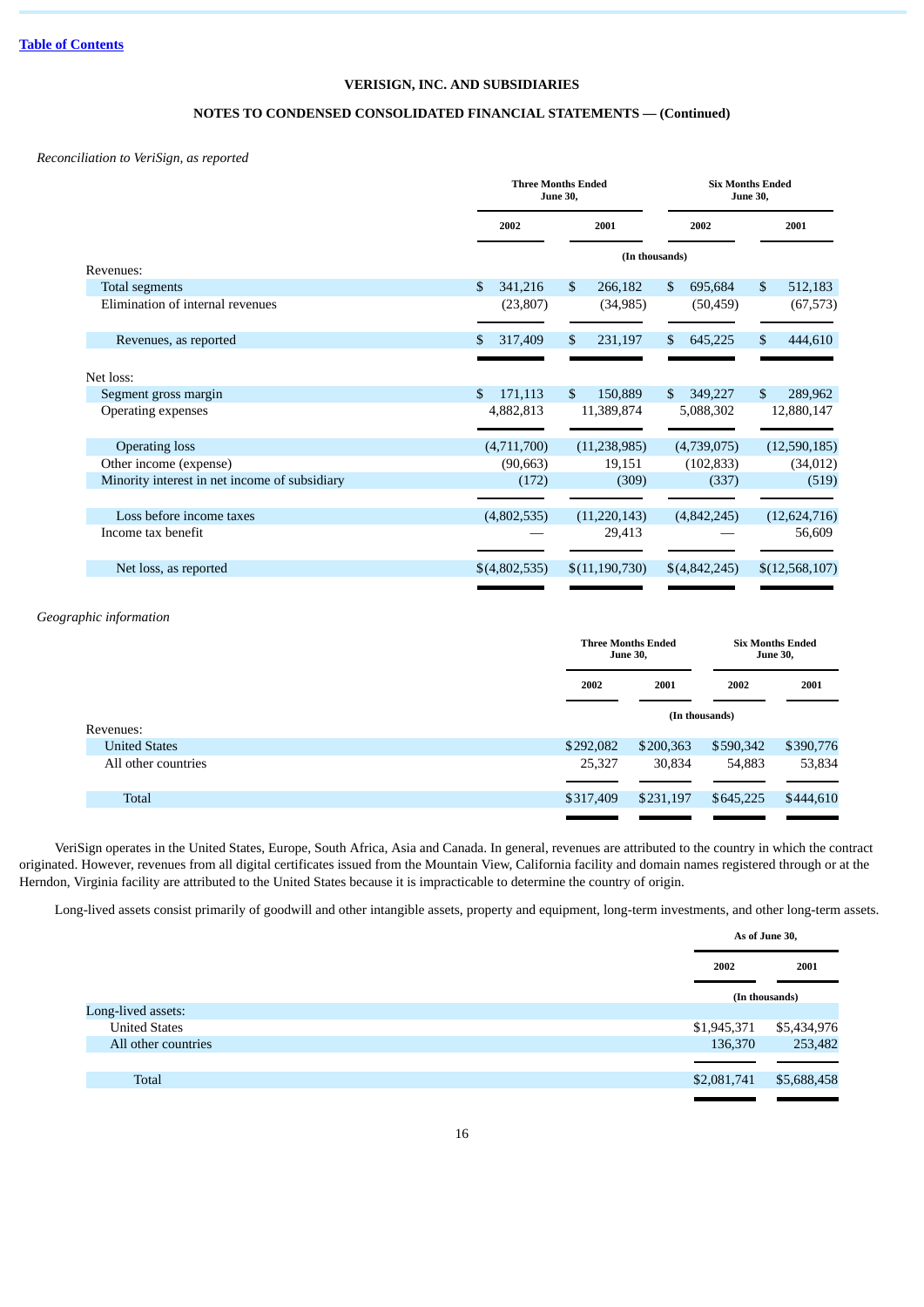[Table of Contents](#)

**VERISIGN, INC. AND SUBSIDIARIES**

**NOTES TO CONDENSED CONSOLIDATED FINANCIAL STATEMENTS — (Continued)**

*Reconciliation to VeriSign, as reported*

| | Three Months Ended June 30, | | Six Months Ended June 30, | |
|---|---|---|---|---|
| | 2002 | 2001 | 2002 | 2001 |
| | (In thousands) | | | |
| Revenues: | | | | |
| Total segments | $ 341,216 | $ 266,182 | $ 695,684 | $ 512,183 |
| Elimination of internal revenues | (23,807) | (34,985) | (50,459) | (67,573) |
| Revenues, as reported | $ 317,409 | $ 231,197 | $ 645,225 | $ 444,610 |
| Net loss: | | | | |
| Segment gross margin | $ 171,113 | $ 150,889 | $ 349,227 | $ 289,962 |
| Operating expenses | 4,882,813 | 11,389,874 | 5,088,302 | 12,880,147 |
| Operating loss | (4,711,700) | (11,238,985) | (4,739,075) | (12,590,185) |
| Other income (expense) | (90,663) | 19,151 | (102,833) | (34,012) |
| Minority interest in net income of subsidiary | (172) | (309) | (337) | (519) |
| Loss before income taxes | (4,802,535) | (11,220,143) | (4,842,245) | (12,624,716) |
| Income tax benefit | — | 29,413 | — | 56,609 |
| Net loss, as reported | $(4,802,535) | $(11,190,730) | $(4,842,245) | $(12,568,107) |

*Geographic information*

| | Three Months Ended June 30, | | Six Months Ended June 30, | |
|---|---|---|---|---|
| | 2002 | 2001 | 2002 | 2001 |
| | (In thousands) | | | |
| Revenues: | | | | |
| United States | $292,082 | $200,363 | $590,342 | $390,776 |
| All other countries | 25,327 | 30,834 | 54,883 | 53,834 |
| Total | $317,409 | $231,197 | $645,225 | $444,610 |

VeriSign operates in the United States, Europe, South Africa, Asia and Canada. In general, revenues are attributed to the country in which the contract originated. However, revenues from all digital certificates issued from the Mountain View, California facility and domain names registered through or at the Herndon, Virginia facility are attributed to the United States because it is impracticable to determine the country of origin.

Long-lived assets consist primarily of goodwill and other intangible assets, property and equipment, long-term investments, and other long-term assets.

| | As of June 30, | |
|---|---|---|
| | 2002 | 2001 |
| | (In thousands) | |
| Long-lived assets: | | |
| United States | $1,945,371 | $5,434,976 |
| All other countries | 136,370 | 253,482 |
| Total | $2,081,741 | $5,688,458 |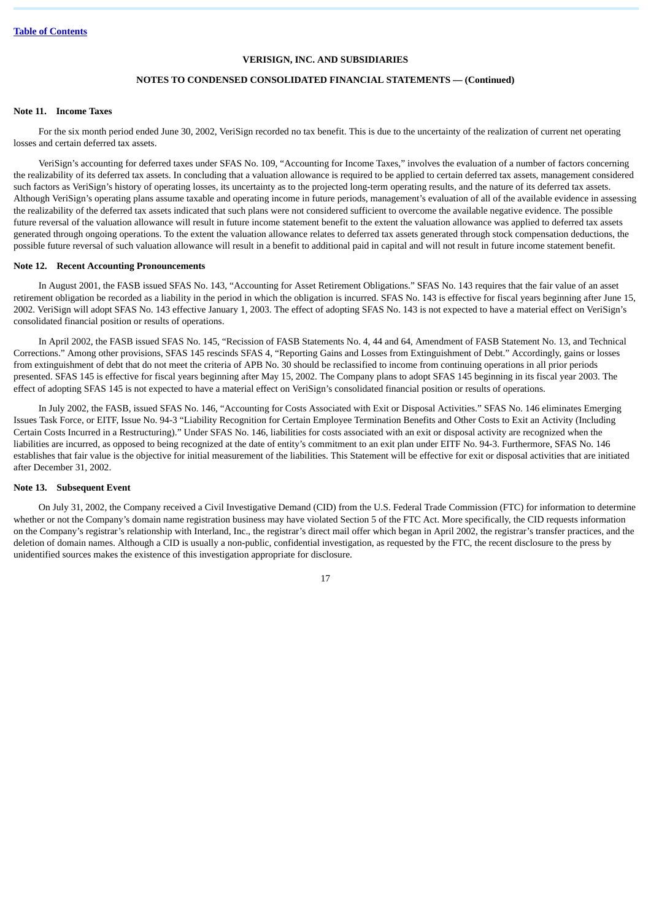**VERISIGN, INC. AND SUBSIDIARIES**

**NOTES TO CONDENSED CONSOLIDATED FINANCIAL STATEMENTS — (Continued)**

### Note 11. Income Taxes

For the six month period ended June 30, 2002, VeriSign recorded no tax benefit. This is due to the uncertainty of the realization of current net operating losses and certain deferred tax assets.

VeriSign's accounting for deferred taxes under SFAS No. 109, "Accounting for Income Taxes," involves the evaluation of a number of factors concerning the realizability of its deferred tax assets. In concluding that a valuation allowance is required to be applied to certain deferred tax assets, management considered such factors as VeriSign's history of operating losses, its uncertainty as to the projected long-term operating results, and the nature of its deferred tax assets. Although VeriSign's operating plans assume taxable and operating income in future periods, management's evaluation of all of the available evidence in assessing the realizability of the deferred tax assets indicated that such plans were not considered sufficient to overcome the available negative evidence. The possible future reversal of the valuation allowance will result in future income statement benefit to the extent the valuation allowance was applied to deferred tax assets generated through ongoing operations. To the extent the valuation allowance relates to deferred tax assets generated through stock compensation deductions, the possible future reversal of such valuation allowance will result in a benefit to additional paid in capital and will not result in future income statement benefit.

### Note 12. Recent Accounting Pronouncements

In August 2001, the FASB issued SFAS No. 143, "Accounting for Asset Retirement Obligations." SFAS No. 143 requires that the fair value of an asset retirement obligation be recorded as a liability in the period in which the obligation is incurred. SFAS No. 143 is effective for fiscal years beginning after June 15, 2002. VeriSign will adopt SFAS No. 143 effective January 1, 2003. The effect of adopting SFAS No. 143 is not expected to have a material effect on VeriSign's consolidated financial position or results of operations.

In April 2002, the FASB issued SFAS No. 145, "Recission of FASB Statements No. 4, 44 and 64, Amendment of FASB Statement No. 13, and Technical Corrections." Among other provisions, SFAS 145 rescinds SFAS 4, "Reporting Gains and Losses from Extinguishment of Debt." Accordingly, gains or losses from extinguishment of debt that do not meet the criteria of APB No. 30 should be reclassified to income from continuing operations in all prior periods presented. SFAS 145 is effective for fiscal years beginning after May 15, 2002. The Company plans to adopt SFAS 145 beginning in its fiscal year 2003. The effect of adopting SFAS 145 is not expected to have a material effect on VeriSign's consolidated financial position or results of operations.

In July 2002, the FASB, issued SFAS No. 146, "Accounting for Costs Associated with Exit or Disposal Activities." SFAS No. 146 eliminates Emerging Issues Task Force, or EITF, Issue No. 94-3 "Liability Recognition for Certain Employee Termination Benefits and Other Costs to Exit an Activity (Including Certain Costs Incurred in a Restructuring)." Under SFAS No. 146, liabilities for costs associated with an exit or disposal activity are recognized when the liabilities are incurred, as opposed to being recognized at the date of entity's commitment to an exit plan under EITF No. 94-3. Furthermore, SFAS No. 146 establishes that fair value is the objective for initial measurement of the liabilities. This Statement will be effective for exit or disposal activities that are initiated after December 31, 2002.

### Note 13. Subsequent Event

On July 31, 2002, the Company received a Civil Investigative Demand (CID) from the U.S. Federal Trade Commission (FTC) for information to determine whether or not the Company's domain name registration business may have violated Section 5 of the FTC Act. More specifically, the CID requests information on the Company's registrar's relationship with Interland, Inc., the registrar's direct mail offer which began in April 2002, the registrar's transfer practices, and the deletion of domain names. Although a CID is usually a non-public, confidential investigation, as requested by the FTC, the recent disclosure to the press by unidentified sources makes the existence of this investigation appropriate for disclosure.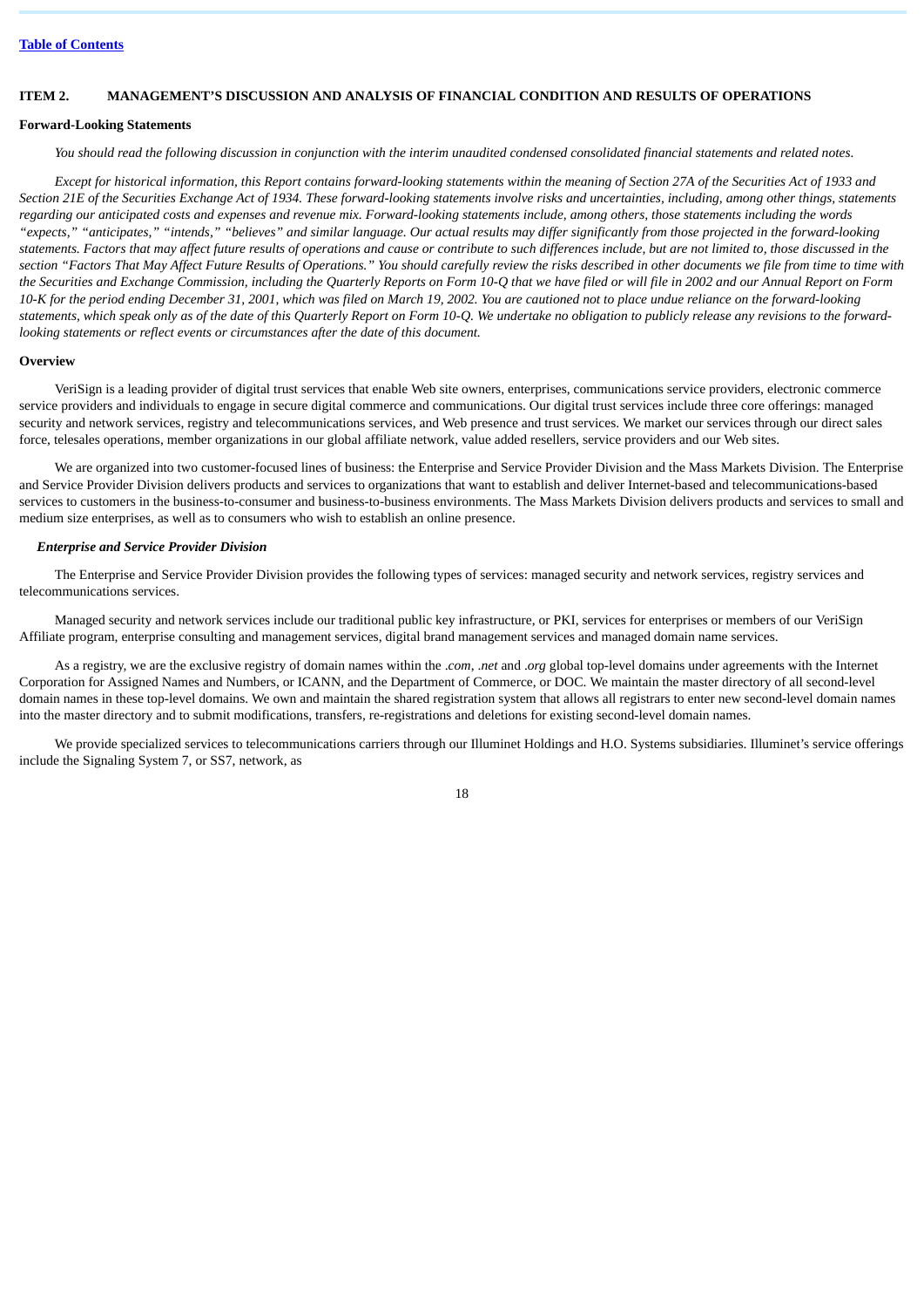## ITEM 2. MANAGEMENT'S DISCUSSION AND ANALYSIS OF FINANCIAL CONDITION AND RESULTS OF OPERATIONS

### Forward-Looking Statements

*You should read the following discussion in conjunction with the interim unaudited condensed consolidated financial statements and related notes.*

*Except for historical information, this Report contains forward-looking statements within the meaning of Section 27A of the Securities Act of 1933 and Section 21E of the Securities Exchange Act of 1934. These forward-looking statements involve risks and uncertainties, including, among other things, statements regarding our anticipated costs and expenses and revenue mix. Forward-looking statements include, among others, those statements including the words "expects," "anticipates," "intends," "believes" and similar language. Our actual results may differ significantly from those projected in the forward-looking statements. Factors that may affect future results of operations and cause or contribute to such differences include, but are not limited to, those discussed in the section "Factors That May Affect Future Results of Operations." You should carefully review the risks described in other documents we file from time to time with the Securities and Exchange Commission, including the Quarterly Reports on Form 10-Q that we have filed or will file in 2002 and our Annual Report on Form 10-K for the period ending December 31, 2001, which was filed on March 19, 2002. You are cautioned not to place undue reliance on the forward-looking statements, which speak only as of the date of this Quarterly Report on Form 10-Q. We undertake no obligation to publicly release any revisions to the forward-looking statements or reflect events or circumstances after the date of this document.*

### Overview

VeriSign is a leading provider of digital trust services that enable Web site owners, enterprises, communications service providers, electronic commerce service providers and individuals to engage in secure digital commerce and communications. Our digital trust services include three core offerings: managed security and network services, registry and telecommunications services, and Web presence and trust services. We market our services through our direct sales force, telesales operations, member organizations in our global affiliate network, value added resellers, service providers and our Web sites.

We are organized into two customer-focused lines of business: the Enterprise and Service Provider Division and the Mass Markets Division. The Enterprise and Service Provider Division delivers products and services to organizations that want to establish and deliver Internet-based and telecommunications-based services to customers in the business-to-consumer and business-to-business environments. The Mass Markets Division delivers products and services to small and medium size enterprises, as well as to consumers who wish to establish an online presence.

#### *Enterprise and Service Provider Division*

The Enterprise and Service Provider Division provides the following types of services: managed security and network services, registry services and telecommunications services.

Managed security and network services include our traditional public key infrastructure, or PKI, services for enterprises or members of our VeriSign Affiliate program, enterprise consulting and management services, digital brand management services and managed domain name services.

As a registry, we are the exclusive registry of domain names within the *.com*, *.net* and *.org* global top-level domains under agreements with the Internet Corporation for Assigned Names and Numbers, or ICANN, and the Department of Commerce, or DOC. We maintain the master directory of all second-level domain names in these top-level domains. We own and maintain the shared registration system that allows all registrars to enter new second-level domain names into the master directory and to submit modifications, transfers, re-registrations and deletions for existing second-level domain names.

We provide specialized services to telecommunications carriers through our Illuminet Holdings and H.O. Systems subsidiaries. Illuminet's service offerings include the Signaling System 7, or SS7, network, as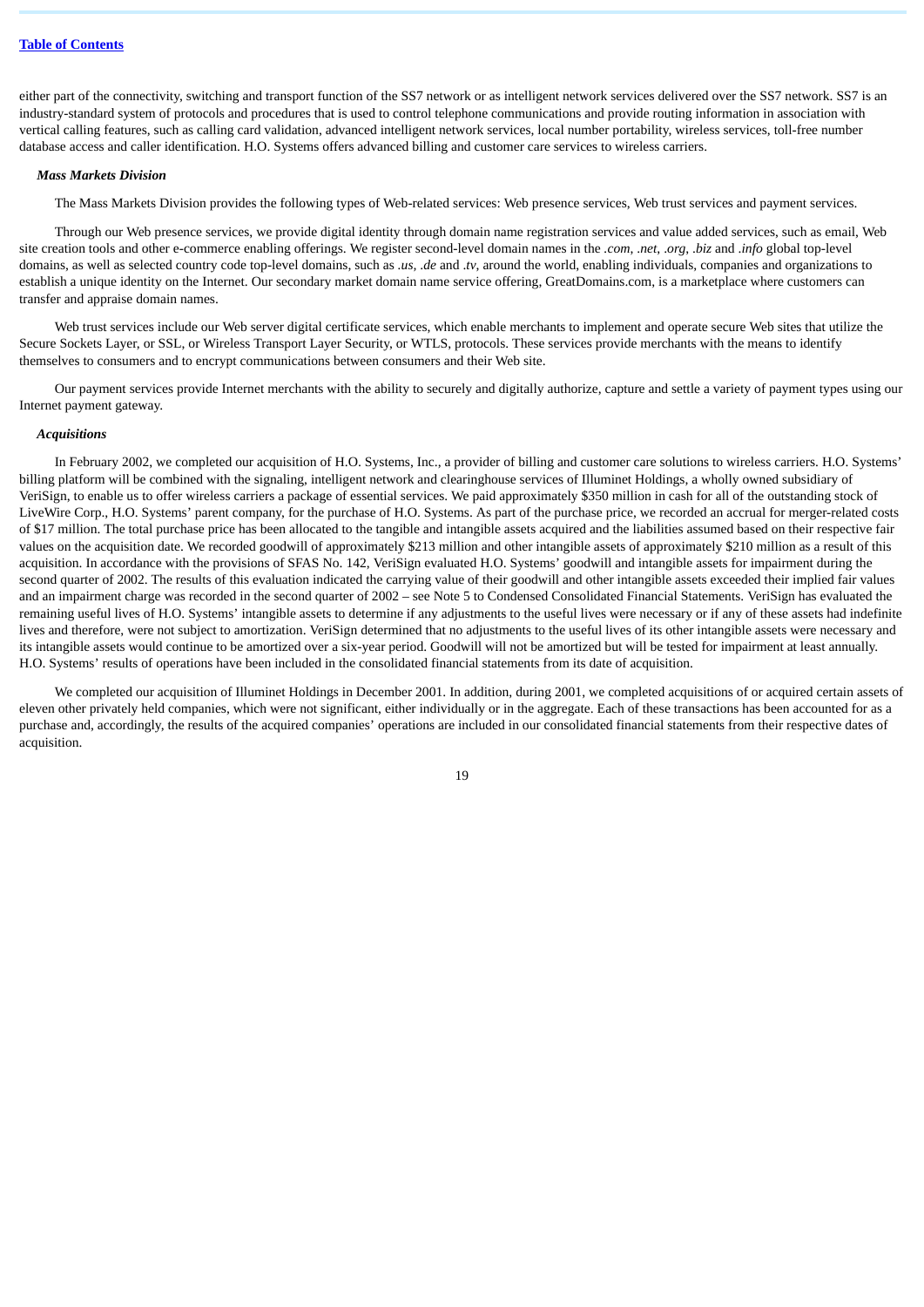either part of the connectivity, switching and transport function of the SS7 network or as intelligent network services delivered over the SS7 network. SS7 is an industry-standard system of protocols and procedures that is used to control telephone communications and provide routing information in association with vertical calling features, such as calling card validation, advanced intelligent network services, local number portability, wireless services, toll-free number database access and caller identification. H.O. Systems offers advanced billing and customer care services to wireless carriers.

***Mass Markets Division***

The Mass Markets Division provides the following types of Web-related services: Web presence services, Web trust services and payment services.

Through our Web presence services, we provide digital identity through domain name registration services and value added services, such as email, Web site creation tools and other e-commerce enabling offerings. We register second-level domain names in the *.com*, *.net*, *.org*, *.biz* and *.info* global top-level domains, as well as selected country code top-level domains, such as *.us*, *.de* and *.tv*, around the world, enabling individuals, companies and organizations to establish a unique identity on the Internet. Our secondary market domain name service offering, GreatDomains.com, is a marketplace where customers can transfer and appraise domain names.

Web trust services include our Web server digital certificate services, which enable merchants to implement and operate secure Web sites that utilize the Secure Sockets Layer, or SSL, or Wireless Transport Layer Security, or WTLS, protocols. These services provide merchants with the means to identify themselves to consumers and to encrypt communications between consumers and their Web site.

Our payment services provide Internet merchants with the ability to securely and digitally authorize, capture and settle a variety of payment types using our Internet payment gateway.

***Acquisitions***

In February 2002, we completed our acquisition of H.O. Systems, Inc., a provider of billing and customer care solutions to wireless carriers. H.O. Systems' billing platform will be combined with the signaling, intelligent network and clearinghouse services of Illuminet Holdings, a wholly owned subsidiary of VeriSign, to enable us to offer wireless carriers a package of essential services. We paid approximately $350 million in cash for all of the outstanding stock of LiveWire Corp., H.O. Systems' parent company, for the purchase of H.O. Systems. As part of the purchase price, we recorded an accrual for merger-related costs of $17 million. The total purchase price has been allocated to the tangible and intangible assets acquired and the liabilities assumed based on their respective fair values on the acquisition date. We recorded goodwill of approximately $213 million and other intangible assets of approximately $210 million as a result of this acquisition. In accordance with the provisions of SFAS No. 142, VeriSign evaluated H.O. Systems' goodwill and intangible assets for impairment during the second quarter of 2002. The results of this evaluation indicated the carrying value of their goodwill and other intangible assets exceeded their implied fair values and an impairment charge was recorded in the second quarter of 2002 – see Note 5 to Condensed Consolidated Financial Statements. VeriSign has evaluated the remaining useful lives of H.O. Systems' intangible assets to determine if any adjustments to the useful lives were necessary or if any of these assets had indefinite lives and therefore, were not subject to amortization. VeriSign determined that no adjustments to the useful lives of its other intangible assets were necessary and its intangible assets would continue to be amortized over a six-year period. Goodwill will not be amortized but will be tested for impairment at least annually. H.O. Systems' results of operations have been included in the consolidated financial statements from its date of acquisition.

We completed our acquisition of Illuminet Holdings in December 2001. In addition, during 2001, we completed acquisitions of or acquired certain assets of eleven other privately held companies, which were not significant, either individually or in the aggregate. Each of these transactions has been accounted for as a purchase and, accordingly, the results of the acquired companies' operations are included in our consolidated financial statements from their respective dates of acquisition.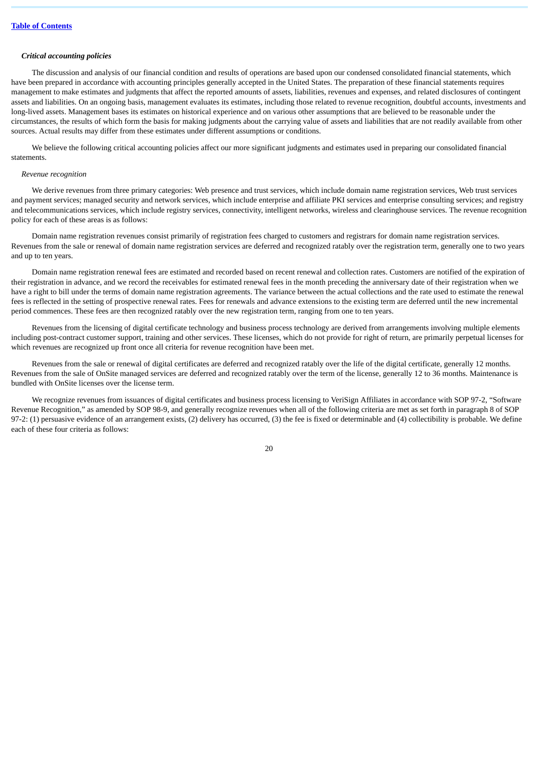### *Critical accounting policies*

The discussion and analysis of our financial condition and results of operations are based upon our condensed consolidated financial statements, which have been prepared in accordance with accounting principles generally accepted in the United States. The preparation of these financial statements requires management to make estimates and judgments that affect the reported amounts of assets, liabilities, revenues and expenses, and related disclosures of contingent assets and liabilities. On an ongoing basis, management evaluates its estimates, including those related to revenue recognition, doubtful accounts, investments and long-lived assets. Management bases its estimates on historical experience and on various other assumptions that are believed to be reasonable under the circumstances, the results of which form the basis for making judgments about the carrying value of assets and liabilities that are not readily available from other sources. Actual results may differ from these estimates under different assumptions or conditions.

We believe the following critical accounting policies affect our more significant judgments and estimates used in preparing our consolidated financial statements.

*Revenue recognition*

We derive revenues from three primary categories: Web presence and trust services, which include domain name registration services, Web trust services and payment services; managed security and network services, which include enterprise and affiliate PKI services and enterprise consulting services; and registry and telecommunications services, which include registry services, connectivity, intelligent networks, wireless and clearinghouse services. The revenue recognition policy for each of these areas is as follows:

Domain name registration revenues consist primarily of registration fees charged to customers and registrars for domain name registration services. Revenues from the sale or renewal of domain name registration services are deferred and recognized ratably over the registration term, generally one to two years and up to ten years.

Domain name registration renewal fees are estimated and recorded based on recent renewal and collection rates. Customers are notified of the expiration of their registration in advance, and we record the receivables for estimated renewal fees in the month preceding the anniversary date of their registration when we have a right to bill under the terms of domain name registration agreements. The variance between the actual collections and the rate used to estimate the renewal fees is reflected in the setting of prospective renewal rates. Fees for renewals and advance extensions to the existing term are deferred until the new incremental period commences. These fees are then recognized ratably over the new registration term, ranging from one to ten years.

Revenues from the licensing of digital certificate technology and business process technology are derived from arrangements involving multiple elements including post-contract customer support, training and other services. These licenses, which do not provide for right of return, are primarily perpetual licenses for which revenues are recognized up front once all criteria for revenue recognition have been met.

Revenues from the sale or renewal of digital certificates are deferred and recognized ratably over the life of the digital certificate, generally 12 months. Revenues from the sale of OnSite managed services are deferred and recognized ratably over the term of the license, generally 12 to 36 months. Maintenance is bundled with OnSite licenses over the license term.

We recognize revenues from issuances of digital certificates and business process licensing to VeriSign Affiliates in accordance with SOP 97-2, "Software Revenue Recognition," as amended by SOP 98-9, and generally recognize revenues when all of the following criteria are met as set forth in paragraph 8 of SOP 97-2: (1) persuasive evidence of an arrangement exists, (2) delivery has occurred, (3) the fee is fixed or determinable and (4) collectibility is probable. We define each of these four criteria as follows: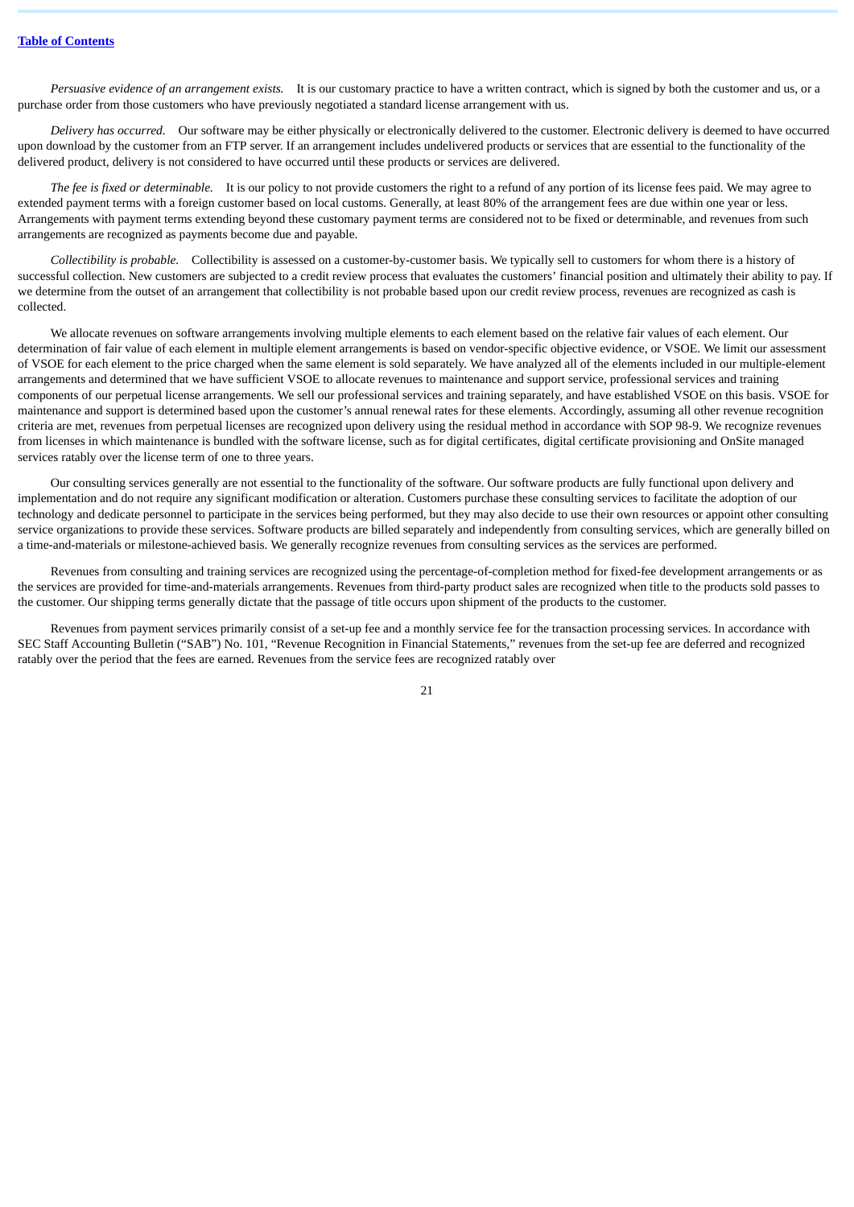*Persuasive evidence of an arrangement exists.* It is our customary practice to have a written contract, which is signed by both the customer and us, or a purchase order from those customers who have previously negotiated a standard license arrangement with us.

*Delivery has occurred.* Our software may be either physically or electronically delivered to the customer. Electronic delivery is deemed to have occurred upon download by the customer from an FTP server. If an arrangement includes undelivered products or services that are essential to the functionality of the delivered product, delivery is not considered to have occurred until these products or services are delivered.

*The fee is fixed or determinable.* It is our policy to not provide customers the right to a refund of any portion of its license fees paid. We may agree to extended payment terms with a foreign customer based on local customs. Generally, at least 80% of the arrangement fees are due within one year or less. Arrangements with payment terms extending beyond these customary payment terms are considered not to be fixed or determinable, and revenues from such arrangements are recognized as payments become due and payable.

*Collectibility is probable.* Collectibility is assessed on a customer-by-customer basis. We typically sell to customers for whom there is a history of successful collection. New customers are subjected to a credit review process that evaluates the customers' financial position and ultimately their ability to pay. If we determine from the outset of an arrangement that collectibility is not probable based upon our credit review process, revenues are recognized as cash is collected.

We allocate revenues on software arrangements involving multiple elements to each element based on the relative fair values of each element. Our determination of fair value of each element in multiple element arrangements is based on vendor-specific objective evidence, or VSOE. We limit our assessment of VSOE for each element to the price charged when the same element is sold separately. We have analyzed all of the elements included in our multiple-element arrangements and determined that we have sufficient VSOE to allocate revenues to maintenance and support service, professional services and training components of our perpetual license arrangements. We sell our professional services and training separately, and have established VSOE on this basis. VSOE for maintenance and support is determined based upon the customer's annual renewal rates for these elements. Accordingly, assuming all other revenue recognition criteria are met, revenues from perpetual licenses are recognized upon delivery using the residual method in accordance with SOP 98-9. We recognize revenues from licenses in which maintenance is bundled with the software license, such as for digital certificates, digital certificate provisioning and OnSite managed services ratably over the license term of one to three years.

Our consulting services generally are not essential to the functionality of the software. Our software products are fully functional upon delivery and implementation and do not require any significant modification or alteration. Customers purchase these consulting services to facilitate the adoption of our technology and dedicate personnel to participate in the services being performed, but they may also decide to use their own resources or appoint other consulting service organizations to provide these services. Software products are billed separately and independently from consulting services, which are generally billed on a time-and-materials or milestone-achieved basis. We generally recognize revenues from consulting services as the services are performed.

Revenues from consulting and training services are recognized using the percentage-of-completion method for fixed-fee development arrangements or as the services are provided for time-and-materials arrangements. Revenues from third-party product sales are recognized when title to the products sold passes to the customer. Our shipping terms generally dictate that the passage of title occurs upon shipment of the products to the customer.

Revenues from payment services primarily consist of a set-up fee and a monthly service fee for the transaction processing services. In accordance with SEC Staff Accounting Bulletin ("SAB") No. 101, "Revenue Recognition in Financial Statements," revenues from the set-up fee are deferred and recognized ratably over the period that the fees are earned. Revenues from the service fees are recognized ratably over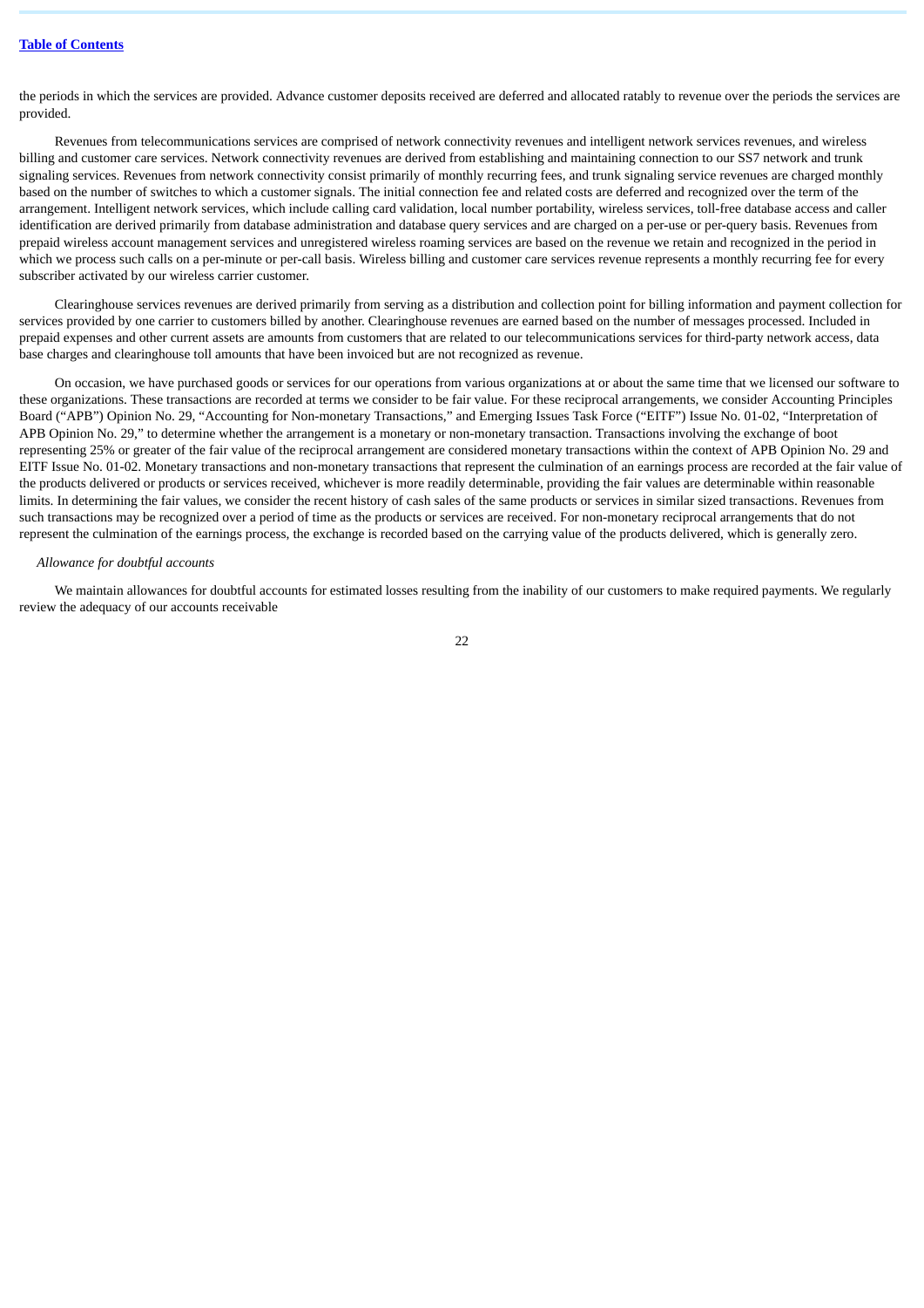the periods in which the services are provided. Advance customer deposits received are deferred and allocated ratably to revenue over the periods the services are provided.

Revenues from telecommunications services are comprised of network connectivity revenues and intelligent network services revenues, and wireless billing and customer care services. Network connectivity revenues are derived from establishing and maintaining connection to our SS7 network and trunk signaling services. Revenues from network connectivity consist primarily of monthly recurring fees, and trunk signaling service revenues are charged monthly based on the number of switches to which a customer signals. The initial connection fee and related costs are deferred and recognized over the term of the arrangement. Intelligent network services, which include calling card validation, local number portability, wireless services, toll-free database access and caller identification are derived primarily from database administration and database query services and are charged on a per-use or per-query basis. Revenues from prepaid wireless account management services and unregistered wireless roaming services are based on the revenue we retain and recognized in the period in which we process such calls on a per-minute or per-call basis. Wireless billing and customer care services revenue represents a monthly recurring fee for every subscriber activated by our wireless carrier customer.

Clearinghouse services revenues are derived primarily from serving as a distribution and collection point for billing information and payment collection for services provided by one carrier to customers billed by another. Clearinghouse revenues are earned based on the number of messages processed. Included in prepaid expenses and other current assets are amounts from customers that are related to our telecommunications services for third-party network access, data base charges and clearinghouse toll amounts that have been invoiced but are not recognized as revenue.

On occasion, we have purchased goods or services for our operations from various organizations at or about the same time that we licensed our software to these organizations. These transactions are recorded at terms we consider to be fair value. For these reciprocal arrangements, we consider Accounting Principles Board ("APB") Opinion No. 29, "Accounting for Non-monetary Transactions," and Emerging Issues Task Force ("EITF") Issue No. 01-02, "Interpretation of APB Opinion No. 29," to determine whether the arrangement is a monetary or non-monetary transaction. Transactions involving the exchange of boot representing 25% or greater of the fair value of the reciprocal arrangement are considered monetary transactions within the context of APB Opinion No. 29 and EITF Issue No. 01-02. Monetary transactions and non-monetary transactions that represent the culmination of an earnings process are recorded at the fair value of the products delivered or products or services received, whichever is more readily determinable, providing the fair values are determinable within reasonable limits. In determining the fair values, we consider the recent history of cash sales of the same products or services in similar sized transactions. Revenues from such transactions may be recognized over a period of time as the products or services are received. For non-monetary reciprocal arrangements that do not represent the culmination of the earnings process, the exchange is recorded based on the carrying value of the products delivered, which is generally zero.

*Allowance for doubtful accounts*

We maintain allowances for doubtful accounts for estimated losses resulting from the inability of our customers to make required payments. We regularly review the adequacy of our accounts receivable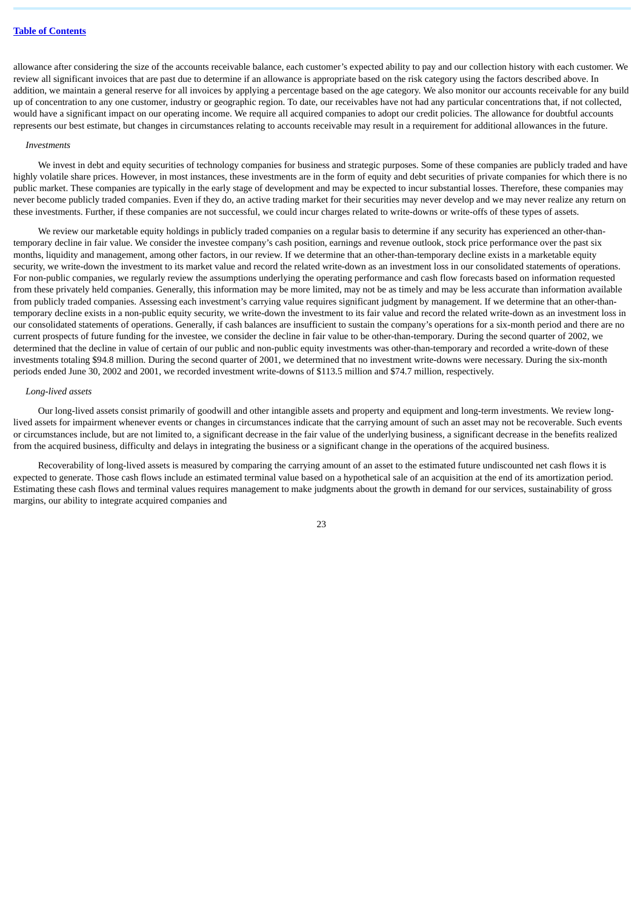allowance after considering the size of the accounts receivable balance, each customer's expected ability to pay and our collection history with each customer. We review all significant invoices that are past due to determine if an allowance is appropriate based on the risk category using the factors described above. In addition, we maintain a general reserve for all invoices by applying a percentage based on the age category. We also monitor our accounts receivable for any build up of concentration to any one customer, industry or geographic region. To date, our receivables have not had any particular concentrations that, if not collected, would have a significant impact on our operating income. We require all acquired companies to adopt our credit policies. The allowance for doubtful accounts represents our best estimate, but changes in circumstances relating to accounts receivable may result in a requirement for additional allowances in the future.

*Investments*

We invest in debt and equity securities of technology companies for business and strategic purposes. Some of these companies are publicly traded and have highly volatile share prices. However, in most instances, these investments are in the form of equity and debt securities of private companies for which there is no public market. These companies are typically in the early stage of development and may be expected to incur substantial losses. Therefore, these companies may never become publicly traded companies. Even if they do, an active trading market for their securities may never develop and we may never realize any return on these investments. Further, if these companies are not successful, we could incur charges related to write-downs or write-offs of these types of assets.

We review our marketable equity holdings in publicly traded companies on a regular basis to determine if any security has experienced an other-than-temporary decline in fair value. We consider the investee company's cash position, earnings and revenue outlook, stock price performance over the past six months, liquidity and management, among other factors, in our review. If we determine that an other-than-temporary decline exists in a marketable equity security, we write-down the investment to its market value and record the related write-down as an investment loss in our consolidated statements of operations. For non-public companies, we regularly review the assumptions underlying the operating performance and cash flow forecasts based on information requested from these privately held companies. Generally, this information may be more limited, may not be as timely and may be less accurate than information available from publicly traded companies. Assessing each investment's carrying value requires significant judgment by management. If we determine that an other-than-temporary decline exists in a non-public equity security, we write-down the investment to its fair value and record the related write-down as an investment loss in our consolidated statements of operations. Generally, if cash balances are insufficient to sustain the company's operations for a six-month period and there are no current prospects of future funding for the investee, we consider the decline in fair value to be other-than-temporary. During the second quarter of 2002, we determined that the decline in value of certain of our public and non-public equity investments was other-than-temporary and recorded a write-down of these investments totaling $94.8 million. During the second quarter of 2001, we determined that no investment write-downs were necessary. During the six-month periods ended June 30, 2002 and 2001, we recorded investment write-downs of $113.5 million and $74.7 million, respectively.

*Long-lived assets*

Our long-lived assets consist primarily of goodwill and other intangible assets and property and equipment and long-term investments. We review long-lived assets for impairment whenever events or changes in circumstances indicate that the carrying amount of such an asset may not be recoverable. Such events or circumstances include, but are not limited to, a significant decrease in the fair value of the underlying business, a significant decrease in the benefits realized from the acquired business, difficulty and delays in integrating the business or a significant change in the operations of the acquired business.

Recoverability of long-lived assets is measured by comparing the carrying amount of an asset to the estimated future undiscounted net cash flows it is expected to generate. Those cash flows include an estimated terminal value based on a hypothetical sale of an acquisition at the end of its amortization period. Estimating these cash flows and terminal values requires management to make judgments about the growth in demand for our services, sustainability of gross margins, our ability to integrate acquired companies and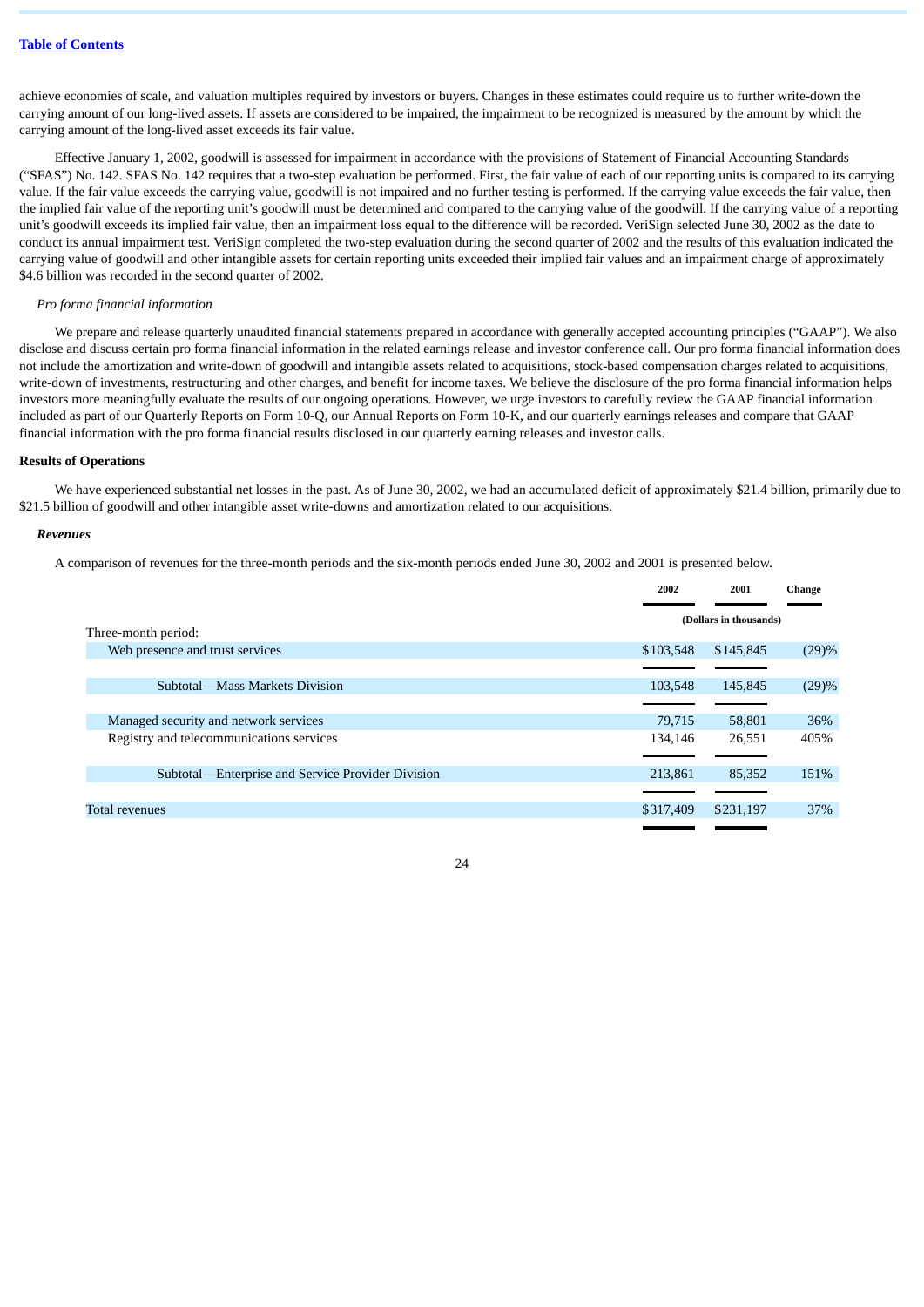achieve economies of scale, and valuation multiples required by investors or buyers. Changes in these estimates could require us to further write-down the carrying amount of our long-lived assets. If assets are considered to be impaired, the impairment to be recognized is measured by the amount by which the carrying amount of the long-lived asset exceeds its fair value.

Effective January 1, 2002, goodwill is assessed for impairment in accordance with the provisions of Statement of Financial Accounting Standards ("SFAS") No. 142. SFAS No. 142 requires that a two-step evaluation be performed. First, the fair value of each of our reporting units is compared to its carrying value. If the fair value exceeds the carrying value, goodwill is not impaired and no further testing is performed. If the carrying value exceeds the fair value, then the implied fair value of the reporting unit's goodwill must be determined and compared to the carrying value of the goodwill. If the carrying value of a reporting unit's goodwill exceeds its implied fair value, then an impairment loss equal to the difference will be recorded. VeriSign selected June 30, 2002 as the date to conduct its annual impairment test. VeriSign completed the two-step evaluation during the second quarter of 2002 and the results of this evaluation indicated the carrying value of goodwill and other intangible assets for certain reporting units exceeded their implied fair values and an impairment charge of approximately $4.6 billion was recorded in the second quarter of 2002.

*Pro forma financial information*

We prepare and release quarterly unaudited financial statements prepared in accordance with generally accepted accounting principles ("GAAP"). We also disclose and discuss certain pro forma financial information in the related earnings release and investor conference call. Our pro forma financial information does not include the amortization and write-down of goodwill and intangible assets related to acquisitions, stock-based compensation charges related to acquisitions, write-down of investments, restructuring and other charges, and benefit for income taxes. We believe the disclosure of the pro forma financial information helps investors more meaningfully evaluate the results of our ongoing operations. However, we urge investors to carefully review the GAAP financial information included as part of our Quarterly Reports on Form 10-Q, our Annual Reports on Form 10-K, and our quarterly earnings releases and compare that GAAP financial information with the pro forma financial results disclosed in our quarterly earning releases and investor calls.

**Results of Operations**

We have experienced substantial net losses in the past. As of June 30, 2002, we had an accumulated deficit of approximately $21.4 billion, primarily due to $21.5 billion of goodwill and other intangible asset write-downs and amortization related to our acquisitions.

***Revenues***

A comparison of revenues for the three-month periods and the six-month periods ended June 30, 2002 and 2001 is presented below.

| | 2002 | 2001 | Change |
|---|---|---|---|
| | (Dollars in thousands) | | |
| Three-month period: | | | |
| Web presence and trust services | $103,548 | $145,845 | (29)% |
| Subtotal—Mass Markets Division | 103,548 | 145,845 | (29)% |
| Managed security and network services | 79,715 | 58,801 | 36% |
| Registry and telecommunications services | 134,146 | 26,551 | 405% |
| Subtotal—Enterprise and Service Provider Division | 213,861 | 85,352 | 151% |
| Total revenues | $317,409 | $231,197 | 37% |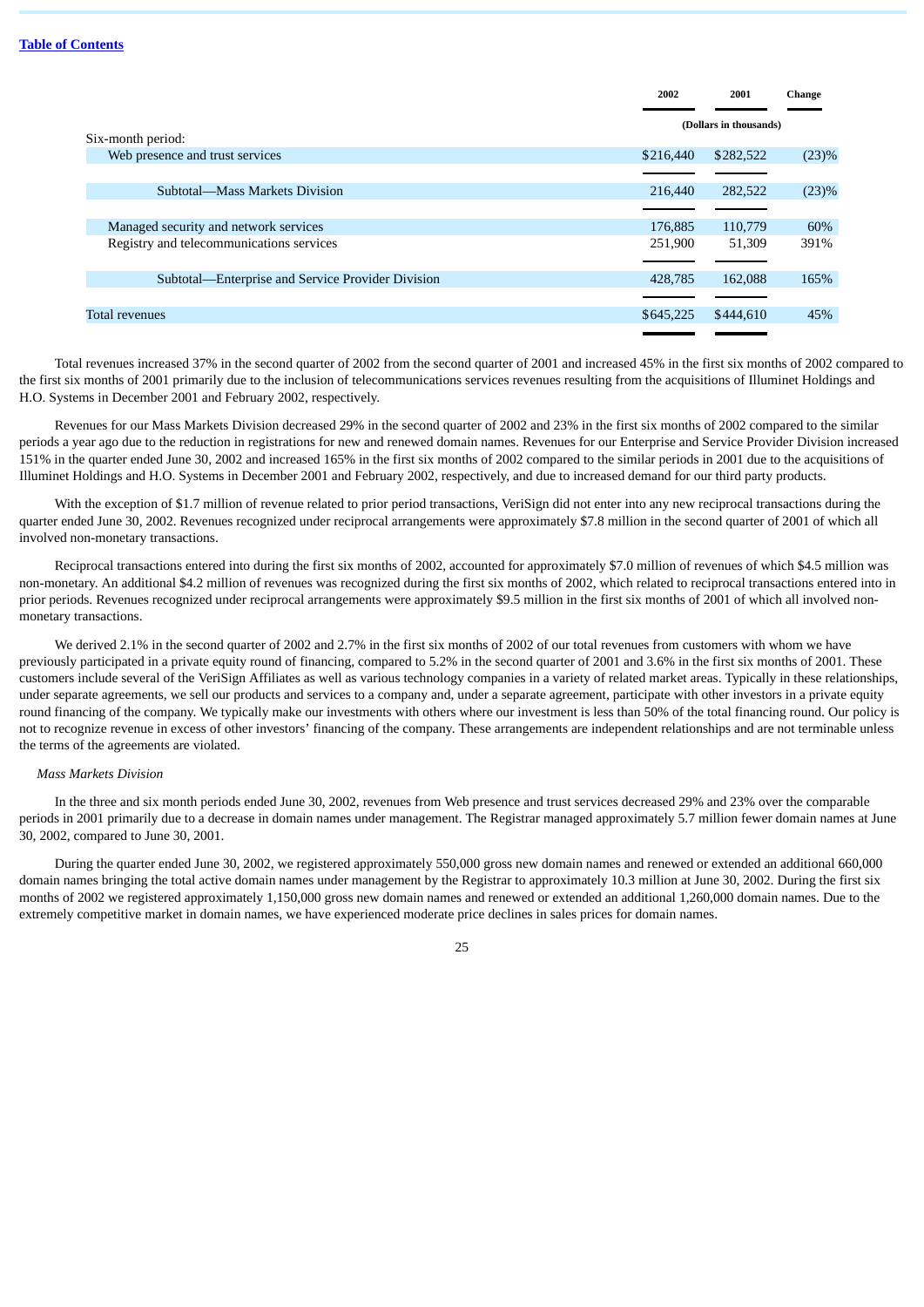| | 2002 | 2001 | Change |
|---|---|---|---|
| | (Dollars in thousands) | | |
| Six-month period: | | | |
| Web presence and trust services | $216,440 | $282,522 | (23)% |
| Subtotal—Mass Markets Division | 216,440 | 282,522 | (23)% |
| Managed security and network services | 176,885 | 110,779 | 60% |
| Registry and telecommunications services | 251,900 | 51,309 | 391% |
| Subtotal—Enterprise and Service Provider Division | 428,785 | 162,088 | 165% |
| Total revenues | $645,225 | $444,610 | 45% |

Total revenues increased 37% in the second quarter of 2002 from the second quarter of 2001 and increased 45% in the first six months of 2002 compared to the first six months of 2001 primarily due to the inclusion of telecommunications services revenues resulting from the acquisitions of Illuminet Holdings and H.O. Systems in December 2001 and February 2002, respectively.

Revenues for our Mass Markets Division decreased 29% in the second quarter of 2002 and 23% in the first six months of 2002 compared to the similar periods a year ago due to the reduction in registrations for new and renewed domain names. Revenues for our Enterprise and Service Provider Division increased 151% in the quarter ended June 30, 2002 and increased 165% in the first six months of 2002 compared to the similar periods in 2001 due to the acquisitions of Illuminet Holdings and H.O. Systems in December 2001 and February 2002, respectively, and due to increased demand for our third party products.

With the exception of $1.7 million of revenue related to prior period transactions, VeriSign did not enter into any new reciprocal transactions during the quarter ended June 30, 2002. Revenues recognized under reciprocal arrangements were approximately $7.8 million in the second quarter of 2001 of which all involved non-monetary transactions.

Reciprocal transactions entered into during the first six months of 2002, accounted for approximately $7.0 million of revenues of which $4.5 million was non-monetary. An additional $4.2 million of revenues was recognized during the first six months of 2002, which related to reciprocal transactions entered into in prior periods. Revenues recognized under reciprocal arrangements were approximately $9.5 million in the first six months of 2001 of which all involved non-monetary transactions.

We derived 2.1% in the second quarter of 2002 and 2.7% in the first six months of 2002 of our total revenues from customers with whom we have previously participated in a private equity round of financing, compared to 5.2% in the second quarter of 2001 and 3.6% in the first six months of 2001. These customers include several of the VeriSign Affiliates as well as various technology companies in a variety of related market areas. Typically in these relationships, under separate agreements, we sell our products and services to a company and, under a separate agreement, participate with other investors in a private equity round financing of the company. We typically make our investments with others where our investment is less than 50% of the total financing round. Our policy is not to recognize revenue in excess of other investors' financing of the company. These arrangements are independent relationships and are not terminable unless the terms of the agreements are violated.

*Mass Markets Division*

In the three and six month periods ended June 30, 2002, revenues from Web presence and trust services decreased 29% and 23% over the comparable periods in 2001 primarily due to a decrease in domain names under management. The Registrar managed approximately 5.7 million fewer domain names at June 30, 2002, compared to June 30, 2001.

During the quarter ended June 30, 2002, we registered approximately 550,000 gross new domain names and renewed or extended an additional 660,000 domain names bringing the total active domain names under management by the Registrar to approximately 10.3 million at June 30, 2002. During the first six months of 2002 we registered approximately 1,150,000 gross new domain names and renewed or extended an additional 1,260,000 domain names. Due to the extremely competitive market in domain names, we have experienced moderate price declines in sales prices for domain names.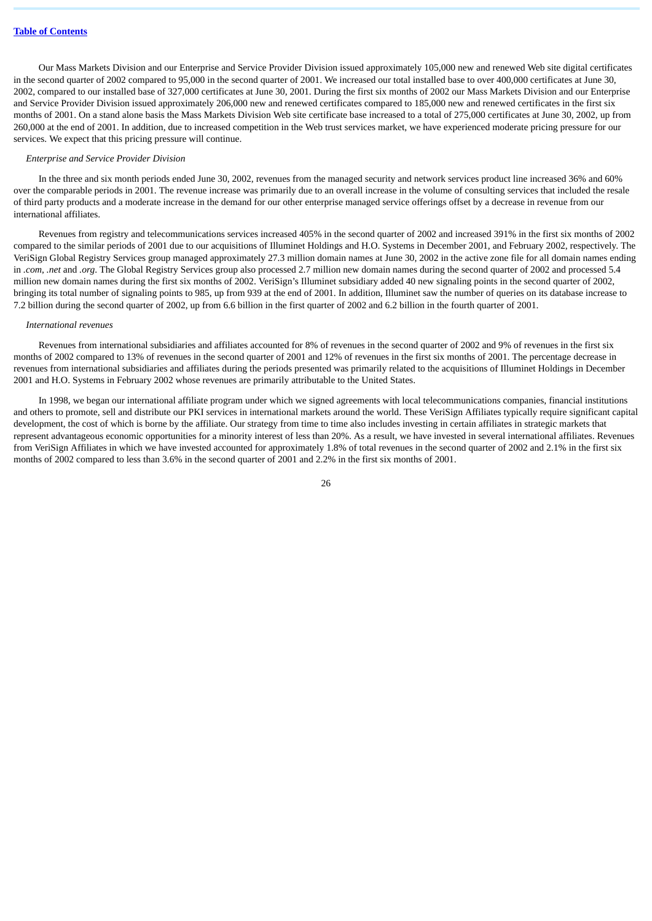Our Mass Markets Division and our Enterprise and Service Provider Division issued approximately 105,000 new and renewed Web site digital certificates in the second quarter of 2002 compared to 95,000 in the second quarter of 2001. We increased our total installed base to over 400,000 certificates at June 30, 2002, compared to our installed base of 327,000 certificates at June 30, 2001. During the first six months of 2002 our Mass Markets Division and our Enterprise and Service Provider Division issued approximately 206,000 new and renewed certificates compared to 185,000 new and renewed certificates in the first six months of 2001. On a stand alone basis the Mass Markets Division Web site certificate base increased to a total of 275,000 certificates at June 30, 2002, up from 260,000 at the end of 2001. In addition, due to increased competition in the Web trust services market, we have experienced moderate pricing pressure for our services. We expect that this pricing pressure will continue.

*Enterprise and Service Provider Division*

In the three and six month periods ended June 30, 2002, revenues from the managed security and network services product line increased 36% and 60% over the comparable periods in 2001. The revenue increase was primarily due to an overall increase in the volume of consulting services that included the resale of third party products and a moderate increase in the demand for our other enterprise managed service offerings offset by a decrease in revenue from our international affiliates.

Revenues from registry and telecommunications services increased 405% in the second quarter of 2002 and increased 391% in the first six months of 2002 compared to the similar periods of 2001 due to our acquisitions of Illuminet Holdings and H.O. Systems in December 2001, and February 2002, respectively. The VeriSign Global Registry Services group managed approximately 27.3 million domain names at June 30, 2002 in the active zone file for all domain names ending in *.com*, *.net* and *.org*. The Global Registry Services group also processed 2.7 million new domain names during the second quarter of 2002 and processed 5.4 million new domain names during the first six months of 2002. VeriSign's Illuminet subsidiary added 40 new signaling points in the second quarter of 2002, bringing its total number of signaling points to 985, up from 939 at the end of 2001. In addition, Illuminet saw the number of queries on its database increase to 7.2 billion during the second quarter of 2002, up from 6.6 billion in the first quarter of 2002 and 6.2 billion in the fourth quarter of 2001.

*International revenues*

Revenues from international subsidiaries and affiliates accounted for 8% of revenues in the second quarter of 2002 and 9% of revenues in the first six months of 2002 compared to 13% of revenues in the second quarter of 2001 and 12% of revenues in the first six months of 2001. The percentage decrease in revenues from international subsidiaries and affiliates during the periods presented was primarily related to the acquisitions of Illuminet Holdings in December 2001 and H.O. Systems in February 2002 whose revenues are primarily attributable to the United States.

In 1998, we began our international affiliate program under which we signed agreements with local telecommunications companies, financial institutions and others to promote, sell and distribute our PKI services in international markets around the world. These VeriSign Affiliates typically require significant capital development, the cost of which is borne by the affiliate. Our strategy from time to time also includes investing in certain affiliates in strategic markets that represent advantageous economic opportunities for a minority interest of less than 20%. As a result, we have invested in several international affiliates. Revenues from VeriSign Affiliates in which we have invested accounted for approximately 1.8% of total revenues in the second quarter of 2002 and 2.1% in the first six months of 2002 compared to less than 3.6% in the second quarter of 2001 and 2.2% in the first six months of 2001.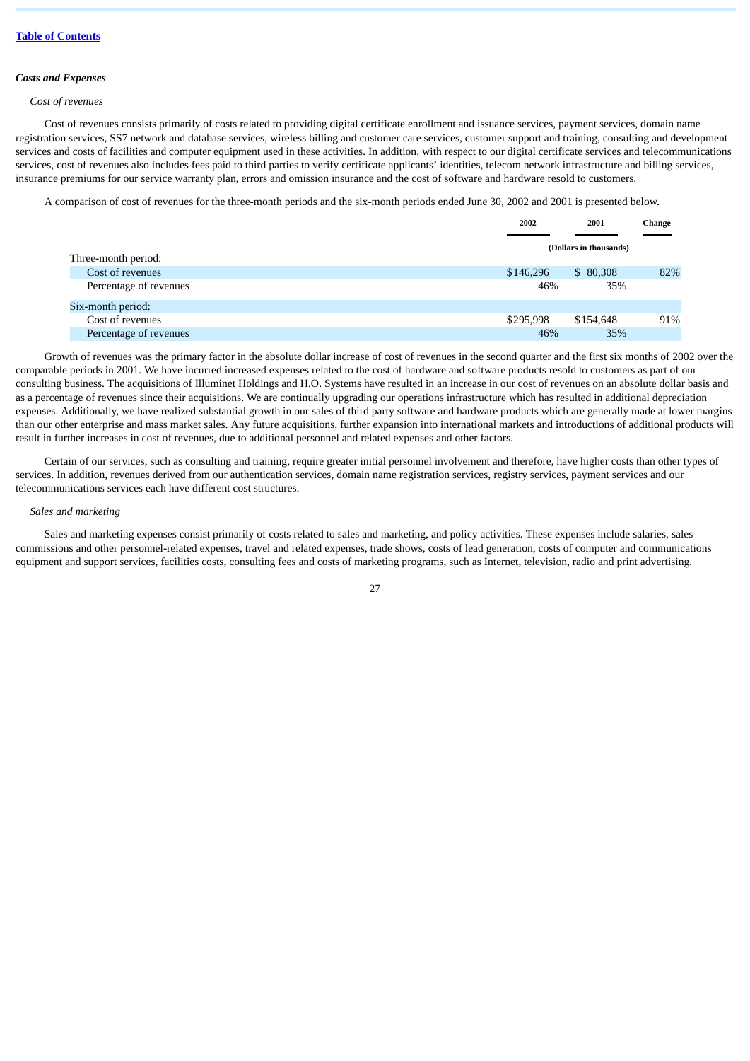[Table of Contents](#)

### *Costs and Expenses*

*Cost of revenues*

Cost of revenues consists primarily of costs related to providing digital certificate enrollment and issuance services, payment services, domain name registration services, SS7 network and database services, wireless billing and customer care services, customer support and training, consulting and development services and costs of facilities and computer equipment used in these activities. In addition, with respect to our digital certificate services and telecommunications services, cost of revenues also includes fees paid to third parties to verify certificate applicants' identities, telecom network infrastructure and billing services, insurance premiums for our service warranty plan, errors and omission insurance and the cost of software and hardware resold to customers.

A comparison of cost of revenues for the three-month periods and the six-month periods ended June 30, 2002 and 2001 is presented below.

| | 2002 | 2001 | Change |
|---|---|---|---|
| | (Dollars in thousands) | | |
| Three-month period: | | | |
| Cost of revenues | $146,296 | $ 80,308 | 82% |
| Percentage of revenues | 46% | 35% | |
| Six-month period: | | | |
| Cost of revenues | $295,998 | $154,648 | 91% |
| Percentage of revenues | 46% | 35% | |

Growth of revenues was the primary factor in the absolute dollar increase of cost of revenues in the second quarter and the first six months of 2002 over the comparable periods in 2001. We have incurred increased expenses related to the cost of hardware and software products resold to customers as part of our consulting business. The acquisitions of Illuminet Holdings and H.O. Systems have resulted in an increase in our cost of revenues on an absolute dollar basis and as a percentage of revenues since their acquisitions. We are continually upgrading our operations infrastructure which has resulted in additional depreciation expenses. Additionally, we have realized substantial growth in our sales of third party software and hardware products which are generally made at lower margins than our other enterprise and mass market sales. Any future acquisitions, further expansion into international markets and introductions of additional products will result in further increases in cost of revenues, due to additional personnel and related expenses and other factors.

Certain of our services, such as consulting and training, require greater initial personnel involvement and therefore, have higher costs than other types of services. In addition, revenues derived from our authentication services, domain name registration services, registry services, payment services and our telecommunications services each have different cost structures.

*Sales and marketing*

Sales and marketing expenses consist primarily of costs related to sales and marketing, and policy activities. These expenses include salaries, sales commissions and other personnel-related expenses, travel and related expenses, trade shows, costs of lead generation, costs of computer and communications equipment and support services, facilities costs, consulting fees and costs of marketing programs, such as Internet, television, radio and print advertising.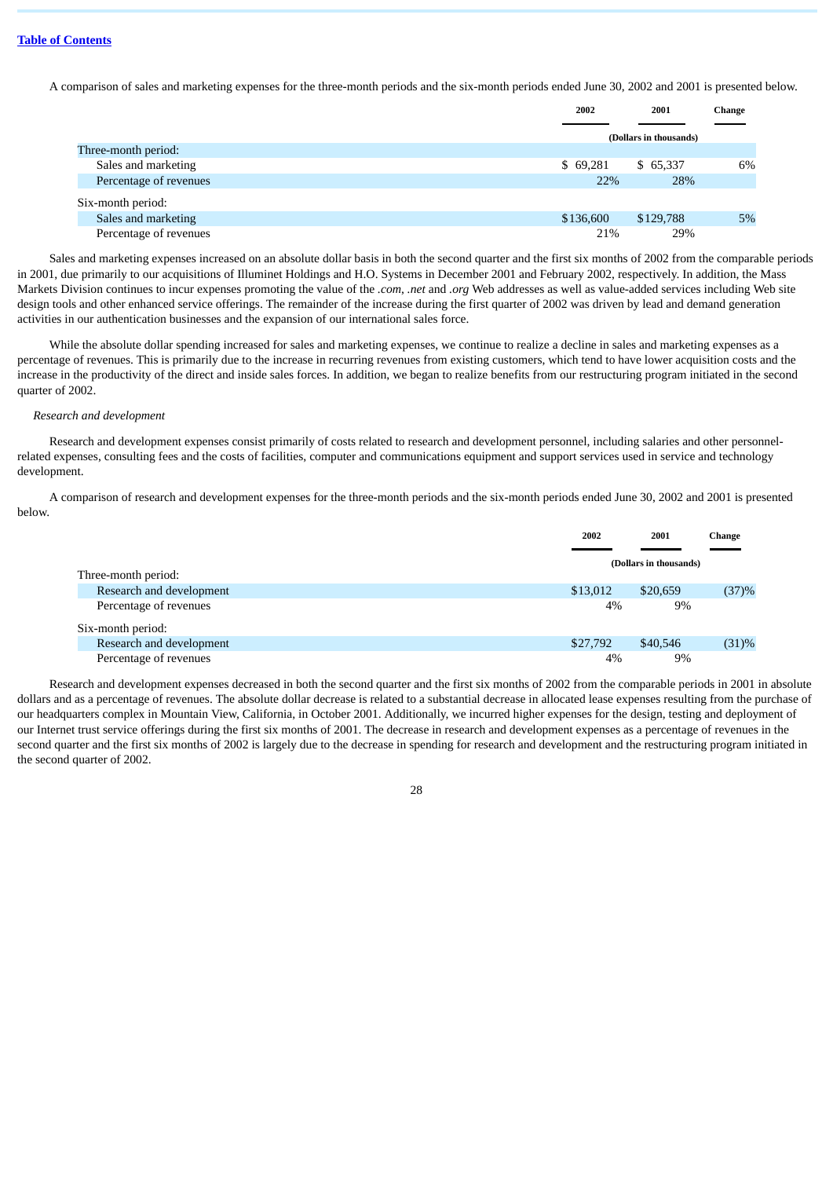A comparison of sales and marketing expenses for the three-month periods and the six-month periods ended June 30, 2002 and 2001 is presented below.

| | 2002 | 2001 | Change |
|---|---|---|---|
| | (Dollars in thousands) | | |
| Three-month period: | | | |
| Sales and marketing | $ 69,281 | $ 65,337 | 6% |
| Percentage of revenues | 22% | 28% | |
| Six-month period: | | | |
| Sales and marketing | $136,600 | $129,788 | 5% |
| Percentage of revenues | 21% | 29% | |

Sales and marketing expenses increased on an absolute dollar basis in both the second quarter and the first six months of 2002 from the comparable periods in 2001, due primarily to our acquisitions of Illuminet Holdings and H.O. Systems in December 2001 and February 2002, respectively. In addition, the Mass Markets Division continues to incur expenses promoting the value of the *.com*, *.net* and *.org* Web addresses as well as value-added services including Web site design tools and other enhanced service offerings. The remainder of the increase during the first quarter of 2002 was driven by lead and demand generation activities in our authentication businesses and the expansion of our international sales force.

While the absolute dollar spending increased for sales and marketing expenses, we continue to realize a decline in sales and marketing expenses as a percentage of revenues. This is primarily due to the increase in recurring revenues from existing customers, which tend to have lower acquisition costs and the increase in the productivity of the direct and inside sales forces. In addition, we began to realize benefits from our restructuring program initiated in the second quarter of 2002.

*Research and development*

Research and development expenses consist primarily of costs related to research and development personnel, including salaries and other personnel-related expenses, consulting fees and the costs of facilities, computer and communications equipment and support services used in service and technology development.

A comparison of research and development expenses for the three-month periods and the six-month periods ended June 30, 2002 and 2001 is presented below.

| | 2002 | 2001 | Change |
|---|---|---|---|
| | (Dollars in thousands) | | |
| Three-month period: | | | |
| Research and development | $13,012 | $20,659 | (37)% |
| Percentage of revenues | 4% | 9% | |
| Six-month period: | | | |
| Research and development | $27,792 | $40,546 | (31)% |
| Percentage of revenues | 4% | 9% | |

Research and development expenses decreased in both the second quarter and the first six months of 2002 from the comparable periods in 2001 in absolute dollars and as a percentage of revenues. The absolute dollar decrease is related to a substantial decrease in allocated lease expenses resulting from the purchase of our headquarters complex in Mountain View, California, in October 2001. Additionally, we incurred higher expenses for the design, testing and deployment of our Internet trust service offerings during the first six months of 2001. The decrease in research and development expenses as a percentage of revenues in the second quarter and the first six months of 2002 is largely due to the decrease in spending for research and development and the restructuring program initiated in the second quarter of 2002.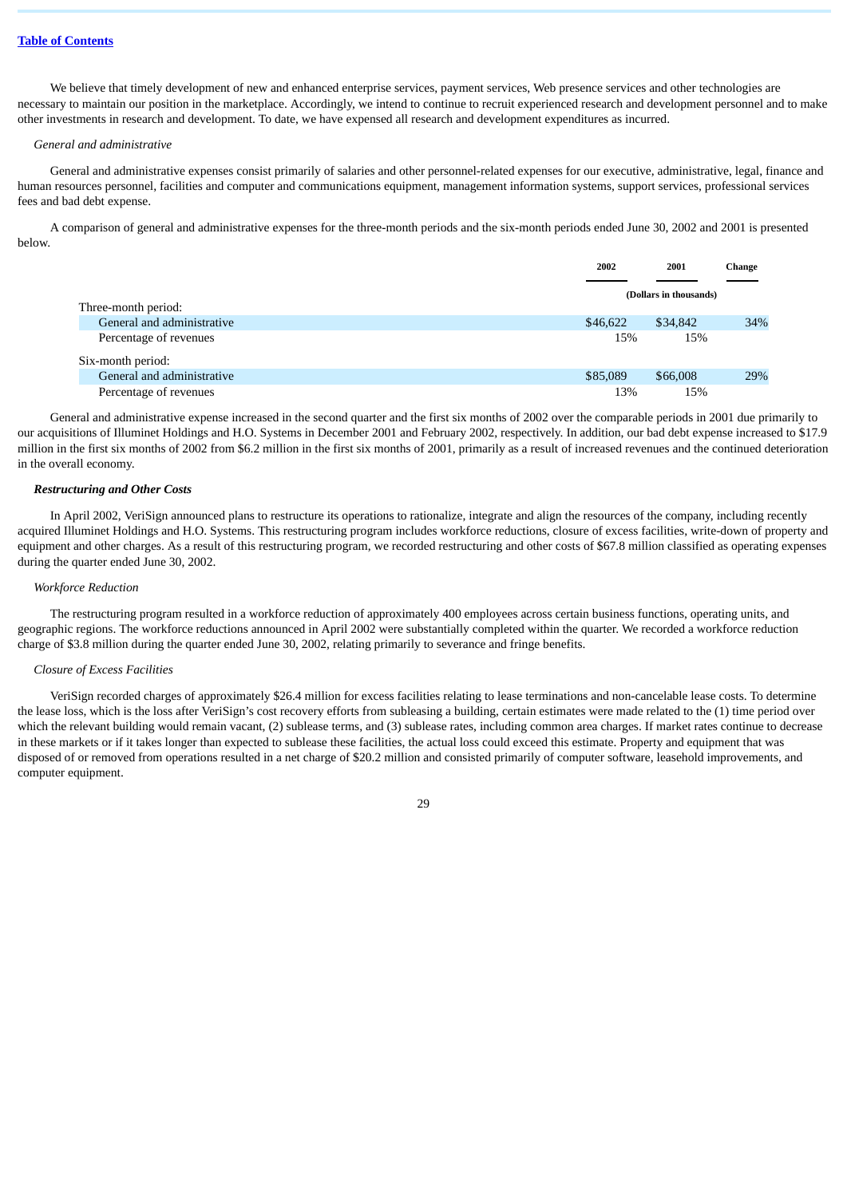Table of Contents

We believe that timely development of new and enhanced enterprise services, payment services, Web presence services and other technologies are necessary to maintain our position in the marketplace. Accordingly, we intend to continue to recruit experienced research and development personnel and to make other investments in research and development. To date, we have expensed all research and development expenditures as incurred.

*General and administrative*

General and administrative expenses consist primarily of salaries and other personnel-related expenses for our executive, administrative, legal, finance and human resources personnel, facilities and computer and communications equipment, management information systems, support services, professional services fees and bad debt expense.

A comparison of general and administrative expenses for the three-month periods and the six-month periods ended June 30, 2002 and 2001 is presented below.

| | 2002 | 2001 | Change |
|---|---|---|---|
| | (Dollars in thousands) | | |
| Three-month period: | | | |
| General and administrative | $46,622 | $34,842 | 34% |
| Percentage of revenues | 15% | 15% | |
| Six-month period: | | | |
| General and administrative | $85,089 | $66,008 | 29% |
| Percentage of revenues | 13% | 15% | |

General and administrative expense increased in the second quarter and the first six months of 2002 over the comparable periods in 2001 due primarily to our acquisitions of Illuminet Holdings and H.O. Systems in December 2001 and February 2002, respectively. In addition, our bad debt expense increased to $17.9 million in the first six months of 2002 from $6.2 million in the first six months of 2001, primarily as a result of increased revenues and the continued deterioration in the overall economy.

***Restructuring and Other Costs***

In April 2002, VeriSign announced plans to restructure its operations to rationalize, integrate and align the resources of the company, including recently acquired Illuminet Holdings and H.O. Systems. This restructuring program includes workforce reductions, closure of excess facilities, write-down of property and equipment and other charges. As a result of this restructuring program, we recorded restructuring and other costs of $67.8 million classified as operating expenses during the quarter ended June 30, 2002.

*Workforce Reduction*

The restructuring program resulted in a workforce reduction of approximately 400 employees across certain business functions, operating units, and geographic regions. The workforce reductions announced in April 2002 were substantially completed within the quarter. We recorded a workforce reduction charge of $3.8 million during the quarter ended June 30, 2002, relating primarily to severance and fringe benefits.

*Closure of Excess Facilities*

VeriSign recorded charges of approximately $26.4 million for excess facilities relating to lease terminations and non-cancelable lease costs. To determine the lease loss, which is the loss after VeriSign's cost recovery efforts from subleasing a building, certain estimates were made related to the (1) time period over which the relevant building would remain vacant, (2) sublease terms, and (3) sublease rates, including common area charges. If market rates continue to decrease in these markets or if it takes longer than expected to sublease these facilities, the actual loss could exceed this estimate. Property and equipment that was disposed of or removed from operations resulted in a net charge of $20.2 million and consisted primarily of computer software, leasehold improvements, and computer equipment.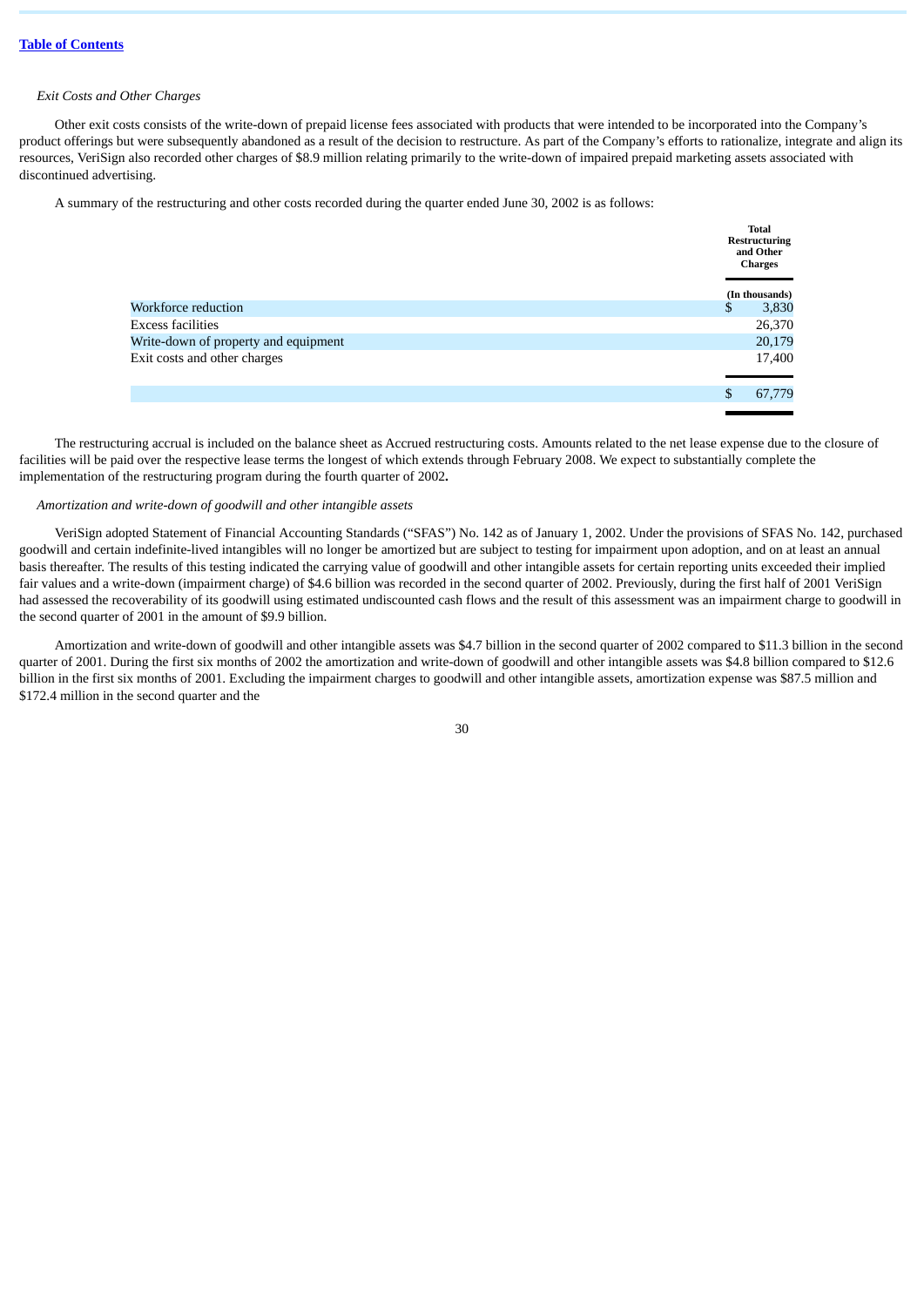*Exit Costs and Other Charges*

Other exit costs consists of the write-down of prepaid license fees associated with products that were intended to be incorporated into the Company's product offerings but were subsequently abandoned as a result of the decision to restructure. As part of the Company's efforts to rationalize, integrate and align its resources, VeriSign also recorded other charges of $8.9 million relating primarily to the write-down of impaired prepaid marketing assets associated with discontinued advertising.

A summary of the restructuring and other costs recorded during the quarter ended June 30, 2002 is as follows:

| | Total Restructuring and Other Charges |
|---|---|
| | (In thousands) |
| Workforce reduction | $ 3,830 |
| Excess facilities | 26,370 |
| Write-down of property and equipment | 20,179 |
| Exit costs and other charges | 17,400 |
| | $ 67,779 |

The restructuring accrual is included on the balance sheet as Accrued restructuring costs. Amounts related to the net lease expense due to the closure of facilities will be paid over the respective lease terms the longest of which extends through February 2008. We expect to substantially complete the implementation of the restructuring program during the fourth quarter of 2002**.**

*Amortization and write-down of goodwill and other intangible assets*

VeriSign adopted Statement of Financial Accounting Standards ("SFAS") No. 142 as of January 1, 2002. Under the provisions of SFAS No. 142, purchased goodwill and certain indefinite-lived intangibles will no longer be amortized but are subject to testing for impairment upon adoption, and on at least an annual basis thereafter. The results of this testing indicated the carrying value of goodwill and other intangible assets for certain reporting units exceeded their implied fair values and a write-down (impairment charge) of $4.6 billion was recorded in the second quarter of 2002. Previously, during the first half of 2001 VeriSign had assessed the recoverability of its goodwill using estimated undiscounted cash flows and the result of this assessment was an impairment charge to goodwill in the second quarter of 2001 in the amount of $9.9 billion.

Amortization and write-down of goodwill and other intangible assets was $4.7 billion in the second quarter of 2002 compared to $11.3 billion in the second quarter of 2001. During the first six months of 2002 the amortization and write-down of goodwill and other intangible assets was $4.8 billion compared to $12.6 billion in the first six months of 2001. Excluding the impairment charges to goodwill and other intangible assets, amortization expense was $87.5 million and $172.4 million in the second quarter and the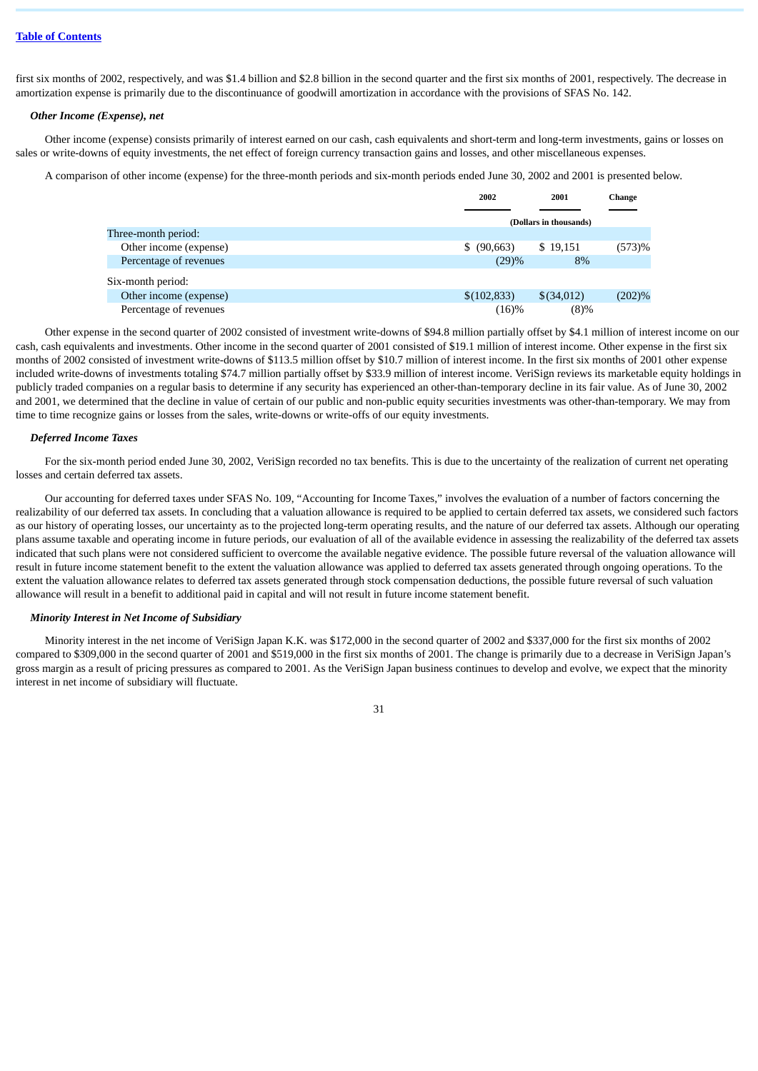first six months of 2002, respectively, and was $1.4 billion and $2.8 billion in the second quarter and the first six months of 2001, respectively. The decrease in amortization expense is primarily due to the discontinuance of goodwill amortization in accordance with the provisions of SFAS No. 142.

***Other Income (Expense), net***

Other income (expense) consists primarily of interest earned on our cash, cash equivalents and short-term and long-term investments, gains or losses on sales or write-downs of equity investments, the net effect of foreign currency transaction gains and losses, and other miscellaneous expenses.

A comparison of other income (expense) for the three-month periods and six-month periods ended June 30, 2002 and 2001 is presented below.

| | 2002 | 2001 | Change |
|---|---|---|---|
| | (Dollars in thousands) | | |
| Three-month period: | | | |
| Other income (expense) | $ (90,663) | $ 19,151 | (573)% |
| Percentage of revenues | (29)% | 8% | |
| Six-month period: | | | |
| Other income (expense) | $(102,833) | $(34,012) | (202)% |
| Percentage of revenues | (16)% | (8)% | |

Other expense in the second quarter of 2002 consisted of investment write-downs of $94.8 million partially offset by $4.1 million of interest income on our cash, cash equivalents and investments. Other income in the second quarter of 2001 consisted of $19.1 million of interest income. Other expense in the first six months of 2002 consisted of investment write-downs of $113.5 million offset by $10.7 million of interest income. In the first six months of 2001 other expense included write-downs of investments totaling $74.7 million partially offset by $33.9 million of interest income. VeriSign reviews its marketable equity holdings in publicly traded companies on a regular basis to determine if any security has experienced an other-than-temporary decline in its fair value. As of June 30, 2002 and 2001, we determined that the decline in value of certain of our public and non-public equity securities investments was other-than-temporary. We may from time to time recognize gains or losses from the sales, write-downs or write-offs of our equity investments.

***Deferred Income Taxes***

For the six-month period ended June 30, 2002, VeriSign recorded no tax benefits. This is due to the uncertainty of the realization of current net operating losses and certain deferred tax assets.

Our accounting for deferred taxes under SFAS No. 109, "Accounting for Income Taxes," involves the evaluation of a number of factors concerning the realizability of our deferred tax assets. In concluding that a valuation allowance is required to be applied to certain deferred tax assets, we considered such factors as our history of operating losses, our uncertainty as to the projected long-term operating results, and the nature of our deferred tax assets. Although our operating plans assume taxable and operating income in future periods, our evaluation of all of the available evidence in assessing the realizability of the deferred tax assets indicated that such plans were not considered sufficient to overcome the available negative evidence. The possible future reversal of the valuation allowance will result in future income statement benefit to the extent the valuation allowance was applied to deferred tax assets generated through ongoing operations. To the extent the valuation allowance relates to deferred tax assets generated through stock compensation deductions, the possible future reversal of such valuation allowance will result in a benefit to additional paid in capital and will not result in future income statement benefit.

***Minority Interest in Net Income of Subsidiary***

Minority interest in the net income of VeriSign Japan K.K. was $172,000 in the second quarter of 2002 and $337,000 for the first six months of 2002 compared to $309,000 in the second quarter of 2001 and $519,000 in the first six months of 2001. The change is primarily due to a decrease in VeriSign Japan's gross margin as a result of pricing pressures as compared to 2001. As the VeriSign Japan business continues to develop and evolve, we expect that the minority interest in net income of subsidiary will fluctuate.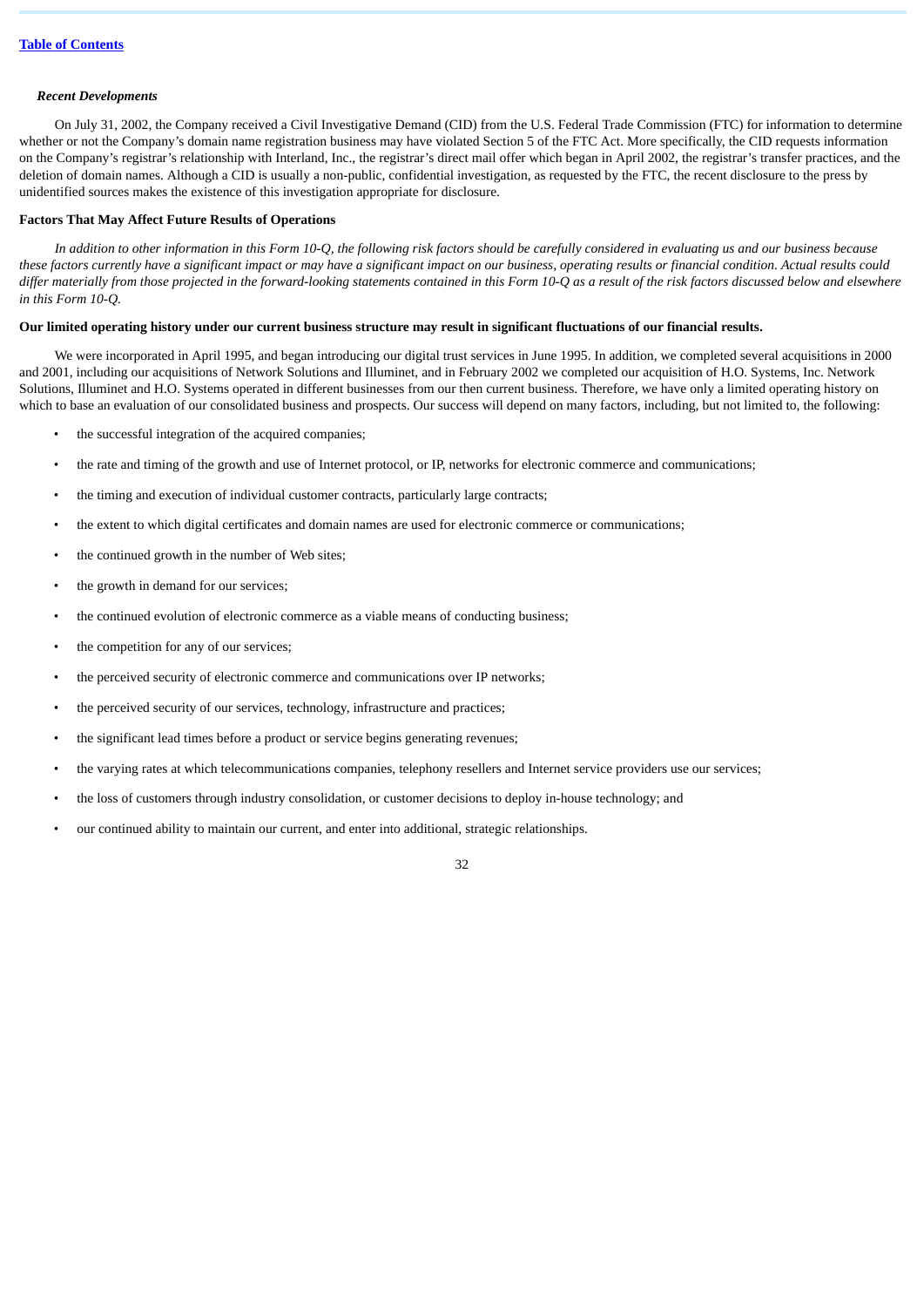*Recent Developments*

On July 31, 2002, the Company received a Civil Investigative Demand (CID) from the U.S. Federal Trade Commission (FTC) for information to determine whether or not the Company's domain name registration business may have violated Section 5 of the FTC Act. More specifically, the CID requests information on the Company's registrar's relationship with Interland, Inc., the registrar's direct mail offer which began in April 2002, the registrar's transfer practices, and the deletion of domain names. Although a CID is usually a non-public, confidential investigation, as requested by the FTC, the recent disclosure to the press by unidentified sources makes the existence of this investigation appropriate for disclosure.

**Factors That May Affect Future Results of Operations**

*In addition to other information in this Form 10-Q, the following risk factors should be carefully considered in evaluating us and our business because these factors currently have a significant impact or may have a significant impact on our business, operating results or financial condition. Actual results could differ materially from those projected in the forward-looking statements contained in this Form 10-Q as a result of the risk factors discussed below and elsewhere in this Form 10-Q.*

**Our limited operating history under our current business structure may result in significant fluctuations of our financial results.**

We were incorporated in April 1995, and began introducing our digital trust services in June 1995. In addition, we completed several acquisitions in 2000 and 2001, including our acquisitions of Network Solutions and Illuminet, and in February 2002 we completed our acquisition of H.O. Systems, Inc. Network Solutions, Illuminet and H.O. Systems operated in different businesses from our then current business. Therefore, we have only a limited operating history on which to base an evaluation of our consolidated business and prospects. Our success will depend on many factors, including, but not limited to, the following:

- the successful integration of the acquired companies;
- the rate and timing of the growth and use of Internet protocol, or IP, networks for electronic commerce and communications;
- the timing and execution of individual customer contracts, particularly large contracts;
- the extent to which digital certificates and domain names are used for electronic commerce or communications;
- the continued growth in the number of Web sites;
- the growth in demand for our services;
- the continued evolution of electronic commerce as a viable means of conducting business;
- the competition for any of our services;
- the perceived security of electronic commerce and communications over IP networks;
- the perceived security of our services, technology, infrastructure and practices;
- the significant lead times before a product or service begins generating revenues;
- the varying rates at which telecommunications companies, telephony resellers and Internet service providers use our services;
- the loss of customers through industry consolidation, or customer decisions to deploy in-house technology; and
- our continued ability to maintain our current, and enter into additional, strategic relationships.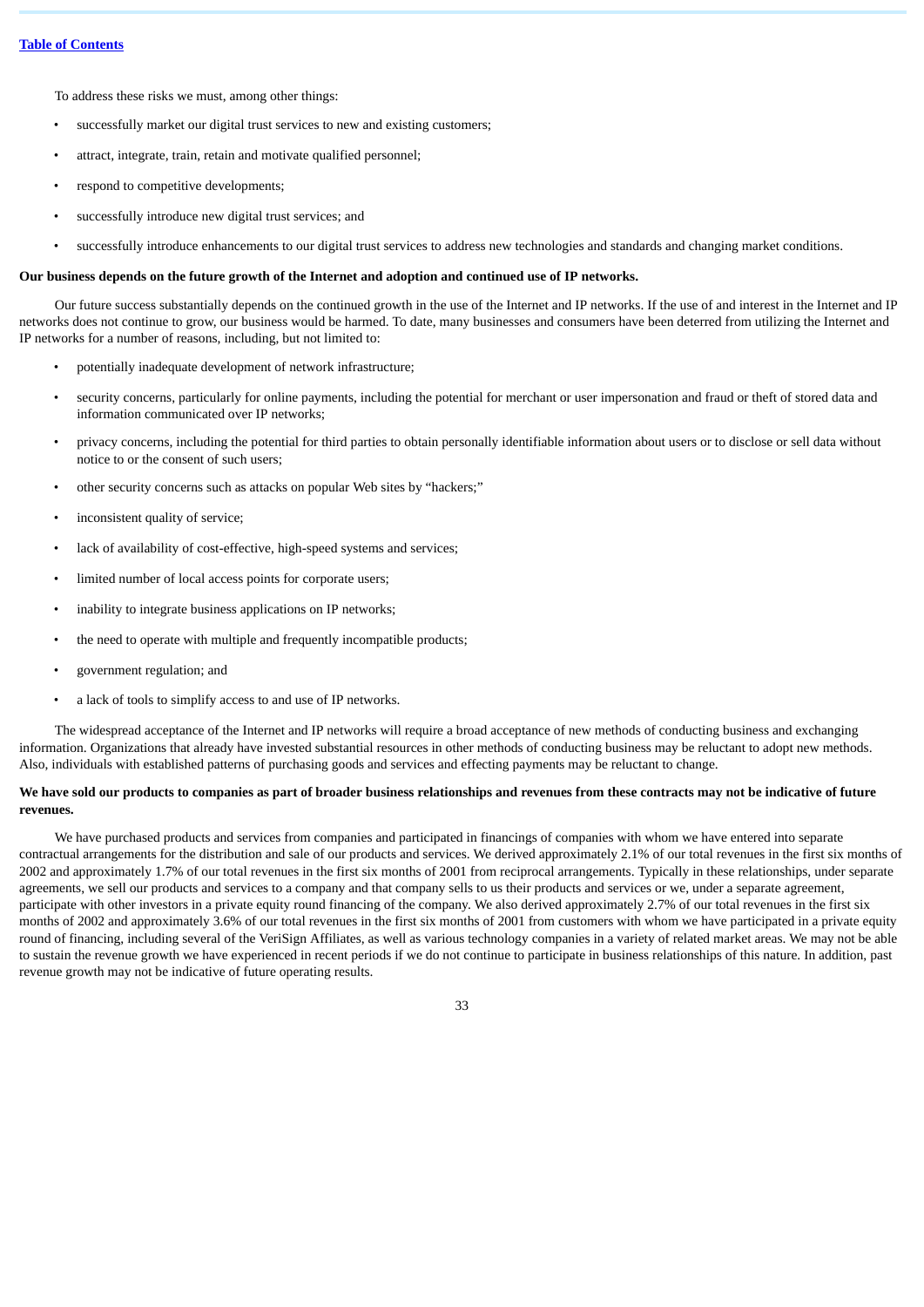To address these risks we must, among other things:

- successfully market our digital trust services to new and existing customers;
- attract, integrate, train, retain and motivate qualified personnel;
- respond to competitive developments;
- successfully introduce new digital trust services; and
- successfully introduce enhancements to our digital trust services to address new technologies and standards and changing market conditions.

**Our business depends on the future growth of the Internet and adoption and continued use of IP networks.**

Our future success substantially depends on the continued growth in the use of the Internet and IP networks. If the use of and interest in the Internet and IP networks does not continue to grow, our business would be harmed. To date, many businesses and consumers have been deterred from utilizing the Internet and IP networks for a number of reasons, including, but not limited to:

- potentially inadequate development of network infrastructure;
- security concerns, particularly for online payments, including the potential for merchant or user impersonation and fraud or theft of stored data and information communicated over IP networks;
- privacy concerns, including the potential for third parties to obtain personally identifiable information about users or to disclose or sell data without notice to or the consent of such users;
- other security concerns such as attacks on popular Web sites by "hackers;"
- inconsistent quality of service;
- lack of availability of cost-effective, high-speed systems and services;
- limited number of local access points for corporate users;
- inability to integrate business applications on IP networks;
- the need to operate with multiple and frequently incompatible products;
- government regulation; and
- a lack of tools to simplify access to and use of IP networks.

The widespread acceptance of the Internet and IP networks will require a broad acceptance of new methods of conducting business and exchanging information. Organizations that already have invested substantial resources in other methods of conducting business may be reluctant to adopt new methods. Also, individuals with established patterns of purchasing goods and services and effecting payments may be reluctant to change.

**We have sold our products to companies as part of broader business relationships and revenues from these contracts may not be indicative of future revenues.**

We have purchased products and services from companies and participated in financings of companies with whom we have entered into separate contractual arrangements for the distribution and sale of our products and services. We derived approximately 2.1% of our total revenues in the first six months of 2002 and approximately 1.7% of our total revenues in the first six months of 2001 from reciprocal arrangements. Typically in these relationships, under separate agreements, we sell our products and services to a company and that company sells to us their products and services or we, under a separate agreement, participate with other investors in a private equity round financing of the company. We also derived approximately 2.7% of our total revenues in the first six months of 2002 and approximately 3.6% of our total revenues in the first six months of 2001 from customers with whom we have participated in a private equity round of financing, including several of the VeriSign Affiliates, as well as various technology companies in a variety of related market areas. We may not be able to sustain the revenue growth we have experienced in recent periods if we do not continue to participate in business relationships of this nature. In addition, past revenue growth may not be indicative of future operating results.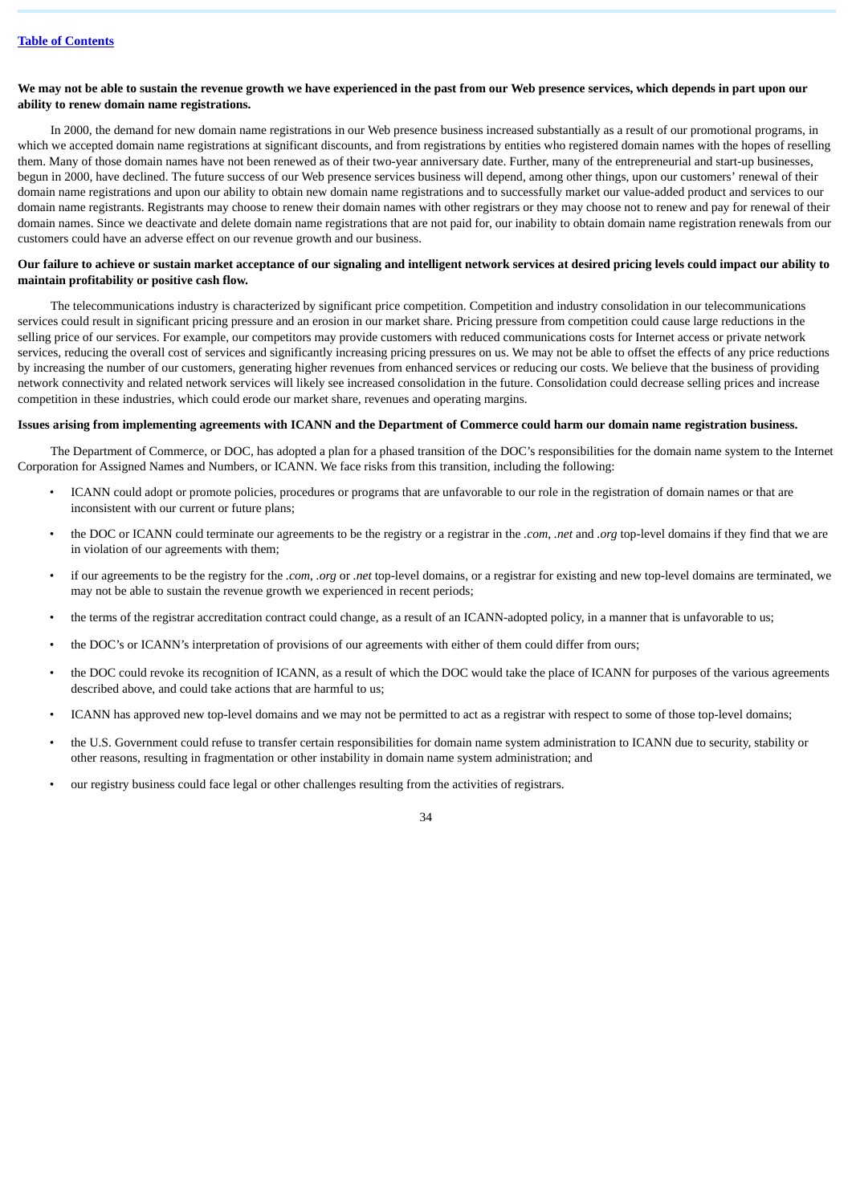**We may not be able to sustain the revenue growth we have experienced in the past from our Web presence services, which depends in part upon our ability to renew domain name registrations.**

In 2000, the demand for new domain name registrations in our Web presence business increased substantially as a result of our promotional programs, in which we accepted domain name registrations at significant discounts, and from registrations by entities who registered domain names with the hopes of reselling them. Many of those domain names have not been renewed as of their two-year anniversary date. Further, many of the entrepreneurial and start-up businesses, begun in 2000, have declined. The future success of our Web presence services business will depend, among other things, upon our customers' renewal of their domain name registrations and upon our ability to obtain new domain name registrations and to successfully market our value-added product and services to our domain name registrants. Registrants may choose to renew their domain names with other registrars or they may choose not to renew and pay for renewal of their domain names. Since we deactivate and delete domain name registrations that are not paid for, our inability to obtain domain name registration renewals from our customers could have an adverse effect on our revenue growth and our business.

**Our failure to achieve or sustain market acceptance of our signaling and intelligent network services at desired pricing levels could impact our ability to maintain profitability or positive cash flow.**

The telecommunications industry is characterized by significant price competition. Competition and industry consolidation in our telecommunications services could result in significant pricing pressure and an erosion in our market share. Pricing pressure from competition could cause large reductions in the selling price of our services. For example, our competitors may provide customers with reduced communications costs for Internet access or private network services, reducing the overall cost of services and significantly increasing pricing pressures on us. We may not be able to offset the effects of any price reductions by increasing the number of our customers, generating higher revenues from enhanced services or reducing our costs. We believe that the business of providing network connectivity and related network services will likely see increased consolidation in the future. Consolidation could decrease selling prices and increase competition in these industries, which could erode our market share, revenues and operating margins.

**Issues arising from implementing agreements with ICANN and the Department of Commerce could harm our domain name registration business.**

The Department of Commerce, or DOC, has adopted a plan for a phased transition of the DOC's responsibilities for the domain name system to the Internet Corporation for Assigned Names and Numbers, or ICANN. We face risks from this transition, including the following:

- ICANN could adopt or promote policies, procedures or programs that are unfavorable to our role in the registration of domain names or that are inconsistent with our current or future plans;
- the DOC or ICANN could terminate our agreements to be the registry or a registrar in the *.com*, *.net* and *.org* top-level domains if they find that we are in violation of our agreements with them;
- if our agreements to be the registry for the *.com*, *.org* or *.net* top-level domains, or a registrar for existing and new top-level domains are terminated, we may not be able to sustain the revenue growth we experienced in recent periods;
- the terms of the registrar accreditation contract could change, as a result of an ICANN-adopted policy, in a manner that is unfavorable to us;
- the DOC's or ICANN's interpretation of provisions of our agreements with either of them could differ from ours;
- the DOC could revoke its recognition of ICANN, as a result of which the DOC would take the place of ICANN for purposes of the various agreements described above, and could take actions that are harmful to us;
- ICANN has approved new top-level domains and we may not be permitted to act as a registrar with respect to some of those top-level domains;
- the U.S. Government could refuse to transfer certain responsibilities for domain name system administration to ICANN due to security, stability or other reasons, resulting in fragmentation or other instability in domain name system administration; and
- our registry business could face legal or other challenges resulting from the activities of registrars.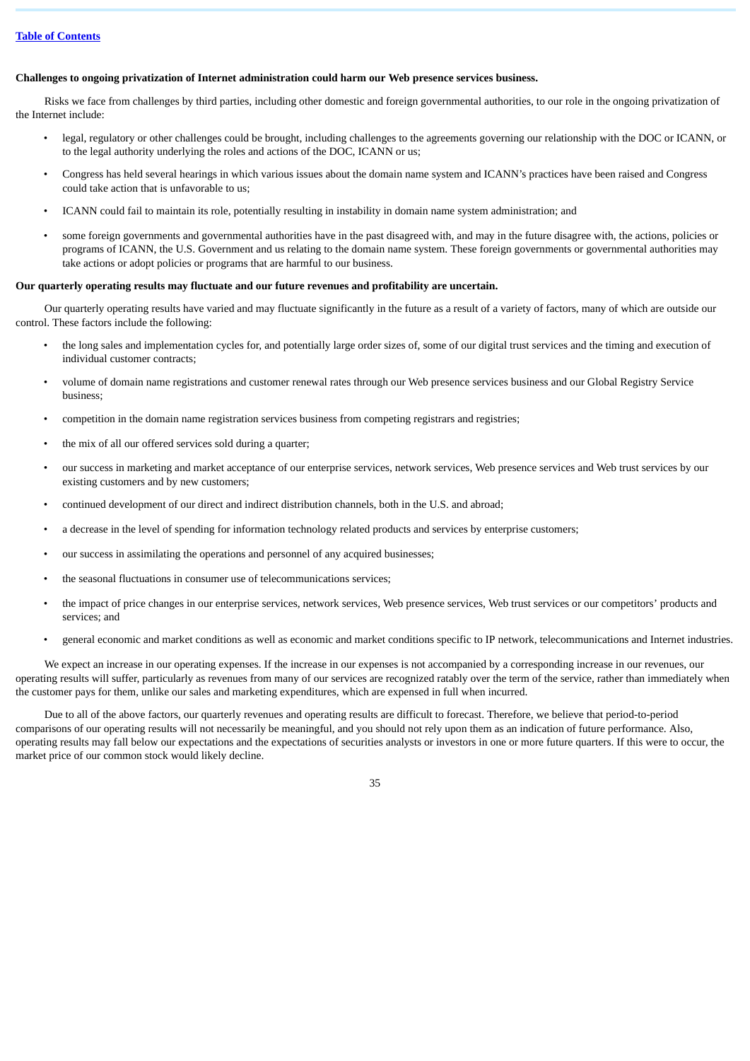**Challenges to ongoing privatization of Internet administration could harm our Web presence services business.**

Risks we face from challenges by third parties, including other domestic and foreign governmental authorities, to our role in the ongoing privatization of the Internet include:

- legal, regulatory or other challenges could be brought, including challenges to the agreements governing our relationship with the DOC or ICANN, or to the legal authority underlying the roles and actions of the DOC, ICANN or us;
- Congress has held several hearings in which various issues about the domain name system and ICANN's practices have been raised and Congress could take action that is unfavorable to us;
- ICANN could fail to maintain its role, potentially resulting in instability in domain name system administration; and
- some foreign governments and governmental authorities have in the past disagreed with, and may in the future disagree with, the actions, policies or programs of ICANN, the U.S. Government and us relating to the domain name system. These foreign governments or governmental authorities may take actions or adopt policies or programs that are harmful to our business.

**Our quarterly operating results may fluctuate and our future revenues and profitability are uncertain.**

Our quarterly operating results have varied and may fluctuate significantly in the future as a result of a variety of factors, many of which are outside our control. These factors include the following:

- the long sales and implementation cycles for, and potentially large order sizes of, some of our digital trust services and the timing and execution of individual customer contracts;
- volume of domain name registrations and customer renewal rates through our Web presence services business and our Global Registry Service business;
- competition in the domain name registration services business from competing registrars and registries;
- the mix of all our offered services sold during a quarter;
- our success in marketing and market acceptance of our enterprise services, network services, Web presence services and Web trust services by our existing customers and by new customers;
- continued development of our direct and indirect distribution channels, both in the U.S. and abroad;
- a decrease in the level of spending for information technology related products and services by enterprise customers;
- our success in assimilating the operations and personnel of any acquired businesses;
- the seasonal fluctuations in consumer use of telecommunications services;
- the impact of price changes in our enterprise services, network services, Web presence services, Web trust services or our competitors' products and services; and
- general economic and market conditions as well as economic and market conditions specific to IP network, telecommunications and Internet industries.

We expect an increase in our operating expenses. If the increase in our expenses is not accompanied by a corresponding increase in our revenues, our operating results will suffer, particularly as revenues from many of our services are recognized ratably over the term of the service, rather than immediately when the customer pays for them, unlike our sales and marketing expenditures, which are expensed in full when incurred.

Due to all of the above factors, our quarterly revenues and operating results are difficult to forecast. Therefore, we believe that period-to-period comparisons of our operating results will not necessarily be meaningful, and you should not rely upon them as an indication of future performance. Also, operating results may fall below our expectations and the expectations of securities analysts or investors in one or more future quarters. If this were to occur, the market price of our common stock would likely decline.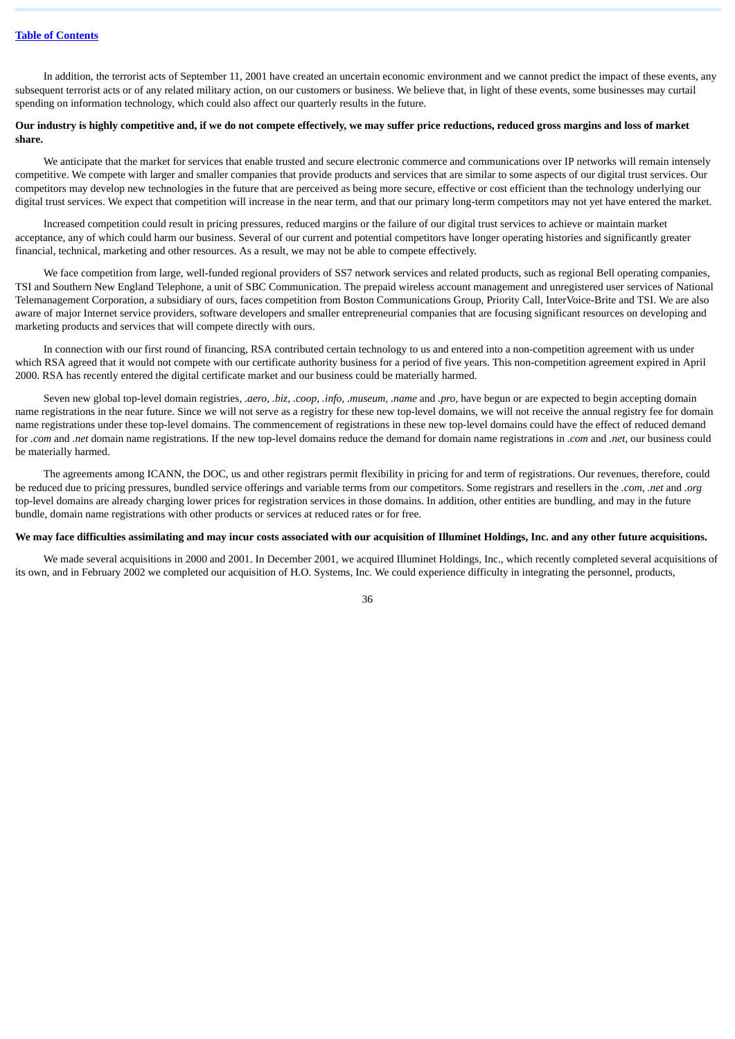In addition, the terrorist acts of September 11, 2001 have created an uncertain economic environment and we cannot predict the impact of these events, any subsequent terrorist acts or of any related military action, on our customers or business. We believe that, in light of these events, some businesses may curtail spending on information technology, which could also affect our quarterly results in the future.

**Our industry is highly competitive and, if we do not compete effectively, we may suffer price reductions, reduced gross margins and loss of market share.**

We anticipate that the market for services that enable trusted and secure electronic commerce and communications over IP networks will remain intensely competitive. We compete with larger and smaller companies that provide products and services that are similar to some aspects of our digital trust services. Our competitors may develop new technologies in the future that are perceived as being more secure, effective or cost efficient than the technology underlying our digital trust services. We expect that competition will increase in the near term, and that our primary long-term competitors may not yet have entered the market.

Increased competition could result in pricing pressures, reduced margins or the failure of our digital trust services to achieve or maintain market acceptance, any of which could harm our business. Several of our current and potential competitors have longer operating histories and significantly greater financial, technical, marketing and other resources. As a result, we may not be able to compete effectively.

We face competition from large, well-funded regional providers of SS7 network services and related products, such as regional Bell operating companies, TSI and Southern New England Telephone, a unit of SBC Communication. The prepaid wireless account management and unregistered user services of National Telemanagement Corporation, a subsidiary of ours, faces competition from Boston Communications Group, Priority Call, InterVoice-Brite and TSI. We are also aware of major Internet service providers, software developers and smaller entrepreneurial companies that are focusing significant resources on developing and marketing products and services that will compete directly with ours.

In connection with our first round of financing, RSA contributed certain technology to us and entered into a non-competition agreement with us under which RSA agreed that it would not compete with our certificate authority business for a period of five years. This non-competition agreement expired in April 2000. RSA has recently entered the digital certificate market and our business could be materially harmed.

Seven new global top-level domain registries, *.aero, .biz, .coop, .info, .museum, .name* and *.pro*, have begun or are expected to begin accepting domain name registrations in the near future. Since we will not serve as a registry for these new top-level domains, we will not receive the annual registry fee for domain name registrations under these top-level domains. The commencement of registrations in these new top-level domains could have the effect of reduced demand for *.com* and *.net* domain name registrations. If the new top-level domains reduce the demand for domain name registrations in *.com* and *.net*, our business could be materially harmed.

The agreements among ICANN, the DOC, us and other registrars permit flexibility in pricing for and term of registrations. Our revenues, therefore, could be reduced due to pricing pressures, bundled service offerings and variable terms from our competitors. Some registrars and resellers in the *.com, .net* and *.org* top-level domains are already charging lower prices for registration services in those domains. In addition, other entities are bundling, and may in the future bundle, domain name registrations with other products or services at reduced rates or for free.

**We may face difficulties assimilating and may incur costs associated with our acquisition of Illuminet Holdings, Inc. and any other future acquisitions.**

We made several acquisitions in 2000 and 2001. In December 2001, we acquired Illuminet Holdings, Inc., which recently completed several acquisitions of its own, and in February 2002 we completed our acquisition of H.O. Systems, Inc. We could experience difficulty in integrating the personnel, products,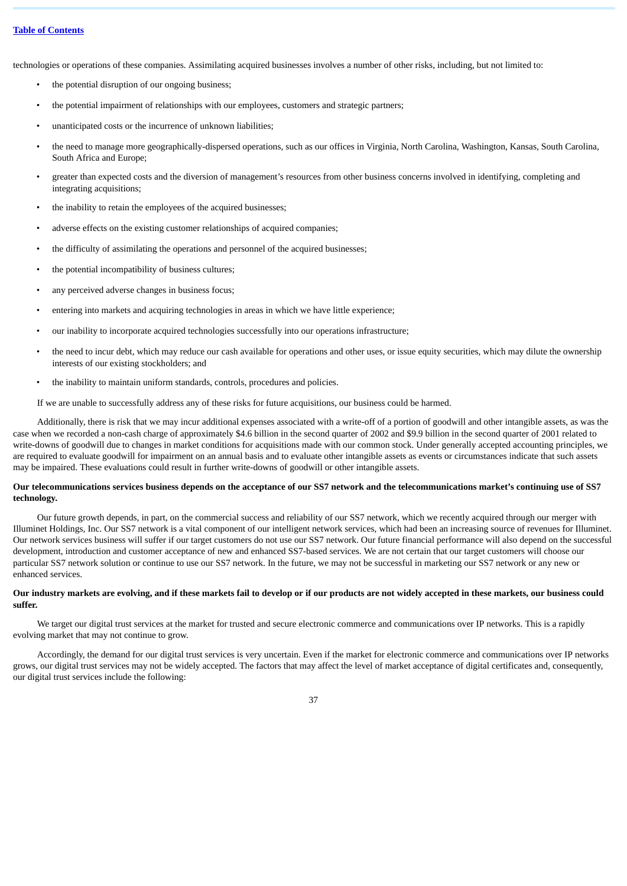technologies or operations of these companies. Assimilating acquired businesses involves a number of other risks, including, but not limited to:

- the potential disruption of our ongoing business;
- the potential impairment of relationships with our employees, customers and strategic partners;
- unanticipated costs or the incurrence of unknown liabilities;
- the need to manage more geographically-dispersed operations, such as our offices in Virginia, North Carolina, Washington, Kansas, South Carolina, South Africa and Europe;
- greater than expected costs and the diversion of management's resources from other business concerns involved in identifying, completing and integrating acquisitions;
- the inability to retain the employees of the acquired businesses;
- adverse effects on the existing customer relationships of acquired companies;
- the difficulty of assimilating the operations and personnel of the acquired businesses;
- the potential incompatibility of business cultures;
- any perceived adverse changes in business focus;
- entering into markets and acquiring technologies in areas in which we have little experience;
- our inability to incorporate acquired technologies successfully into our operations infrastructure;
- the need to incur debt, which may reduce our cash available for operations and other uses, or issue equity securities, which may dilute the ownership interests of our existing stockholders; and
- the inability to maintain uniform standards, controls, procedures and policies.

If we are unable to successfully address any of these risks for future acquisitions, our business could be harmed.

Additionally, there is risk that we may incur additional expenses associated with a write-off of a portion of goodwill and other intangible assets, as was the case when we recorded a non-cash charge of approximately $4.6 billion in the second quarter of 2002 and $9.9 billion in the second quarter of 2001 related to write-downs of goodwill due to changes in market conditions for acquisitions made with our common stock. Under generally accepted accounting principles, we are required to evaluate goodwill for impairment on an annual basis and to evaluate other intangible assets as events or circumstances indicate that such assets may be impaired. These evaluations could result in further write-downs of goodwill or other intangible assets.

**Our telecommunications services business depends on the acceptance of our SS7 network and the telecommunications market's continuing use of SS7 technology.**

Our future growth depends, in part, on the commercial success and reliability of our SS7 network, which we recently acquired through our merger with Illuminet Holdings, Inc. Our SS7 network is a vital component of our intelligent network services, which had been an increasing source of revenues for Illuminet. Our network services business will suffer if our target customers do not use our SS7 network. Our future financial performance will also depend on the successful development, introduction and customer acceptance of new and enhanced SS7-based services. We are not certain that our target customers will choose our particular SS7 network solution or continue to use our SS7 network. In the future, we may not be successful in marketing our SS7 network or any new or enhanced services.

**Our industry markets are evolving, and if these markets fail to develop or if our products are not widely accepted in these markets, our business could suffer.**

We target our digital trust services at the market for trusted and secure electronic commerce and communications over IP networks. This is a rapidly evolving market that may not continue to grow.

Accordingly, the demand for our digital trust services is very uncertain. Even if the market for electronic commerce and communications over IP networks grows, our digital trust services may not be widely accepted. The factors that may affect the level of market acceptance of digital certificates and, consequently, our digital trust services include the following: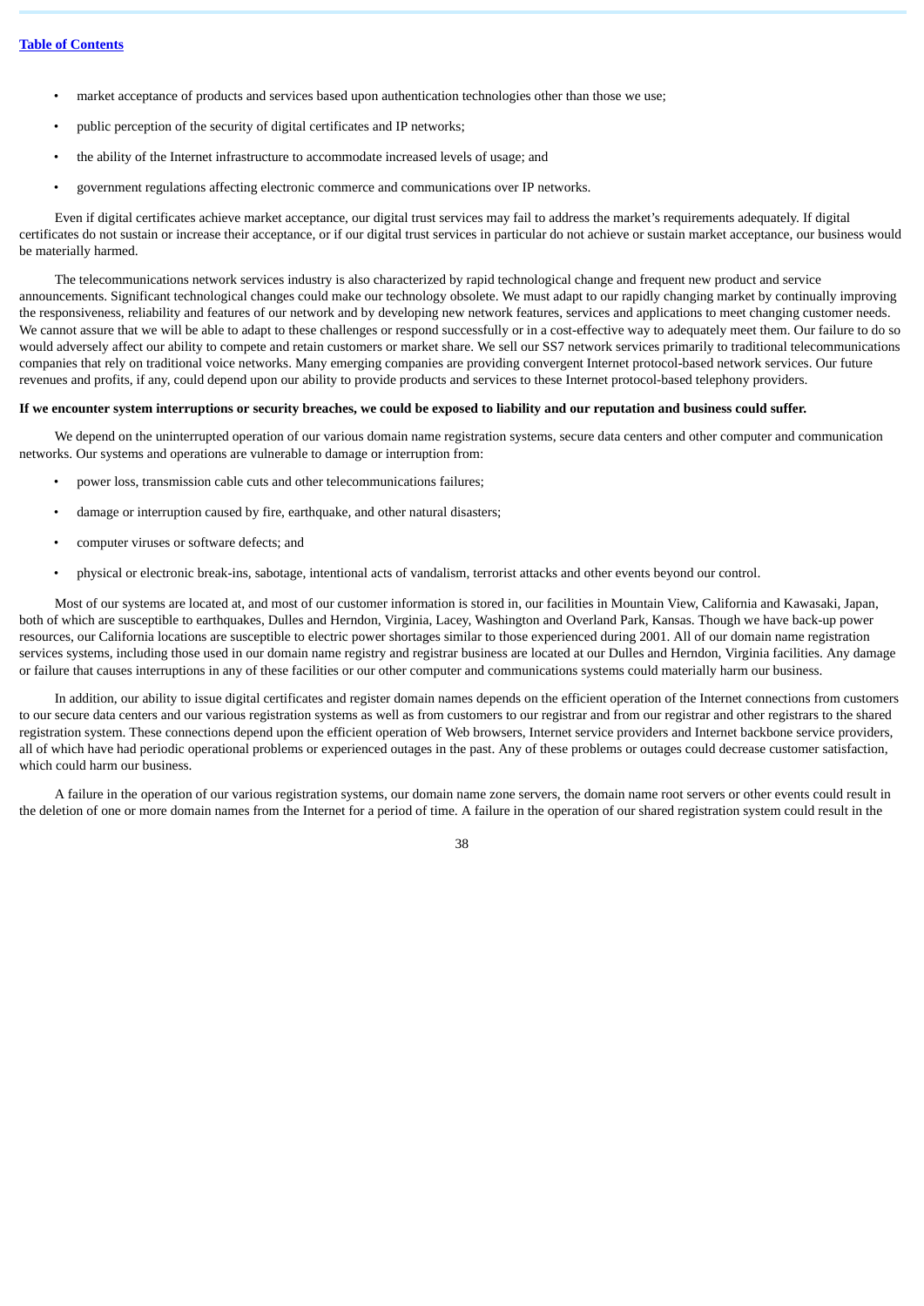- market acceptance of products and services based upon authentication technologies other than those we use;
- public perception of the security of digital certificates and IP networks;
- the ability of the Internet infrastructure to accommodate increased levels of usage; and
- government regulations affecting electronic commerce and communications over IP networks.

Even if digital certificates achieve market acceptance, our digital trust services may fail to address the market's requirements adequately. If digital certificates do not sustain or increase their acceptance, or if our digital trust services in particular do not achieve or sustain market acceptance, our business would be materially harmed.

The telecommunications network services industry is also characterized by rapid technological change and frequent new product and service announcements. Significant technological changes could make our technology obsolete. We must adapt to our rapidly changing market by continually improving the responsiveness, reliability and features of our network and by developing new network features, services and applications to meet changing customer needs. We cannot assure that we will be able to adapt to these challenges or respond successfully or in a cost-effective way to adequately meet them. Our failure to do so would adversely affect our ability to compete and retain customers or market share. We sell our SS7 network services primarily to traditional telecommunications companies that rely on traditional voice networks. Many emerging companies are providing convergent Internet protocol-based network services. Our future revenues and profits, if any, could depend upon our ability to provide products and services to these Internet protocol-based telephony providers.

**If we encounter system interruptions or security breaches, we could be exposed to liability and our reputation and business could suffer.**

We depend on the uninterrupted operation of our various domain name registration systems, secure data centers and other computer and communication networks. Our systems and operations are vulnerable to damage or interruption from:

- power loss, transmission cable cuts and other telecommunications failures;
- damage or interruption caused by fire, earthquake, and other natural disasters;
- computer viruses or software defects; and
- physical or electronic break-ins, sabotage, intentional acts of vandalism, terrorist attacks and other events beyond our control.

Most of our systems are located at, and most of our customer information is stored in, our facilities in Mountain View, California and Kawasaki, Japan, both of which are susceptible to earthquakes, Dulles and Herndon, Virginia, Lacey, Washington and Overland Park, Kansas. Though we have back-up power resources, our California locations are susceptible to electric power shortages similar to those experienced during 2001. All of our domain name registration services systems, including those used in our domain name registry and registrar business are located at our Dulles and Herndon, Virginia facilities. Any damage or failure that causes interruptions in any of these facilities or our other computer and communications systems could materially harm our business.

In addition, our ability to issue digital certificates and register domain names depends on the efficient operation of the Internet connections from customers to our secure data centers and our various registration systems as well as from customers to our registrar and from our registrar and other registrars to the shared registration system. These connections depend upon the efficient operation of Web browsers, Internet service providers and Internet backbone service providers, all of which have had periodic operational problems or experienced outages in the past. Any of these problems or outages could decrease customer satisfaction, which could harm our business.

A failure in the operation of our various registration systems, our domain name zone servers, the domain name root servers or other events could result in the deletion of one or more domain names from the Internet for a period of time. A failure in the operation of our shared registration system could result in the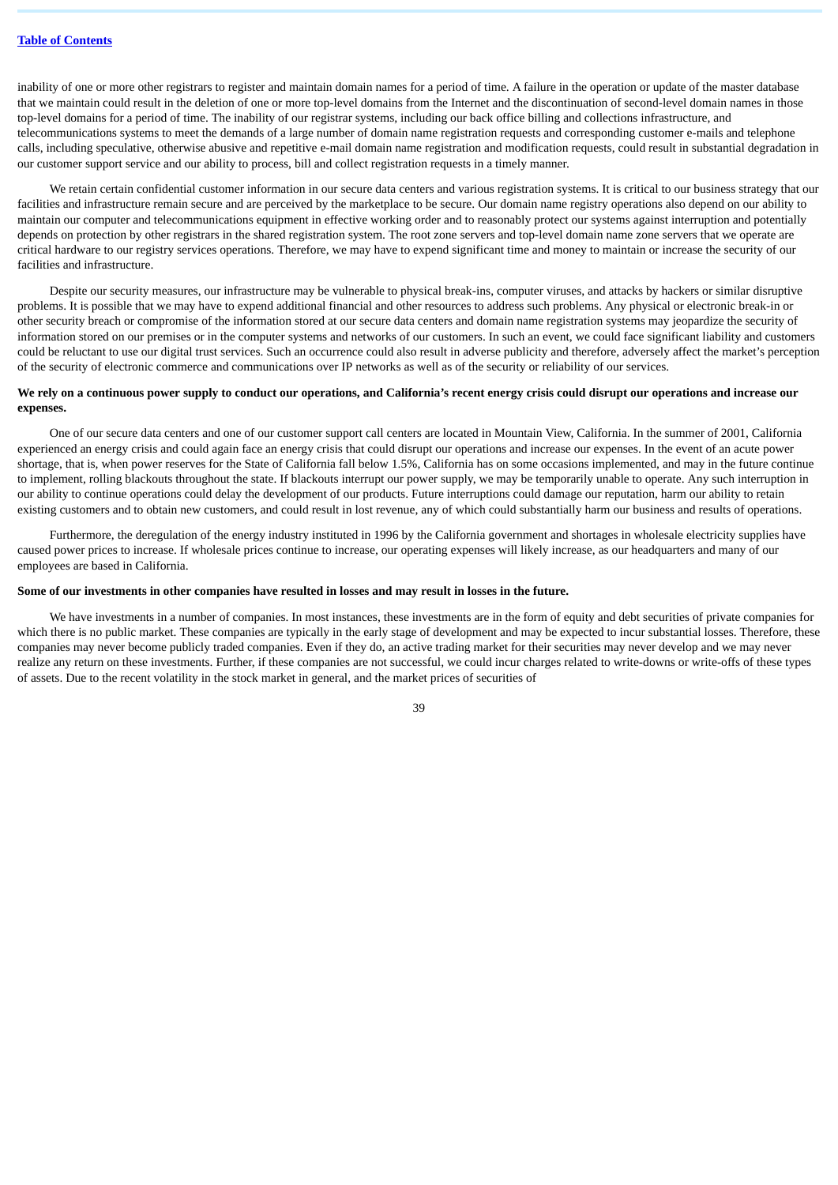inability of one or more other registrars to register and maintain domain names for a period of time. A failure in the operation or update of the master database that we maintain could result in the deletion of one or more top-level domains from the Internet and the discontinuation of second-level domain names in those top-level domains for a period of time. The inability of our registrar systems, including our back office billing and collections infrastructure, and telecommunications systems to meet the demands of a large number of domain name registration requests and corresponding customer e-mails and telephone calls, including speculative, otherwise abusive and repetitive e-mail domain name registration and modification requests, could result in substantial degradation in our customer support service and our ability to process, bill and collect registration requests in a timely manner.

We retain certain confidential customer information in our secure data centers and various registration systems. It is critical to our business strategy that our facilities and infrastructure remain secure and are perceived by the marketplace to be secure. Our domain name registry operations also depend on our ability to maintain our computer and telecommunications equipment in effective working order and to reasonably protect our systems against interruption and potentially depends on protection by other registrars in the shared registration system. The root zone servers and top-level domain name zone servers that we operate are critical hardware to our registry services operations. Therefore, we may have to expend significant time and money to maintain or increase the security of our facilities and infrastructure.

Despite our security measures, our infrastructure may be vulnerable to physical break-ins, computer viruses, and attacks by hackers or similar disruptive problems. It is possible that we may have to expend additional financial and other resources to address such problems. Any physical or electronic break-in or other security breach or compromise of the information stored at our secure data centers and domain name registration systems may jeopardize the security of information stored on our premises or in the computer systems and networks of our customers. In such an event, we could face significant liability and customers could be reluctant to use our digital trust services. Such an occurrence could also result in adverse publicity and therefore, adversely affect the market's perception of the security of electronic commerce and communications over IP networks as well as of the security or reliability of our services.

**We rely on a continuous power supply to conduct our operations, and California's recent energy crisis could disrupt our operations and increase our expenses.**

One of our secure data centers and one of our customer support call centers are located in Mountain View, California. In the summer of 2001, California experienced an energy crisis and could again face an energy crisis that could disrupt our operations and increase our expenses. In the event of an acute power shortage, that is, when power reserves for the State of California fall below 1.5%, California has on some occasions implemented, and may in the future continue to implement, rolling blackouts throughout the state. If blackouts interrupt our power supply, we may be temporarily unable to operate. Any such interruption in our ability to continue operations could delay the development of our products. Future interruptions could damage our reputation, harm our ability to retain existing customers and to obtain new customers, and could result in lost revenue, any of which could substantially harm our business and results of operations.

Furthermore, the deregulation of the energy industry instituted in 1996 by the California government and shortages in wholesale electricity supplies have caused power prices to increase. If wholesale prices continue to increase, our operating expenses will likely increase, as our headquarters and many of our employees are based in California.

**Some of our investments in other companies have resulted in losses and may result in losses in the future.**

We have investments in a number of companies. In most instances, these investments are in the form of equity and debt securities of private companies for which there is no public market. These companies are typically in the early stage of development and may be expected to incur substantial losses. Therefore, these companies may never become publicly traded companies. Even if they do, an active trading market for their securities may never develop and we may never realize any return on these investments. Further, if these companies are not successful, we could incur charges related to write-downs or write-offs of these types of assets. Due to the recent volatility in the stock market in general, and the market prices of securities of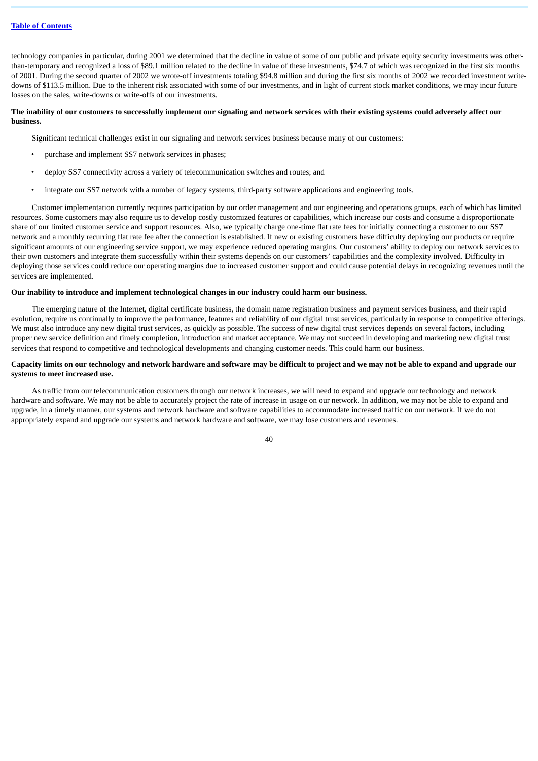technology companies in particular, during 2001 we determined that the decline in value of some of our public and private equity security investments was other-than-temporary and recognized a loss of $89.1 million related to the decline in value of these investments, $74.7 of which was recognized in the first six months of 2001. During the second quarter of 2002 we wrote-off investments totaling $94.8 million and during the first six months of 2002 we recorded investment write-downs of $113.5 million. Due to the inherent risk associated with some of our investments, and in light of current stock market conditions, we may incur future losses on the sales, write-downs or write-offs of our investments.

**The inability of our customers to successfully implement our signaling and network services with their existing systems could adversely affect our business.**

Significant technical challenges exist in our signaling and network services business because many of our customers:

- purchase and implement SS7 network services in phases;
- deploy SS7 connectivity across a variety of telecommunication switches and routes; and
- integrate our SS7 network with a number of legacy systems, third-party software applications and engineering tools.

Customer implementation currently requires participation by our order management and our engineering and operations groups, each of which has limited resources. Some customers may also require us to develop costly customized features or capabilities, which increase our costs and consume a disproportionate share of our limited customer service and support resources. Also, we typically charge one-time flat rate fees for initially connecting a customer to our SS7 network and a monthly recurring flat rate fee after the connection is established. If new or existing customers have difficulty deploying our products or require significant amounts of our engineering service support, we may experience reduced operating margins. Our customers' ability to deploy our network services to their own customers and integrate them successfully within their systems depends on our customers' capabilities and the complexity involved. Difficulty in deploying those services could reduce our operating margins due to increased customer support and could cause potential delays in recognizing revenues until the services are implemented.

**Our inability to introduce and implement technological changes in our industry could harm our business.**

The emerging nature of the Internet, digital certificate business, the domain name registration business and payment services business, and their rapid evolution, require us continually to improve the performance, features and reliability of our digital trust services, particularly in response to competitive offerings. We must also introduce any new digital trust services, as quickly as possible. The success of new digital trust services depends on several factors, including proper new service definition and timely completion, introduction and market acceptance. We may not succeed in developing and marketing new digital trust services that respond to competitive and technological developments and changing customer needs. This could harm our business.

**Capacity limits on our technology and network hardware and software may be difficult to project and we may not be able to expand and upgrade our systems to meet increased use.**

As traffic from our telecommunication customers through our network increases, we will need to expand and upgrade our technology and network hardware and software. We may not be able to accurately project the rate of increase in usage on our network. In addition, we may not be able to expand and upgrade, in a timely manner, our systems and network hardware and software capabilities to accommodate increased traffic on our network. If we do not appropriately expand and upgrade our systems and network hardware and software, we may lose customers and revenues.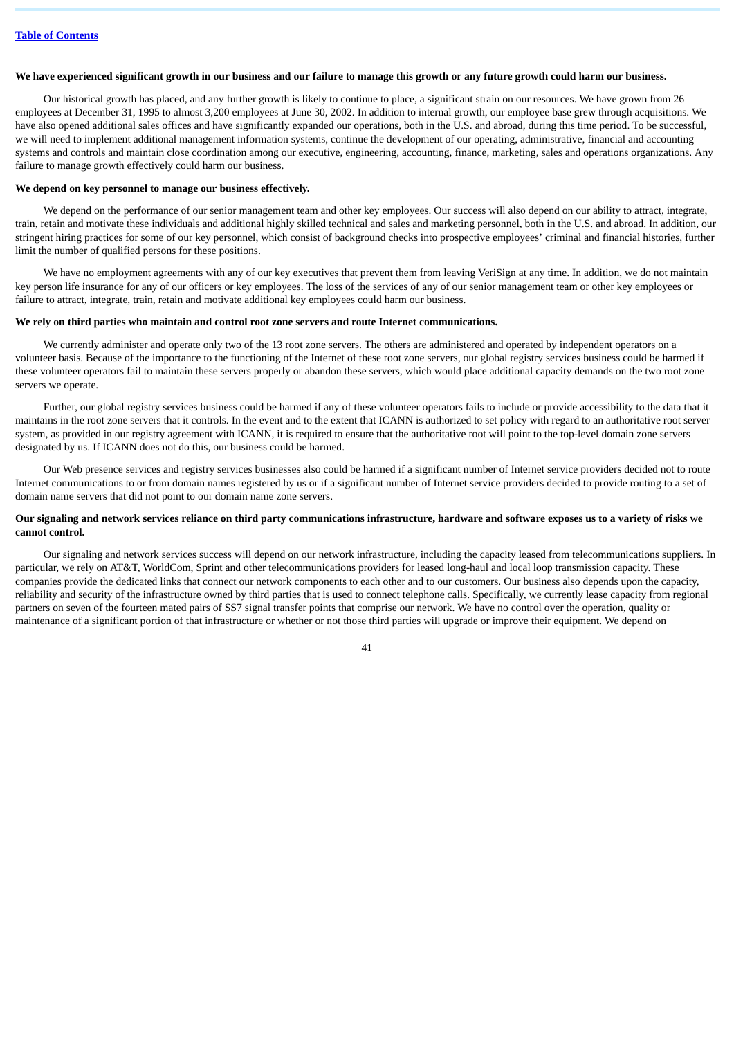**We have experienced significant growth in our business and our failure to manage this growth or any future growth could harm our business.**

Our historical growth has placed, and any further growth is likely to continue to place, a significant strain on our resources. We have grown from 26 employees at December 31, 1995 to almost 3,200 employees at June 30, 2002. In addition to internal growth, our employee base grew through acquisitions. We have also opened additional sales offices and have significantly expanded our operations, both in the U.S. and abroad, during this time period. To be successful, we will need to implement additional management information systems, continue the development of our operating, administrative, financial and accounting systems and controls and maintain close coordination among our executive, engineering, accounting, finance, marketing, sales and operations organizations. Any failure to manage growth effectively could harm our business.

**We depend on key personnel to manage our business effectively.**

We depend on the performance of our senior management team and other key employees. Our success will also depend on our ability to attract, integrate, train, retain and motivate these individuals and additional highly skilled technical and sales and marketing personnel, both in the U.S. and abroad. In addition, our stringent hiring practices for some of our key personnel, which consist of background checks into prospective employees' criminal and financial histories, further limit the number of qualified persons for these positions.

We have no employment agreements with any of our key executives that prevent them from leaving VeriSign at any time. In addition, we do not maintain key person life insurance for any of our officers or key employees. The loss of the services of any of our senior management team or other key employees or failure to attract, integrate, train, retain and motivate additional key employees could harm our business.

**We rely on third parties who maintain and control root zone servers and route Internet communications.**

We currently administer and operate only two of the 13 root zone servers. The others are administered and operated by independent operators on a volunteer basis. Because of the importance to the functioning of the Internet of these root zone servers, our global registry services business could be harmed if these volunteer operators fail to maintain these servers properly or abandon these servers, which would place additional capacity demands on the two root zone servers we operate.

Further, our global registry services business could be harmed if any of these volunteer operators fails to include or provide accessibility to the data that it maintains in the root zone servers that it controls. In the event and to the extent that ICANN is authorized to set policy with regard to an authoritative root server system, as provided in our registry agreement with ICANN, it is required to ensure that the authoritative root will point to the top-level domain zone servers designated by us. If ICANN does not do this, our business could be harmed.

Our Web presence services and registry services businesses also could be harmed if a significant number of Internet service providers decided not to route Internet communications to or from domain names registered by us or if a significant number of Internet service providers decided to provide routing to a set of domain name servers that did not point to our domain name zone servers.

**Our signaling and network services reliance on third party communications infrastructure, hardware and software exposes us to a variety of risks we cannot control.**

Our signaling and network services success will depend on our network infrastructure, including the capacity leased from telecommunications suppliers. In particular, we rely on AT&T, WorldCom, Sprint and other telecommunications providers for leased long-haul and local loop transmission capacity. These companies provide the dedicated links that connect our network components to each other and to our customers. Our business also depends upon the capacity, reliability and security of the infrastructure owned by third parties that is used to connect telephone calls. Specifically, we currently lease capacity from regional partners on seven of the fourteen mated pairs of SS7 signal transfer points that comprise our network. We have no control over the operation, quality or maintenance of a significant portion of that infrastructure or whether or not those third parties will upgrade or improve their equipment. We depend on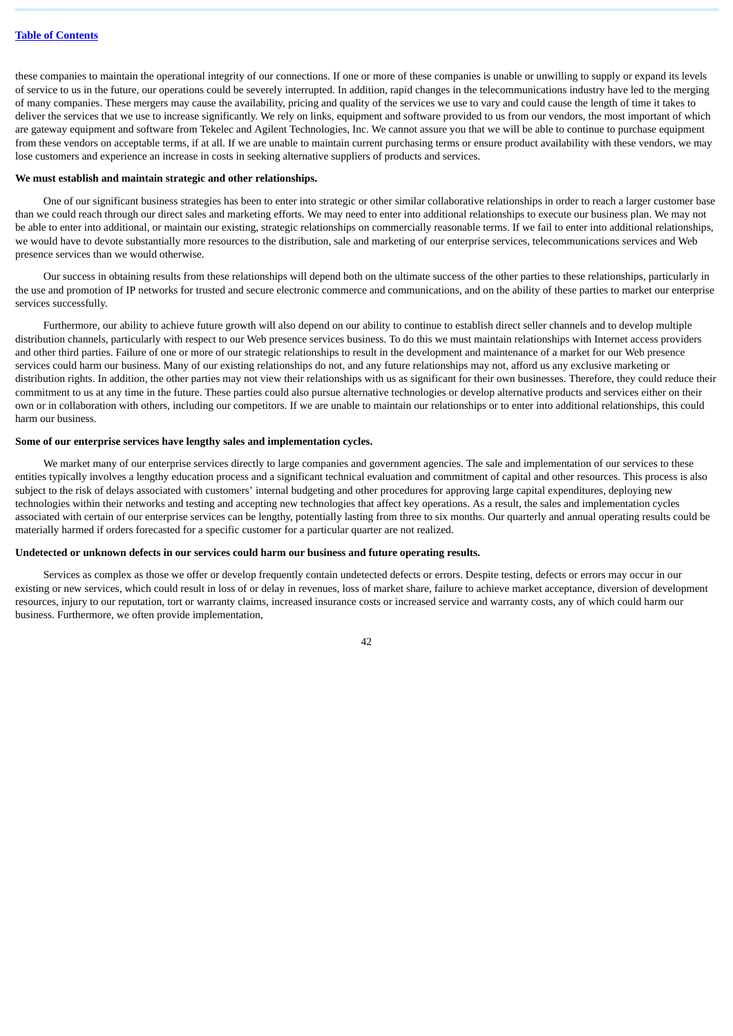these companies to maintain the operational integrity of our connections. If one or more of these companies is unable or unwilling to supply or expand its levels of service to us in the future, our operations could be severely interrupted. In addition, rapid changes in the telecommunications industry have led to the merging of many companies. These mergers may cause the availability, pricing and quality of the services we use to vary and could cause the length of time it takes to deliver the services that we use to increase significantly. We rely on links, equipment and software provided to us from our vendors, the most important of which are gateway equipment and software from Tekelec and Agilent Technologies, Inc. We cannot assure you that we will be able to continue to purchase equipment from these vendors on acceptable terms, if at all. If we are unable to maintain current purchasing terms or ensure product availability with these vendors, we may lose customers and experience an increase in costs in seeking alternative suppliers of products and services.

**We must establish and maintain strategic and other relationships.**

One of our significant business strategies has been to enter into strategic or other similar collaborative relationships in order to reach a larger customer base than we could reach through our direct sales and marketing efforts. We may need to enter into additional relationships to execute our business plan. We may not be able to enter into additional, or maintain our existing, strategic relationships on commercially reasonable terms. If we fail to enter into additional relationships, we would have to devote substantially more resources to the distribution, sale and marketing of our enterprise services, telecommunications services and Web presence services than we would otherwise.

Our success in obtaining results from these relationships will depend both on the ultimate success of the other parties to these relationships, particularly in the use and promotion of IP networks for trusted and secure electronic commerce and communications, and on the ability of these parties to market our enterprise services successfully.

Furthermore, our ability to achieve future growth will also depend on our ability to continue to establish direct seller channels and to develop multiple distribution channels, particularly with respect to our Web presence services business. To do this we must maintain relationships with Internet access providers and other third parties. Failure of one or more of our strategic relationships to result in the development and maintenance of a market for our Web presence services could harm our business. Many of our existing relationships do not, and any future relationships may not, afford us any exclusive marketing or distribution rights. In addition, the other parties may not view their relationships with us as significant for their own businesses. Therefore, they could reduce their commitment to us at any time in the future. These parties could also pursue alternative technologies or develop alternative products and services either on their own or in collaboration with others, including our competitors. If we are unable to maintain our relationships or to enter into additional relationships, this could harm our business.

**Some of our enterprise services have lengthy sales and implementation cycles.**

We market many of our enterprise services directly to large companies and government agencies. The sale and implementation of our services to these entities typically involves a lengthy education process and a significant technical evaluation and commitment of capital and other resources. This process is also subject to the risk of delays associated with customers' internal budgeting and other procedures for approving large capital expenditures, deploying new technologies within their networks and testing and accepting new technologies that affect key operations. As a result, the sales and implementation cycles associated with certain of our enterprise services can be lengthy, potentially lasting from three to six months. Our quarterly and annual operating results could be materially harmed if orders forecasted for a specific customer for a particular quarter are not realized.

**Undetected or unknown defects in our services could harm our business and future operating results.**

Services as complex as those we offer or develop frequently contain undetected defects or errors. Despite testing, defects or errors may occur in our existing or new services, which could result in loss of or delay in revenues, loss of market share, failure to achieve market acceptance, diversion of development resources, injury to our reputation, tort or warranty claims, increased insurance costs or increased service and warranty costs, any of which could harm our business. Furthermore, we often provide implementation,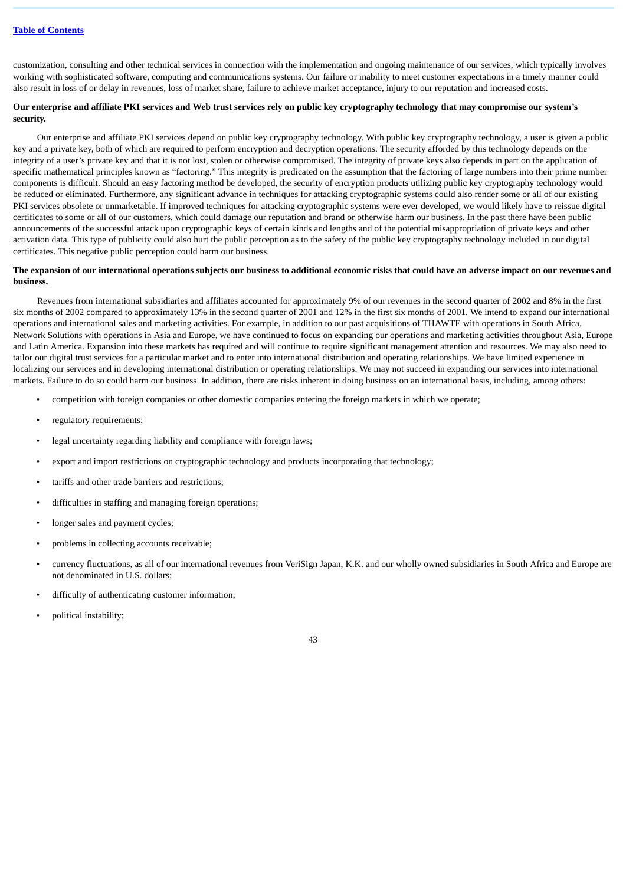customization, consulting and other technical services in connection with the implementation and ongoing maintenance of our services, which typically involves working with sophisticated software, computing and communications systems. Our failure or inability to meet customer expectations in a timely manner could also result in loss of or delay in revenues, loss of market share, failure to achieve market acceptance, injury to our reputation and increased costs.

**Our enterprise and affiliate PKI services and Web trust services rely on public key cryptography technology that may compromise our system's security.**

Our enterprise and affiliate PKI services depend on public key cryptography technology. With public key cryptography technology, a user is given a public key and a private key, both of which are required to perform encryption and decryption operations. The security afforded by this technology depends on the integrity of a user's private key and that it is not lost, stolen or otherwise compromised. The integrity of private keys also depends in part on the application of specific mathematical principles known as "factoring." This integrity is predicated on the assumption that the factoring of large numbers into their prime number components is difficult. Should an easy factoring method be developed, the security of encryption products utilizing public key cryptography technology would be reduced or eliminated. Furthermore, any significant advance in techniques for attacking cryptographic systems could also render some or all of our existing PKI services obsolete or unmarketable. If improved techniques for attacking cryptographic systems were ever developed, we would likely have to reissue digital certificates to some or all of our customers, which could damage our reputation and brand or otherwise harm our business. In the past there have been public announcements of the successful attack upon cryptographic keys of certain kinds and lengths and of the potential misappropriation of private keys and other activation data. This type of publicity could also hurt the public perception as to the safety of the public key cryptography technology included in our digital certificates. This negative public perception could harm our business.

**The expansion of our international operations subjects our business to additional economic risks that could have an adverse impact on our revenues and business.**

Revenues from international subsidiaries and affiliates accounted for approximately 9% of our revenues in the second quarter of 2002 and 8% in the first six months of 2002 compared to approximately 13% in the second quarter of 2001 and 12% in the first six months of 2001. We intend to expand our international operations and international sales and marketing activities. For example, in addition to our past acquisitions of THAWTE with operations in South Africa, Network Solutions with operations in Asia and Europe, we have continued to focus on expanding our operations and marketing activities throughout Asia, Europe and Latin America. Expansion into these markets has required and will continue to require significant management attention and resources. We may also need to tailor our digital trust services for a particular market and to enter into international distribution and operating relationships. We have limited experience in localizing our services and in developing international distribution or operating relationships. We may not succeed in expanding our services into international markets. Failure to do so could harm our business. In addition, there are risks inherent in doing business on an international basis, including, among others:

- competition with foreign companies or other domestic companies entering the foreign markets in which we operate;
- regulatory requirements;
- legal uncertainty regarding liability and compliance with foreign laws;
- export and import restrictions on cryptographic technology and products incorporating that technology;
- tariffs and other trade barriers and restrictions;
- difficulties in staffing and managing foreign operations;
- longer sales and payment cycles;
- problems in collecting accounts receivable;
- currency fluctuations, as all of our international revenues from VeriSign Japan, K.K. and our wholly owned subsidiaries in South Africa and Europe are not denominated in U.S. dollars;
- difficulty of authenticating customer information;
- political instability;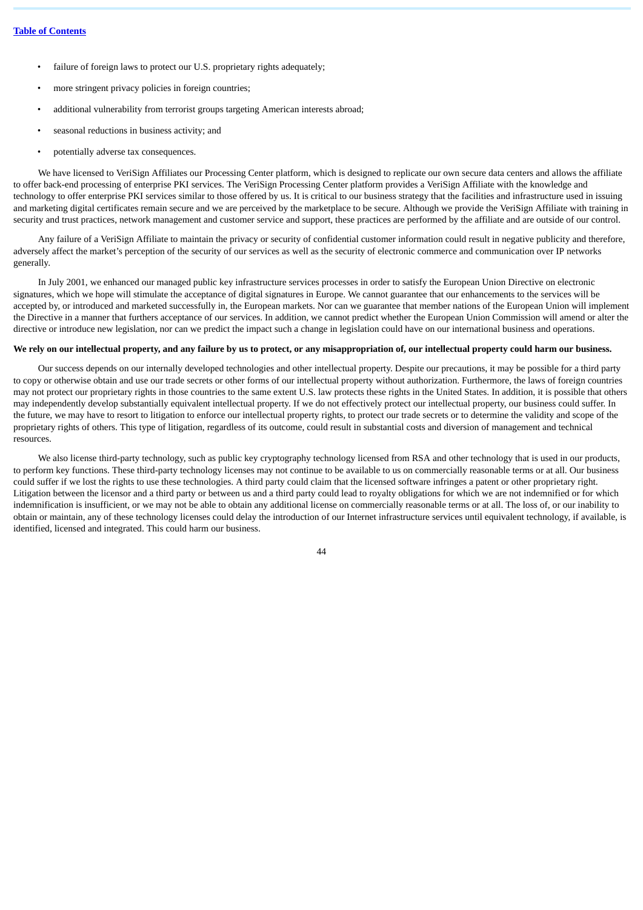- failure of foreign laws to protect our U.S. proprietary rights adequately;
- more stringent privacy policies in foreign countries;
- additional vulnerability from terrorist groups targeting American interests abroad;
- seasonal reductions in business activity; and
- potentially adverse tax consequences.

We have licensed to VeriSign Affiliates our Processing Center platform, which is designed to replicate our own secure data centers and allows the affiliate to offer back-end processing of enterprise PKI services. The VeriSign Processing Center platform provides a VeriSign Affiliate with the knowledge and technology to offer enterprise PKI services similar to those offered by us. It is critical to our business strategy that the facilities and infrastructure used in issuing and marketing digital certificates remain secure and we are perceived by the marketplace to be secure. Although we provide the VeriSign Affiliate with training in security and trust practices, network management and customer service and support, these practices are performed by the affiliate and are outside of our control.

Any failure of a VeriSign Affiliate to maintain the privacy or security of confidential customer information could result in negative publicity and therefore, adversely affect the market's perception of the security of our services as well as the security of electronic commerce and communication over IP networks generally.

In July 2001, we enhanced our managed public key infrastructure services processes in order to satisfy the European Union Directive on electronic signatures, which we hope will stimulate the acceptance of digital signatures in Europe. We cannot guarantee that our enhancements to the services will be accepted by, or introduced and marketed successfully in, the European markets. Nor can we guarantee that member nations of the European Union will implement the Directive in a manner that furthers acceptance of our services. In addition, we cannot predict whether the European Union Commission will amend or alter the directive or introduce new legislation, nor can we predict the impact such a change in legislation could have on our international business and operations.

**We rely on our intellectual property, and any failure by us to protect, or any misappropriation of, our intellectual property could harm our business.**

Our success depends on our internally developed technologies and other intellectual property. Despite our precautions, it may be possible for a third party to copy or otherwise obtain and use our trade secrets or other forms of our intellectual property without authorization. Furthermore, the laws of foreign countries may not protect our proprietary rights in those countries to the same extent U.S. law protects these rights in the United States. In addition, it is possible that others may independently develop substantially equivalent intellectual property. If we do not effectively protect our intellectual property, our business could suffer. In the future, we may have to resort to litigation to enforce our intellectual property rights, to protect our trade secrets or to determine the validity and scope of the proprietary rights of others. This type of litigation, regardless of its outcome, could result in substantial costs and diversion of management and technical resources.

We also license third-party technology, such as public key cryptography technology licensed from RSA and other technology that is used in our products, to perform key functions. These third-party technology licenses may not continue to be available to us on commercially reasonable terms or at all. Our business could suffer if we lost the rights to use these technologies. A third party could claim that the licensed software infringes a patent or other proprietary right. Litigation between the licensor and a third party or between us and a third party could lead to royalty obligations for which we are not indemnified or for which indemnification is insufficient, or we may not be able to obtain any additional license on commercially reasonable terms or at all. The loss of, or our inability to obtain or maintain, any of these technology licenses could delay the introduction of our Internet infrastructure services until equivalent technology, if available, is identified, licensed and integrated. This could harm our business.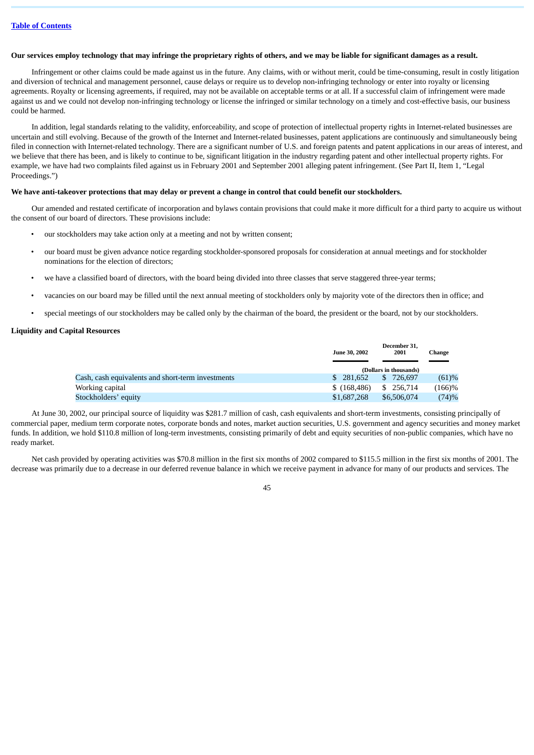[Table of Contents](#)

**Our services employ technology that may infringe the proprietary rights of others, and we may be liable for significant damages as a result.**

Infringement or other claims could be made against us in the future. Any claims, with or without merit, could be time-consuming, result in costly litigation and diversion of technical and management personnel, cause delays or require us to develop non-infringing technology or enter into royalty or licensing agreements. Royalty or licensing agreements, if required, may not be available on acceptable terms or at all. If a successful claim of infringement were made against us and we could not develop non-infringing technology or license the infringed or similar technology on a timely and cost-effective basis, our business could be harmed.

In addition, legal standards relating to the validity, enforceability, and scope of protection of intellectual property rights in Internet-related businesses are uncertain and still evolving. Because of the growth of the Internet and Internet-related businesses, patent applications are continuously and simultaneously being filed in connection with Internet-related technology. There are a significant number of U.S. and foreign patents and patent applications in our areas of interest, and we believe that there has been, and is likely to continue to be, significant litigation in the industry regarding patent and other intellectual property rights. For example, we have had two complaints filed against us in February 2001 and September 2001 alleging patent infringement. (See Part II, Item 1, "Legal Proceedings.")

**We have anti-takeover protections that may delay or prevent a change in control that could benefit our stockholders.**

Our amended and restated certificate of incorporation and bylaws contain provisions that could make it more difficult for a third party to acquire us without the consent of our board of directors. These provisions include:

- our stockholders may take action only at a meeting and not by written consent;
- our board must be given advance notice regarding stockholder-sponsored proposals for consideration at annual meetings and for stockholder nominations for the election of directors;
- we have a classified board of directors, with the board being divided into three classes that serve staggered three-year terms;
- vacancies on our board may be filled until the next annual meeting of stockholders only by majority vote of the directors then in office; and
- special meetings of our stockholders may be called only by the chairman of the board, the president or the board, not by our stockholders.

**Liquidity and Capital Resources**

| | June 30, 2002 | December 31, 2001 | Change |
|---|---|---|---|
| | (Dollars in thousands) | | |
| Cash, cash equivalents and short-term investments | $ 281,652 | $ 726,697 | (61)% |
| Working capital | $ (168,486) | $ 256,714 | (166)% |
| Stockholders' equity | $1,687,268 | $6,506,074 | (74)% |

At June 30, 2002, our principal source of liquidity was $281.7 million of cash, cash equivalents and short-term investments, consisting principally of commercial paper, medium term corporate notes, corporate bonds and notes, market auction securities, U.S. government and agency securities and money market funds. In addition, we hold $110.8 million of long-term investments, consisting primarily of debt and equity securities of non-public companies, which have no ready market.

Net cash provided by operating activities was $70.8 million in the first six months of 2002 compared to $115.5 million in the first six months of 2001. The decrease was primarily due to a decrease in our deferred revenue balance in which we receive payment in advance for many of our products and services. The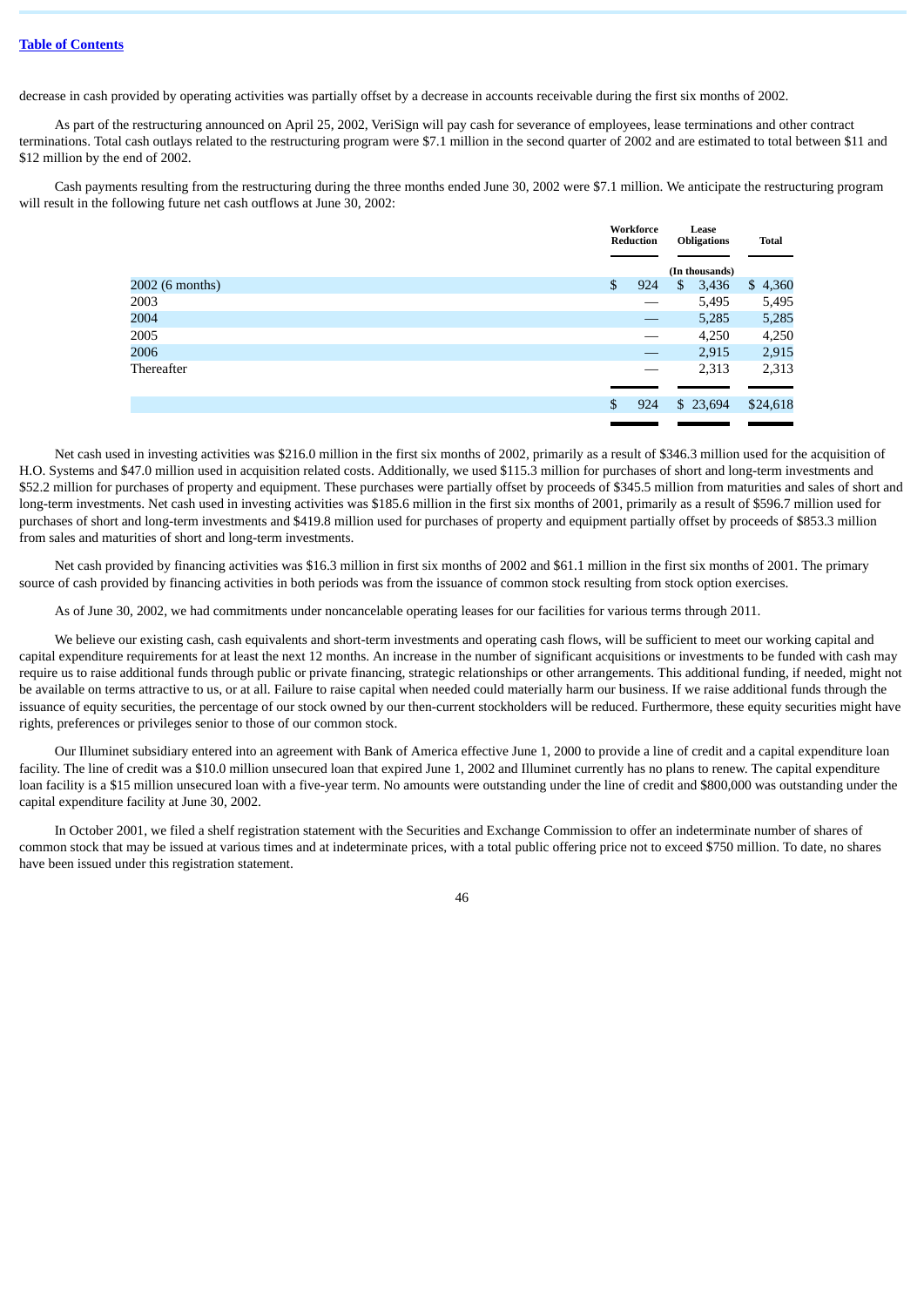[Table of Contents](#)

decrease in cash provided by operating activities was partially offset by a decrease in accounts receivable during the first six months of 2002.

As part of the restructuring announced on April 25, 2002, VeriSign will pay cash for severance of employees, lease terminations and other contract terminations. Total cash outlays related to the restructuring program were $7.1 million in the second quarter of 2002 and are estimated to total between $11 and $12 million by the end of 2002.

Cash payments resulting from the restructuring during the three months ended June 30, 2002 were $7.1 million. We anticipate the restructuring program will result in the following future net cash outflows at June 30, 2002:

| | Workforce Reduction | Lease Obligations | Total |
|---|---|---|---|
| | | (In thousands) | |
| 2002 (6 months) | $ 924 | $ 3,436 | $ 4,360 |
| 2003 | — | 5,495 | 5,495 |
| 2004 | — | 5,285 | 5,285 |
| 2005 | — | 4,250 | 4,250 |
| 2006 | — | 2,915 | 2,915 |
| Thereafter | — | 2,313 | 2,313 |
| | $ 924 | $ 23,694 | $24,618 |

Net cash used in investing activities was $216.0 million in the first six months of 2002, primarily as a result of $346.3 million used for the acquisition of H.O. Systems and $47.0 million used in acquisition related costs. Additionally, we used $115.3 million for purchases of short and long-term investments and $52.2 million for purchases of property and equipment. These purchases were partially offset by proceeds of $345.5 million from maturities and sales of short and long-term investments. Net cash used in investing activities was $185.6 million in the first six months of 2001, primarily as a result of $596.7 million used for purchases of short and long-term investments and $419.8 million used for purchases of property and equipment partially offset by proceeds of $853.3 million from sales and maturities of short and long-term investments.

Net cash provided by financing activities was $16.3 million in first six months of 2002 and $61.1 million in the first six months of 2001. The primary source of cash provided by financing activities in both periods was from the issuance of common stock resulting from stock option exercises.

As of June 30, 2002, we had commitments under noncancelable operating leases for our facilities for various terms through 2011.

We believe our existing cash, cash equivalents and short-term investments and operating cash flows, will be sufficient to meet our working capital and capital expenditure requirements for at least the next 12 months. An increase in the number of significant acquisitions or investments to be funded with cash may require us to raise additional funds through public or private financing, strategic relationships or other arrangements. This additional funding, if needed, might not be available on terms attractive to us, or at all. Failure to raise capital when needed could materially harm our business. If we raise additional funds through the issuance of equity securities, the percentage of our stock owned by our then-current stockholders will be reduced. Furthermore, these equity securities might have rights, preferences or privileges senior to those of our common stock.

Our Illuminet subsidiary entered into an agreement with Bank of America effective June 1, 2000 to provide a line of credit and a capital expenditure loan facility. The line of credit was a $10.0 million unsecured loan that expired June 1, 2002 and Illuminet currently has no plans to renew. The capital expenditure loan facility is a $15 million unsecured loan with a five-year term. No amounts were outstanding under the line of credit and $800,000 was outstanding under the capital expenditure facility at June 30, 2002.

In October 2001, we filed a shelf registration statement with the Securities and Exchange Commission to offer an indeterminate number of shares of common stock that may be issued at various times and at indeterminate prices, with a total public offering price not to exceed $750 million. To date, no shares have been issued under this registration statement.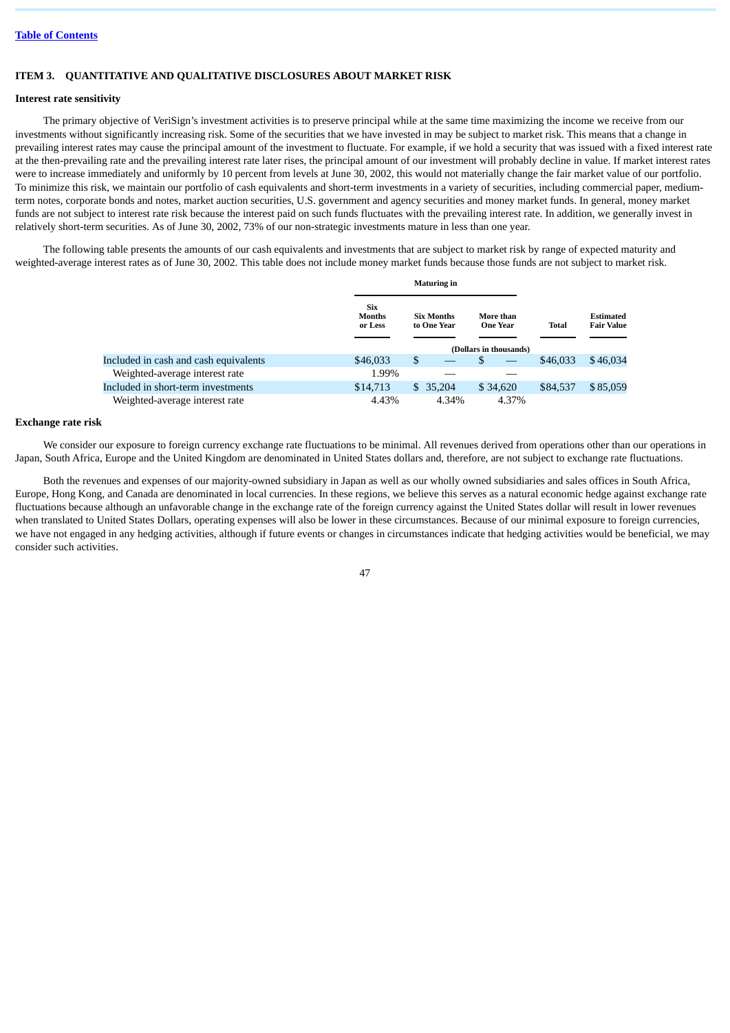[Table of Contents](#)

## ITEM 3. QUANTITATIVE AND QUALITATIVE DISCLOSURES ABOUT MARKET RISK

### Interest rate sensitivity

The primary objective of VeriSign's investment activities is to preserve principal while at the same time maximizing the income we receive from our investments without significantly increasing risk. Some of the securities that we have invested in may be subject to market risk. This means that a change in prevailing interest rates may cause the principal amount of the investment to fluctuate. For example, if we hold a security that was issued with a fixed interest rate at the then-prevailing rate and the prevailing interest rate later rises, the principal amount of our investment will probably decline in value. If market interest rates were to increase immediately and uniformly by 10 percent from levels at June 30, 2002, this would not materially change the fair market value of our portfolio. To minimize this risk, we maintain our portfolio of cash equivalents and short-term investments in a variety of securities, including commercial paper, medium-term notes, corporate bonds and notes, market auction securities, U.S. government and agency securities and money market funds. In general, money market funds are not subject to interest rate risk because the interest paid on such funds fluctuates with the prevailing interest rate. In addition, we generally invest in relatively short-term securities. As of June 30, 2002, 73% of our non-strategic investments mature in less than one year.

The following table presents the amounts of our cash equivalents and investments that are subject to market risk by range of expected maturity and weighted-average interest rates as of June 30, 2002. This table does not include money market funds because those funds are not subject to market risk.

| | Maturing in | | | | |
|---|---|---|---|---|---|
| | Six Months or Less | Six Months to One Year | More than One Year | Total | Estimated Fair Value |
| | (Dollars in thousands) | | | | |
| Included in cash and cash equivalents | $46,033 | $ — | $ — | $46,033 | $ 46,034 |
| Weighted-average interest rate | 1.99% | — | — | | |
| Included in short-term investments | $14,713 | $ 35,204 | $ 34,620 | $84,537 | $ 85,059 |
| Weighted-average interest rate | 4.43% | 4.34% | 4.37% | | |

### Exchange rate risk

We consider our exposure to foreign currency exchange rate fluctuations to be minimal. All revenues derived from operations other than our operations in Japan, South Africa, Europe and the United Kingdom are denominated in United States dollars and, therefore, are not subject to exchange rate fluctuations.

Both the revenues and expenses of our majority-owned subsidiary in Japan as well as our wholly owned subsidiaries and sales offices in South Africa, Europe, Hong Kong, and Canada are denominated in local currencies. In these regions, we believe this serves as a natural economic hedge against exchange rate fluctuations because although an unfavorable change in the exchange rate of the foreign currency against the United States dollar will result in lower revenues when translated to United States Dollars, operating expenses will also be lower in these circumstances. Because of our minimal exposure to foreign currencies, we have not engaged in any hedging activities, although if future events or changes in circumstances indicate that hedging activities would be beneficial, we may consider such activities.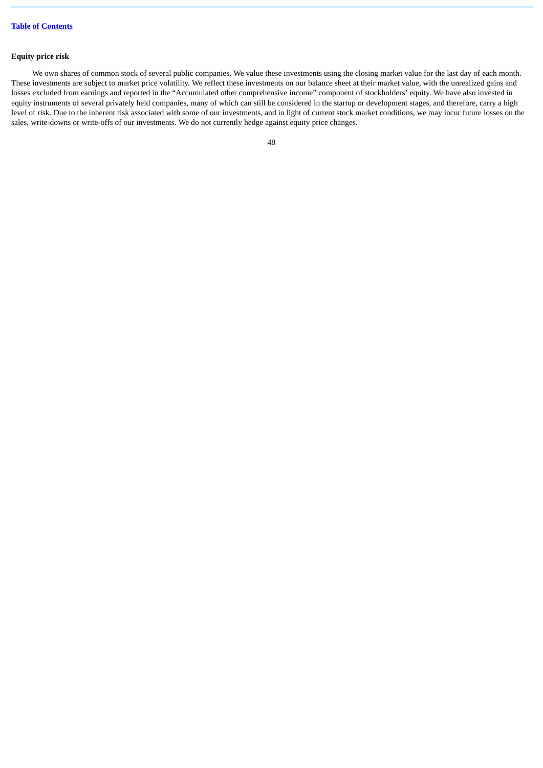**Equity price risk**

We own shares of common stock of several public companies. We value these investments using the closing market value for the last day of each month. These investments are subject to market price volatility. We reflect these investments on our balance sheet at their market value, with the unrealized gains and losses excluded from earnings and reported in the "Accumulated other comprehensive income" component of stockholders' equity. We have also invested in equity instruments of several privately held companies, many of which can still be considered in the startup or development stages, and therefore, carry a high level of risk. Due to the inherent risk associated with some of our investments, and in light of current stock market conditions, we may incur future losses on the sales, write-downs or write-offs of our investments. We do not currently hedge against equity price changes.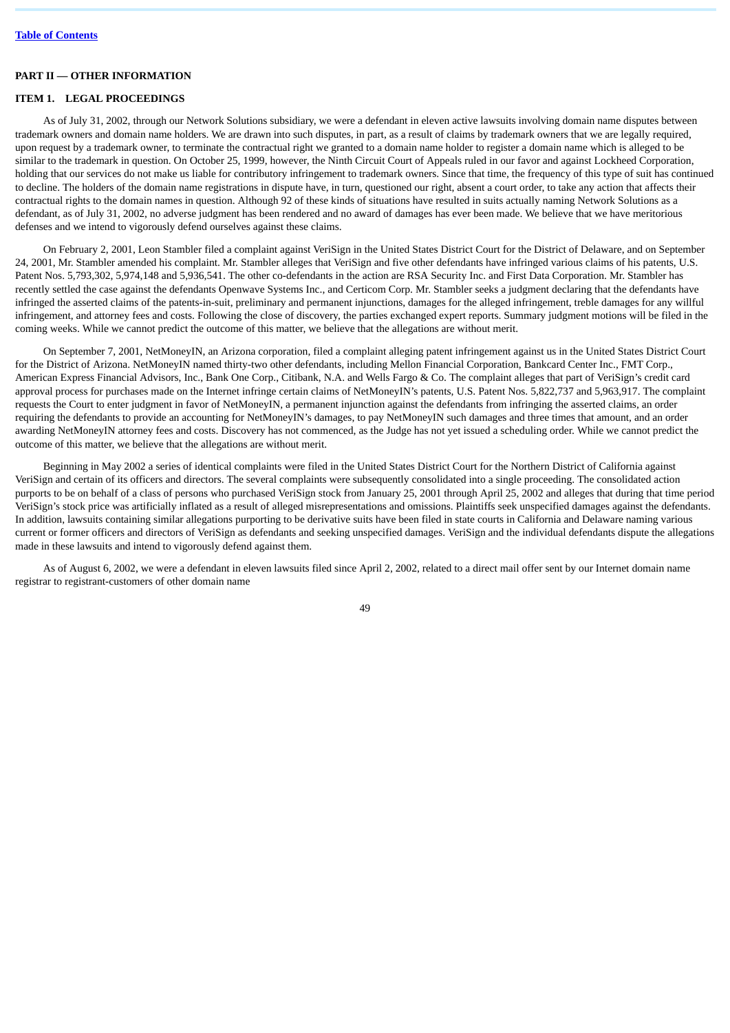[Table of Contents](#)

## PART II — OTHER INFORMATION

### ITEM 1. LEGAL PROCEEDINGS

As of July 31, 2002, through our Network Solutions subsidiary, we were a defendant in eleven active lawsuits involving domain name disputes between trademark owners and domain name holders. We are drawn into such disputes, in part, as a result of claims by trademark owners that we are legally required, upon request by a trademark owner, to terminate the contractual right we granted to a domain name holder to register a domain name which is alleged to be similar to the trademark in question. On October 25, 1999, however, the Ninth Circuit Court of Appeals ruled in our favor and against Lockheed Corporation, holding that our services do not make us liable for contributory infringement to trademark owners. Since that time, the frequency of this type of suit has continued to decline. The holders of the domain name registrations in dispute have, in turn, questioned our right, absent a court order, to take any action that affects their contractual rights to the domain names in question. Although 92 of these kinds of situations have resulted in suits actually naming Network Solutions as a defendant, as of July 31, 2002, no adverse judgment has been rendered and no award of damages has ever been made. We believe that we have meritorious defenses and we intend to vigorously defend ourselves against these claims.

On February 2, 2001, Leon Stambler filed a complaint against VeriSign in the United States District Court for the District of Delaware, and on September 24, 2001, Mr. Stambler amended his complaint. Mr. Stambler alleges that VeriSign and five other defendants have infringed various claims of his patents, U.S. Patent Nos. 5,793,302, 5,974,148 and 5,936,541. The other co-defendants in the action are RSA Security Inc. and First Data Corporation. Mr. Stambler has recently settled the case against the defendants Openwave Systems Inc., and Certicom Corp. Mr. Stambler seeks a judgment declaring that the defendants have infringed the asserted claims of the patents-in-suit, preliminary and permanent injunctions, damages for the alleged infringement, treble damages for any willful infringement, and attorney fees and costs. Following the close of discovery, the parties exchanged expert reports. Summary judgment motions will be filed in the coming weeks. While we cannot predict the outcome of this matter, we believe that the allegations are without merit.

On September 7, 2001, NetMoneyIN, an Arizona corporation, filed a complaint alleging patent infringement against us in the United States District Court for the District of Arizona. NetMoneyIN named thirty-two other defendants, including Mellon Financial Corporation, Bankcard Center Inc., FMT Corp., American Express Financial Advisors, Inc., Bank One Corp., Citibank, N.A. and Wells Fargo & Co. The complaint alleges that part of VeriSign's credit card approval process for purchases made on the Internet infringe certain claims of NetMoneyIN's patents, U.S. Patent Nos. 5,822,737 and 5,963,917. The complaint requests the Court to enter judgment in favor of NetMoneyIN, a permanent injunction against the defendants from infringing the asserted claims, an order requiring the defendants to provide an accounting for NetMoneyIN's damages, to pay NetMoneyIN such damages and three times that amount, and an order awarding NetMoneyIN attorney fees and costs. Discovery has not commenced, as the Judge has not yet issued a scheduling order. While we cannot predict the outcome of this matter, we believe that the allegations are without merit.

Beginning in May 2002 a series of identical complaints were filed in the United States District Court for the Northern District of California against VeriSign and certain of its officers and directors. The several complaints were subsequently consolidated into a single proceeding. The consolidated action purports to be on behalf of a class of persons who purchased VeriSign stock from January 25, 2001 through April 25, 2002 and alleges that during that time period VeriSign's stock price was artificially inflated as a result of alleged misrepresentations and omissions. Plaintiffs seek unspecified damages against the defendants. In addition, lawsuits containing similar allegations purporting to be derivative suits have been filed in state courts in California and Delaware naming various current or former officers and directors of VeriSign as defendants and seeking unspecified damages. VeriSign and the individual defendants dispute the allegations made in these lawsuits and intend to vigorously defend against them.

As of August 6, 2002, we were a defendant in eleven lawsuits filed since April 2, 2002, related to a direct mail offer sent by our Internet domain name registrar to registrant-customers of other domain name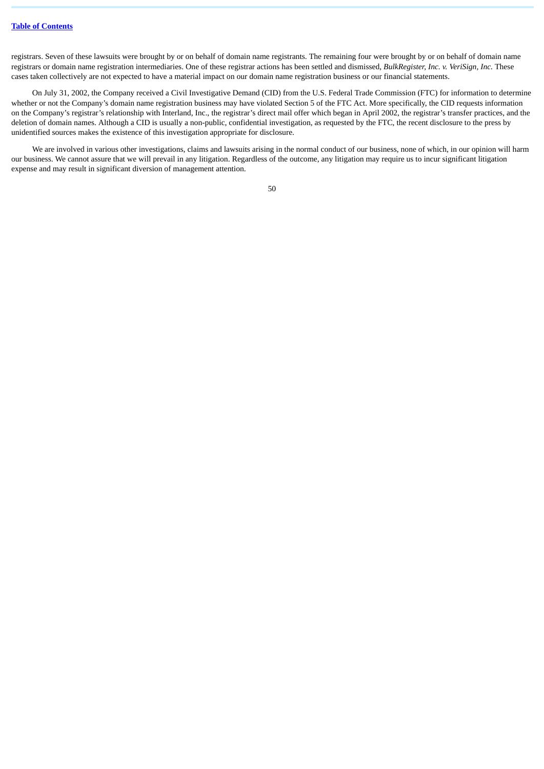registrars. Seven of these lawsuits were brought by or on behalf of domain name registrants. The remaining four were brought by or on behalf of domain name registrars or domain name registration intermediaries. One of these registrar actions has been settled and dismissed, *BulkRegister, Inc. v. VeriSign, Inc.* These cases taken collectively are not expected to have a material impact on our domain name registration business or our financial statements.

On July 31, 2002, the Company received a Civil Investigative Demand (CID) from the U.S. Federal Trade Commission (FTC) for information to determine whether or not the Company's domain name registration business may have violated Section 5 of the FTC Act. More specifically, the CID requests information on the Company's registrar's relationship with Interland, Inc., the registrar's direct mail offer which began in April 2002, the registrar's transfer practices, and the deletion of domain names. Although a CID is usually a non-public, confidential investigation, as requested by the FTC, the recent disclosure to the press by unidentified sources makes the existence of this investigation appropriate for disclosure.

We are involved in various other investigations, claims and lawsuits arising in the normal conduct of our business, none of which, in our opinion will harm our business. We cannot assure that we will prevail in any litigation. Regardless of the outcome, any litigation may require us to incur significant litigation expense and may result in significant diversion of management attention.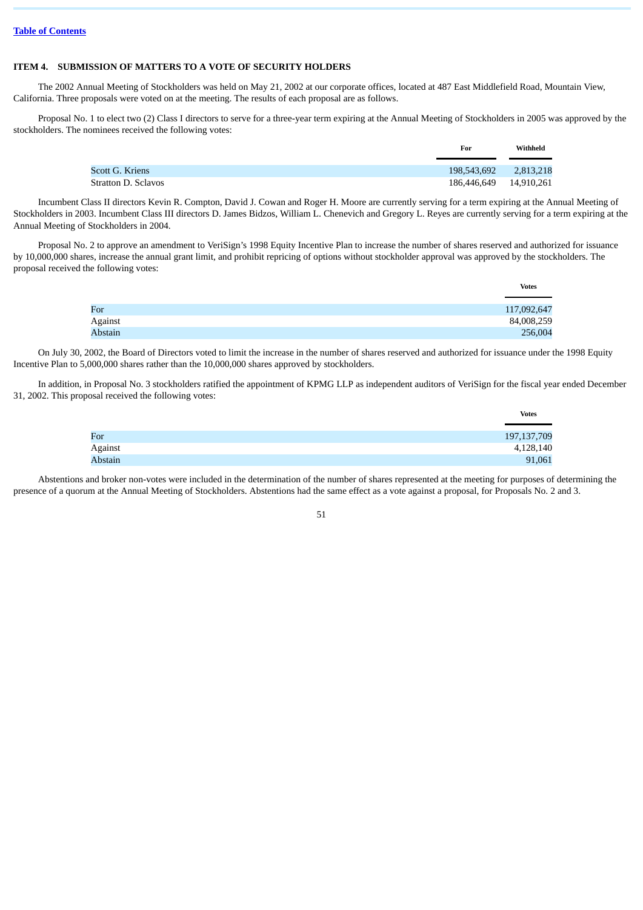[Table of Contents](#)

## ITEM 4. SUBMISSION OF MATTERS TO A VOTE OF SECURITY HOLDERS

The 2002 Annual Meeting of Stockholders was held on May 21, 2002 at our corporate offices, located at 487 East Middlefield Road, Mountain View, California. Three proposals were voted on at the meeting. The results of each proposal are as follows.

Proposal No. 1 to elect two (2) Class I directors to serve for a three-year term expiring at the Annual Meeting of Stockholders in 2005 was approved by the stockholders. The nominees received the following votes:

| | For | Withheld |
|---|---|---|
| Scott G. Kriens | 198,543,692 | 2,813,218 |
| Stratton D. Sclavos | 186,446,649 | 14,910,261 |

Incumbent Class II directors Kevin R. Compton, David J. Cowan and Roger H. Moore are currently serving for a term expiring at the Annual Meeting of Stockholders in 2003. Incumbent Class III directors D. James Bidzos, William L. Chenevich and Gregory L. Reyes are currently serving for a term expiring at the Annual Meeting of Stockholders in 2004.

Proposal No. 2 to approve an amendment to VeriSign's 1998 Equity Incentive Plan to increase the number of shares reserved and authorized for issuance by 10,000,000 shares, increase the annual grant limit, and prohibit repricing of options without stockholder approval was approved by the stockholders. The proposal received the following votes:

| | Votes |
|---|---|
| For | 117,092,647 |
| Against | 84,008,259 |
| Abstain | 256,004 |

On July 30, 2002, the Board of Directors voted to limit the increase in the number of shares reserved and authorized for issuance under the 1998 Equity Incentive Plan to 5,000,000 shares rather than the 10,000,000 shares approved by stockholders.

In addition, in Proposal No. 3 stockholders ratified the appointment of KPMG LLP as independent auditors of VeriSign for the fiscal year ended December 31, 2002. This proposal received the following votes:

| | Votes |
|---|---|
| For | 197,137,709 |
| Against | 4,128,140 |
| Abstain | 91,061 |

Abstentions and broker non-votes were included in the determination of the number of shares represented at the meeting for purposes of determining the presence of a quorum at the Annual Meeting of Stockholders. Abstentions had the same effect as a vote against a proposal, for Proposals No. 2 and 3.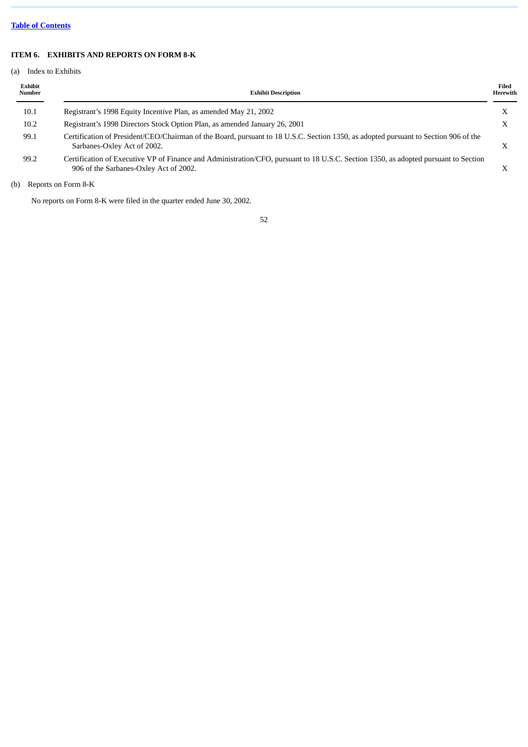[Table of Contents](#)

### ITEM 6. EXHIBITS AND REPORTS ON FORM 8-K

(a) Index to Exhibits

| Exhibit Number | Exhibit Description | Filed Herewith |
|---|---|---|
| 10.1 | Registrant's 1998 Equity Incentive Plan, as amended May 21, 2002 | X |
| 10.2 | Registrant's 1998 Directors Stock Option Plan, as amended January 26, 2001 | X |
| 99.1 | Certification of President/CEO/Chairman of the Board, pursuant to 18 U.S.C. Section 1350, as adopted pursuant to Section 906 of the Sarbanes-Oxley Act of 2002. | X |
| 99.2 | Certification of Executive VP of Finance and Administration/CFO, pursuant to 18 U.S.C. Section 1350, as adopted pursuant to Section 906 of the Sarbanes-Oxley Act of 2002. | X |

(b) Reports on Form 8-K

No reports on Form 8-K were filed in the quarter ended June 30, 2002.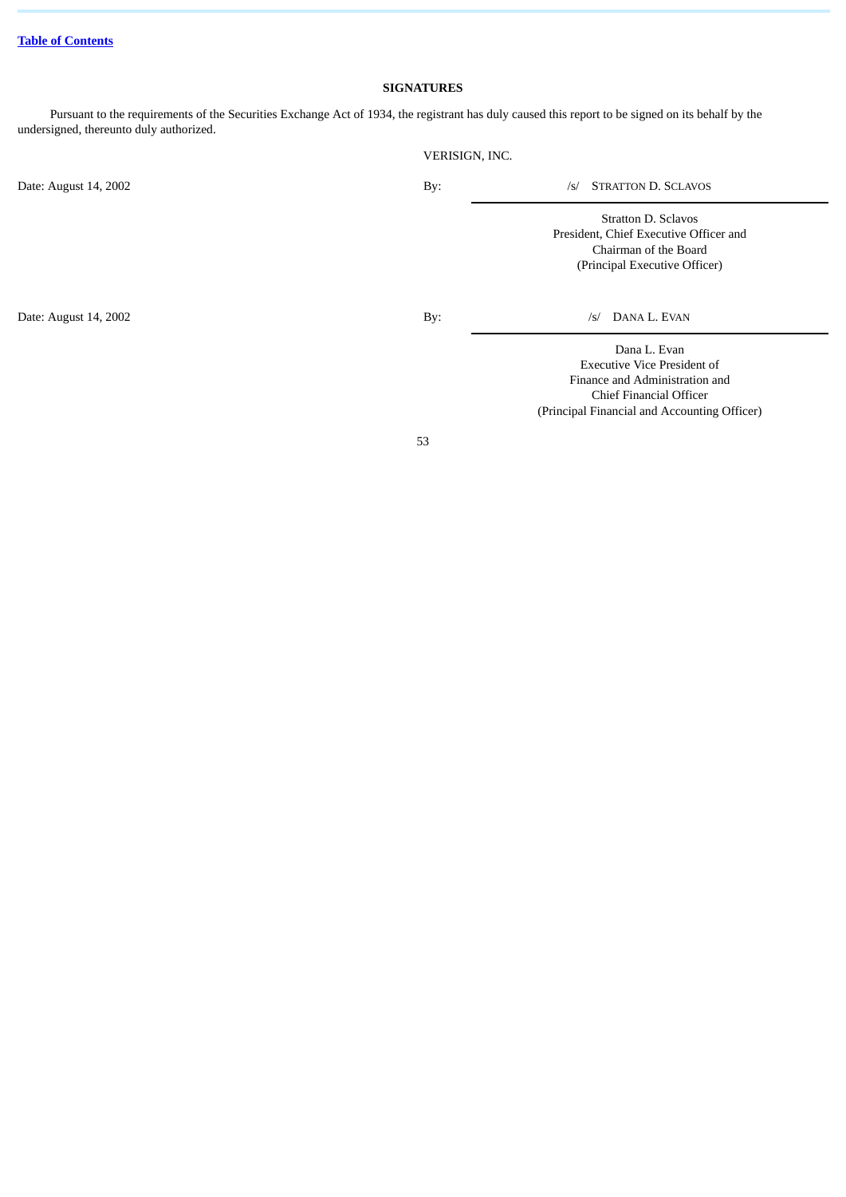## SIGNATURES

Pursuant to the requirements of the Securities Exchange Act of 1934, the registrant has duly caused this report to be signed on its behalf by the undersigned, thereunto duly authorized.

VERISIGN, INC.

| | | |
|---|---|---|
| Date: August 14, 2002 | By: | /s/ STRATTON D. SCLAVOS |
| | | Stratton D. Sclavos<br>President, Chief Executive Officer and<br>Chairman of the Board<br>(Principal Executive Officer) |
| Date: August 14, 2002 | By: | /s/ DANA L. EVAN |
| | | Dana L. Evan<br>Executive Vice President of<br>Finance and Administration and<br>Chief Financial Officer<br>(Principal Financial and Accounting Officer) |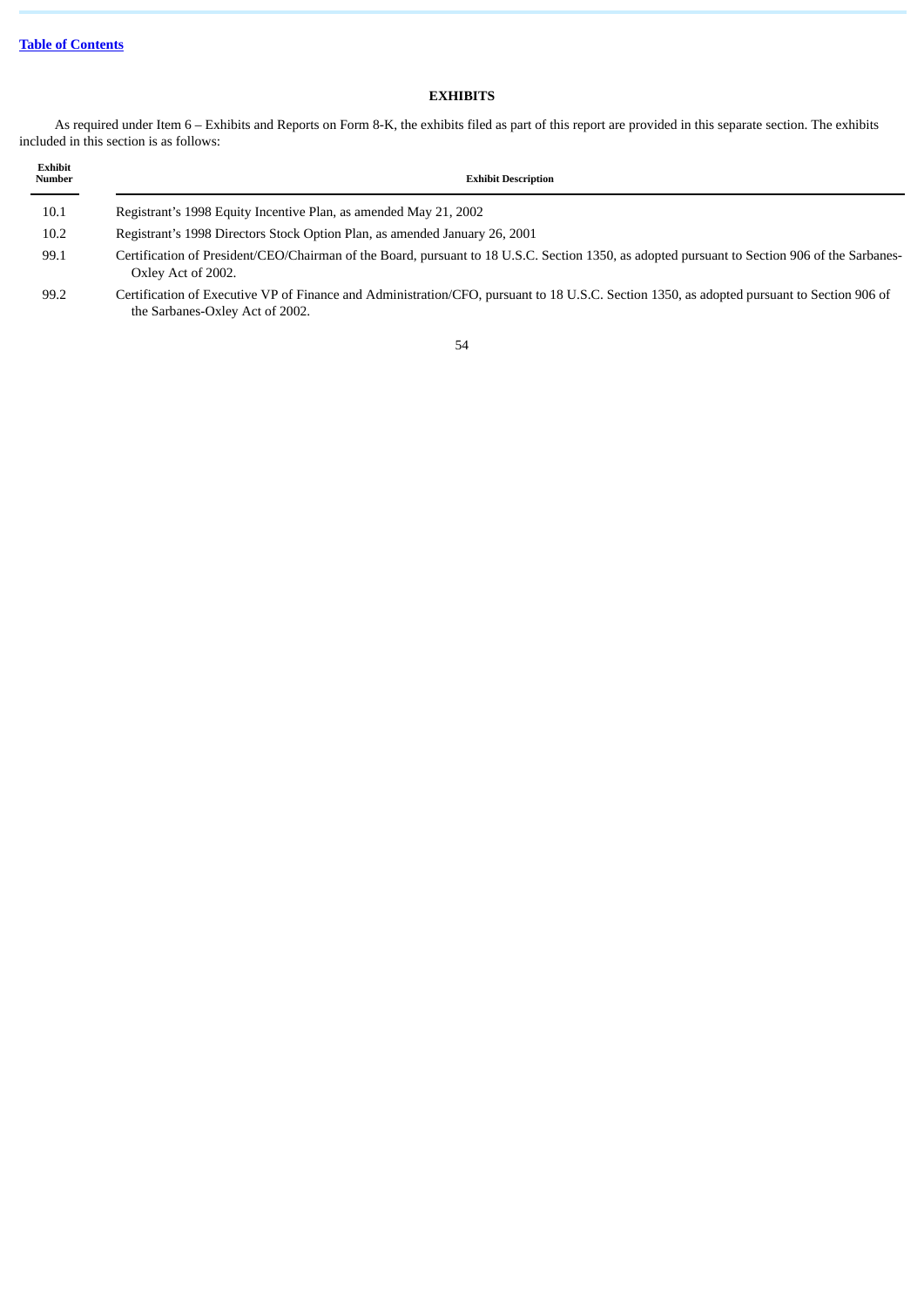[Table of Contents](#)

## EXHIBITS

As required under Item 6 – Exhibits and Reports on Form 8-K, the exhibits filed as part of this report are provided in this separate section. The exhibits included in this section is as follows:

| Exhibit Number | Exhibit Description |
| --- | --- |
| 10.1 | Registrant's 1998 Equity Incentive Plan, as amended May 21, 2002 |
| 10.2 | Registrant's 1998 Directors Stock Option Plan, as amended January 26, 2001 |
| 99.1 | Certification of President/CEO/Chairman of the Board, pursuant to 18 U.S.C. Section 1350, as adopted pursuant to Section 906 of the Sarbanes-Oxley Act of 2002. |
| 99.2 | Certification of Executive VP of Finance and Administration/CFO, pursuant to 18 U.S.C. Section 1350, as adopted pursuant to Section 906 of the Sarbanes-Oxley Act of 2002. |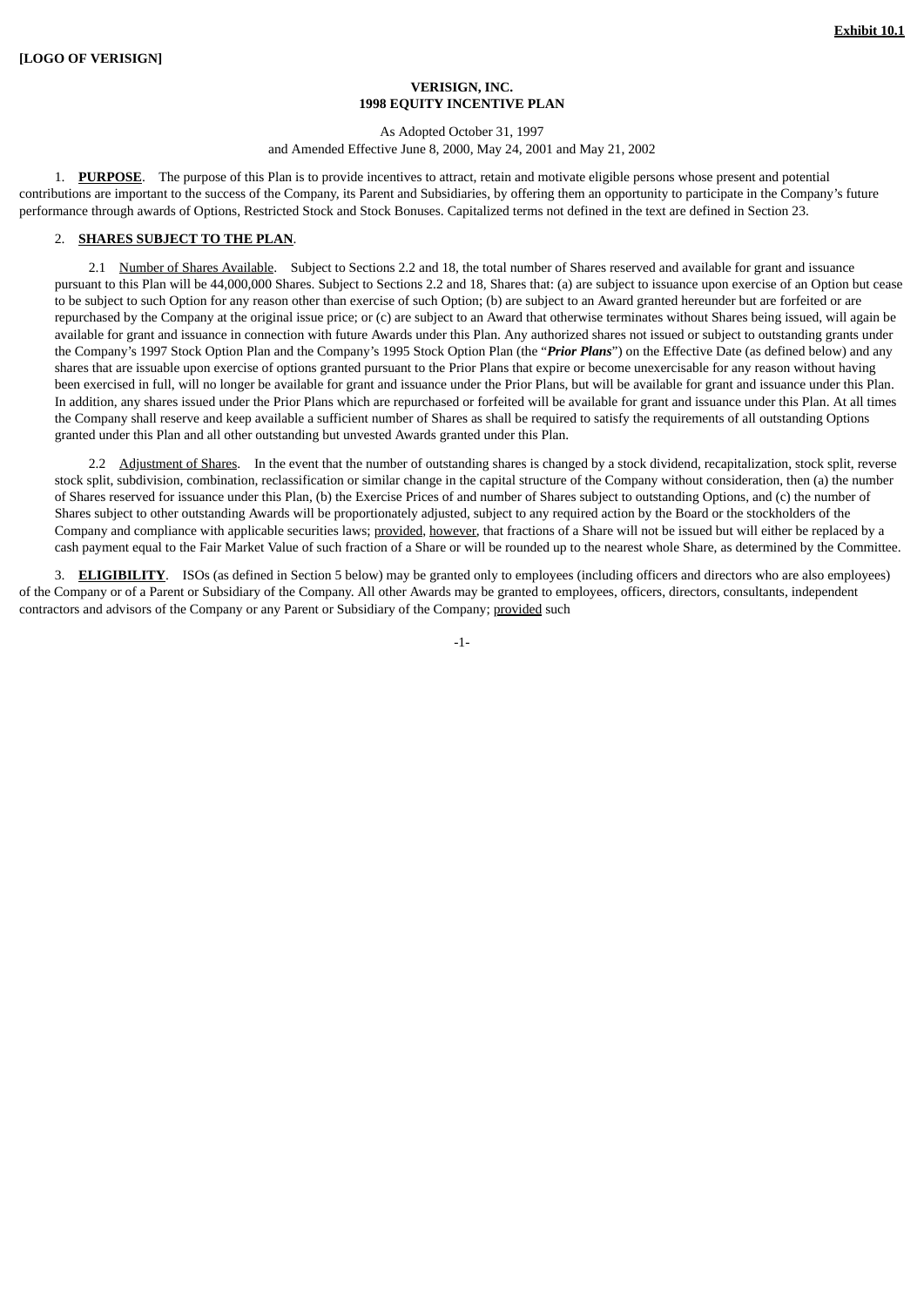**Exhibit 10.1**

**[LOGO OF VERISIGN]**

**VERISIGN, INC.**
**1998 EQUITY INCENTIVE PLAN**

As Adopted October 31, 1997
and Amended Effective June 8, 2000, May 24, 2001 and May 21, 2002

1. **PURPOSE**. The purpose of this Plan is to provide incentives to attract, retain and motivate eligible persons whose present and potential contributions are important to the success of the Company, its Parent and Subsidiaries, by offering them an opportunity to participate in the Company's future performance through awards of Options, Restricted Stock and Stock Bonuses. Capitalized terms not defined in the text are defined in Section 23.

2. **SHARES SUBJECT TO THE PLAN**.

2.1 Number of Shares Available. Subject to Sections 2.2 and 18, the total number of Shares reserved and available for grant and issuance pursuant to this Plan will be 44,000,000 Shares. Subject to Sections 2.2 and 18, Shares that: (a) are subject to issuance upon exercise of an Option but cease to be subject to such Option for any reason other than exercise of such Option; (b) are subject to an Award granted hereunder but are forfeited or are repurchased by the Company at the original issue price; or (c) are subject to an Award that otherwise terminates without Shares being issued, will again be available for grant and issuance in connection with future Awards under this Plan. Any authorized shares not issued or subject to outstanding grants under the Company's 1997 Stock Option Plan and the Company's 1995 Stock Option Plan (the "***Prior Plans***") on the Effective Date (as defined below) and any shares that are issuable upon exercise of options granted pursuant to the Prior Plans that expire or become unexercisable for any reason without having been exercised in full, will no longer be available for grant and issuance under the Prior Plans, but will be available for grant and issuance under this Plan. In addition, any shares issued under the Prior Plans which are repurchased or forfeited will be available for grant and issuance under this Plan. At all times the Company shall reserve and keep available a sufficient number of Shares as shall be required to satisfy the requirements of all outstanding Options granted under this Plan and all other outstanding but unvested Awards granted under this Plan.

2.2 Adjustment of Shares. In the event that the number of outstanding shares is changed by a stock dividend, recapitalization, stock split, reverse stock split, subdivision, combination, reclassification or similar change in the capital structure of the Company without consideration, then (a) the number of Shares reserved for issuance under this Plan, (b) the Exercise Prices of and number of Shares subject to outstanding Options, and (c) the number of Shares subject to other outstanding Awards will be proportionately adjusted, subject to any required action by the Board or the stockholders of the Company and compliance with applicable securities laws; provided, however, that fractions of a Share will not be issued but will either be replaced by a cash payment equal to the Fair Market Value of such fraction of a Share or will be rounded up to the nearest whole Share, as determined by the Committee.

3. **ELIGIBILITY**. ISOs (as defined in Section 5 below) may be granted only to employees (including officers and directors who are also employees) of the Company or of a Parent or Subsidiary of the Company. All other Awards may be granted to employees, officers, directors, consultants, independent contractors and advisors of the Company or any Parent or Subsidiary of the Company; provided such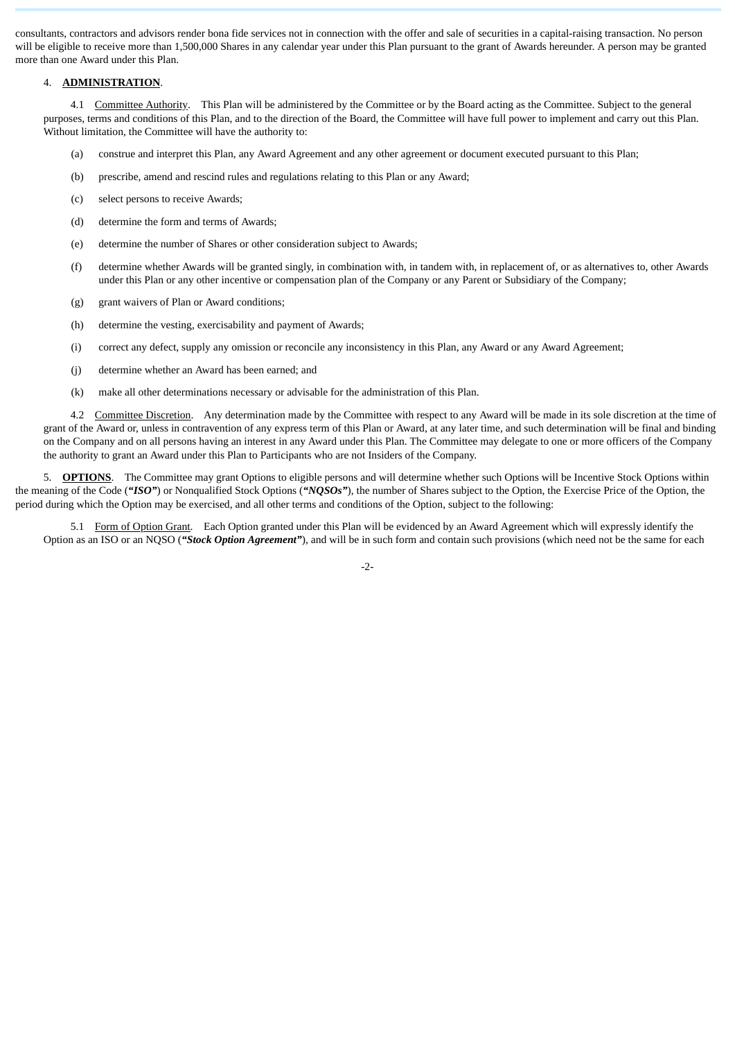consultants, contractors and advisors render bona fide services not in connection with the offer and sale of securities in a capital-raising transaction. No person will be eligible to receive more than 1,500,000 Shares in any calendar year under this Plan pursuant to the grant of Awards hereunder. A person may be granted more than one Award under this Plan.

4. **ADMINISTRATION**.

4.1 Committee Authority. This Plan will be administered by the Committee or by the Board acting as the Committee. Subject to the general purposes, terms and conditions of this Plan, and to the direction of the Board, the Committee will have full power to implement and carry out this Plan. Without limitation, the Committee will have the authority to:

(a) construe and interpret this Plan, any Award Agreement and any other agreement or document executed pursuant to this Plan;

(b) prescribe, amend and rescind rules and regulations relating to this Plan or any Award;

(c) select persons to receive Awards;

(d) determine the form and terms of Awards;

(e) determine the number of Shares or other consideration subject to Awards;

(f) determine whether Awards will be granted singly, in combination with, in tandem with, in replacement of, or as alternatives to, other Awards under this Plan or any other incentive or compensation plan of the Company or any Parent or Subsidiary of the Company;

(g) grant waivers of Plan or Award conditions;

(h) determine the vesting, exercisability and payment of Awards;

(i) correct any defect, supply any omission or reconcile any inconsistency in this Plan, any Award or any Award Agreement;

(j) determine whether an Award has been earned; and

(k) make all other determinations necessary or advisable for the administration of this Plan.

4.2 Committee Discretion. Any determination made by the Committee with respect to any Award will be made in its sole discretion at the time of grant of the Award or, unless in contravention of any express term of this Plan or Award, at any later time, and such determination will be final and binding on the Company and on all persons having an interest in any Award under this Plan. The Committee may delegate to one or more officers of the Company the authority to grant an Award under this Plan to Participants who are not Insiders of the Company.

5. **OPTIONS**. The Committee may grant Options to eligible persons and will determine whether such Options will be Incentive Stock Options within the meaning of the Code (***"ISO"***) or Nonqualified Stock Options (***"NQSOs"***), the number of Shares subject to the Option, the Exercise Price of the Option, the period during which the Option may be exercised, and all other terms and conditions of the Option, subject to the following:

5.1 Form of Option Grant. Each Option granted under this Plan will be evidenced by an Award Agreement which will expressly identify the Option as an ISO or an NQSO (***"Stock Option Agreement"***), and will be in such form and contain such provisions (which need not be the same for each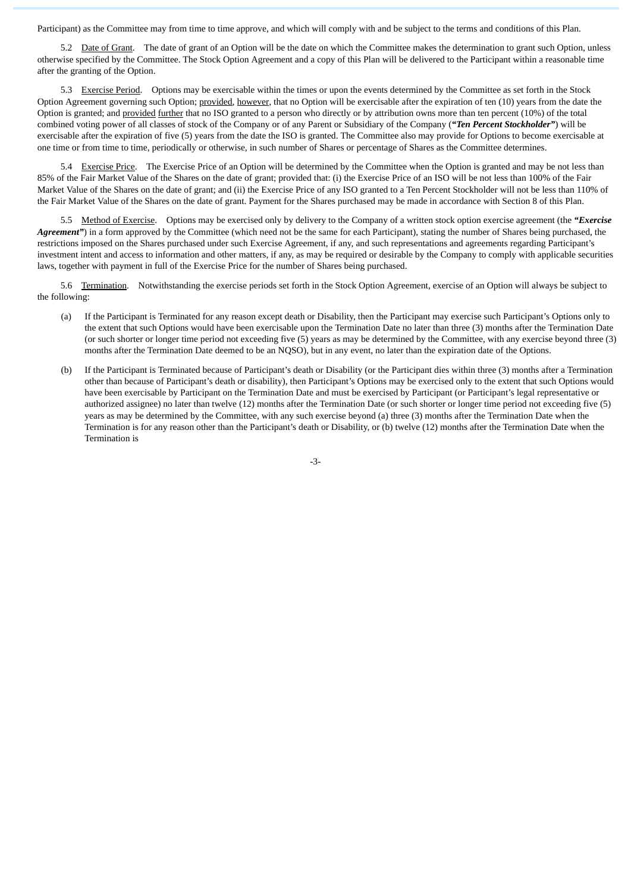Participant) as the Committee may from time to time approve, and which will comply with and be subject to the terms and conditions of this Plan.

5.2 Date of Grant. The date of grant of an Option will be the date on which the Committee makes the determination to grant such Option, unless otherwise specified by the Committee. The Stock Option Agreement and a copy of this Plan will be delivered to the Participant within a reasonable time after the granting of the Option.

5.3 Exercise Period. Options may be exercisable within the times or upon the events determined by the Committee as set forth in the Stock Option Agreement governing such Option; provided, however, that no Option will be exercisable after the expiration of ten (10) years from the date the Option is granted; and provided further that no ISO granted to a person who directly or by attribution owns more than ten percent (10%) of the total combined voting power of all classes of stock of the Company or of any Parent or Subsidiary of the Company (***"Ten Percent Stockholder"***) will be exercisable after the expiration of five (5) years from the date the ISO is granted. The Committee also may provide for Options to become exercisable at one time or from time to time, periodically or otherwise, in such number of Shares or percentage of Shares as the Committee determines.

5.4 Exercise Price. The Exercise Price of an Option will be determined by the Committee when the Option is granted and may be not less than 85% of the Fair Market Value of the Shares on the date of grant; provided that: (i) the Exercise Price of an ISO will be not less than 100% of the Fair Market Value of the Shares on the date of grant; and (ii) the Exercise Price of any ISO granted to a Ten Percent Stockholder will not be less than 110% of the Fair Market Value of the Shares on the date of grant. Payment for the Shares purchased may be made in accordance with Section 8 of this Plan.

5.5 Method of Exercise. Options may be exercised only by delivery to the Company of a written stock option exercise agreement (the ***"Exercise Agreement"***) in a form approved by the Committee (which need not be the same for each Participant), stating the number of Shares being purchased, the restrictions imposed on the Shares purchased under such Exercise Agreement, if any, and such representations and agreements regarding Participant's investment intent and access to information and other matters, if any, as may be required or desirable by the Company to comply with applicable securities laws, together with payment in full of the Exercise Price for the number of Shares being purchased.

5.6 Termination. Notwithstanding the exercise periods set forth in the Stock Option Agreement, exercise of an Option will always be subject to the following:

(a) If the Participant is Terminated for any reason except death or Disability, then the Participant may exercise such Participant's Options only to the extent that such Options would have been exercisable upon the Termination Date no later than three (3) months after the Termination Date (or such shorter or longer time period not exceeding five (5) years as may be determined by the Committee, with any exercise beyond three (3) months after the Termination Date deemed to be an NQSO), but in any event, no later than the expiration date of the Options.

(b) If the Participant is Terminated because of Participant's death or Disability (or the Participant dies within three (3) months after a Termination other than because of Participant's death or disability), then Participant's Options may be exercised only to the extent that such Options would have been exercisable by Participant on the Termination Date and must be exercised by Participant (or Participant's legal representative or authorized assignee) no later than twelve (12) months after the Termination Date (or such shorter or longer time period not exceeding five (5) years as may be determined by the Committee, with any such exercise beyond (a) three (3) months after the Termination Date when the Termination is for any reason other than the Participant's death or Disability, or (b) twelve (12) months after the Termination Date when the Termination is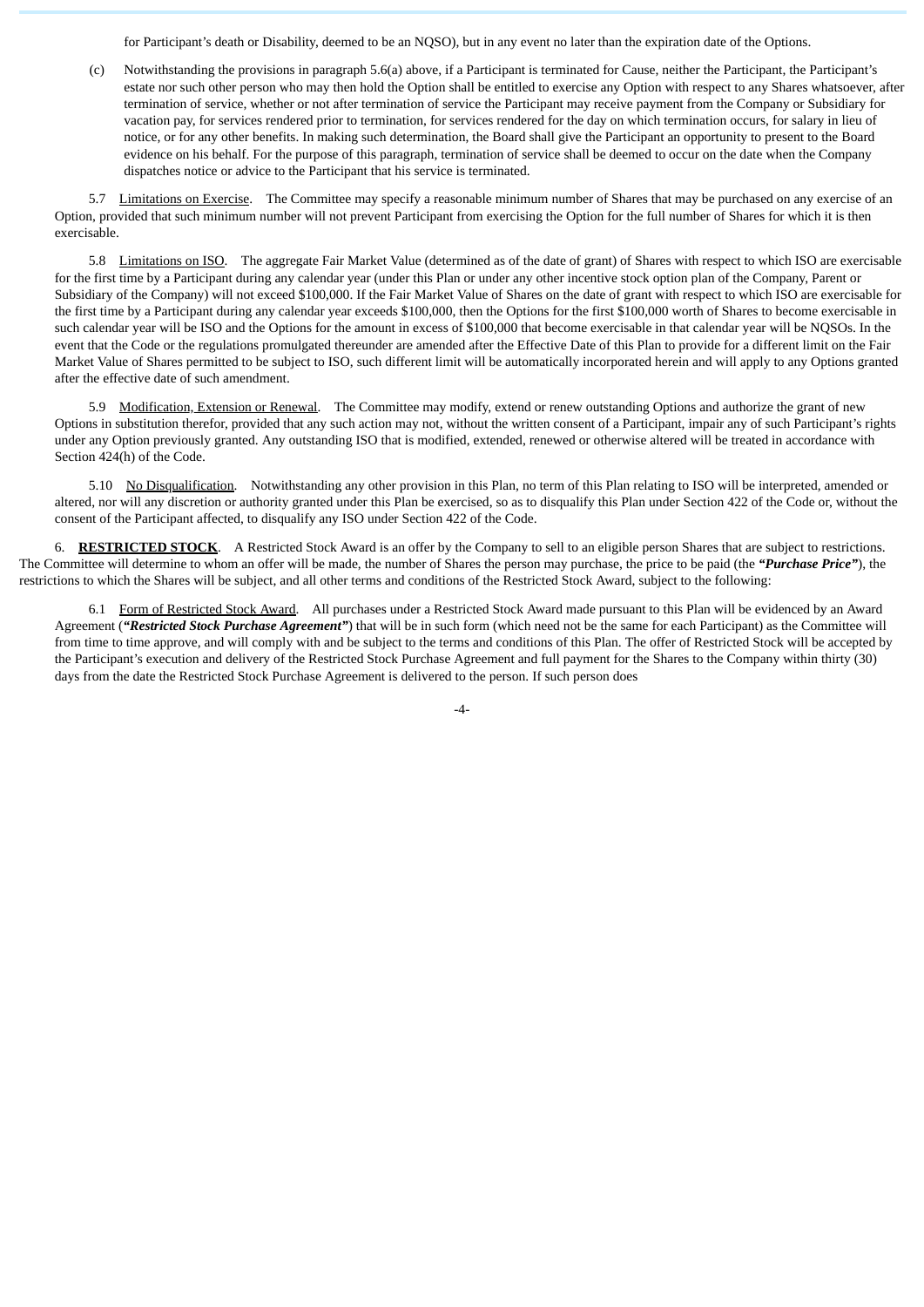for Participant's death or Disability, deemed to be an NQSO), but in any event no later than the expiration date of the Options.

(c) Notwithstanding the provisions in paragraph 5.6(a) above, if a Participant is terminated for Cause, neither the Participant, the Participant's estate nor such other person who may then hold the Option shall be entitled to exercise any Option with respect to any Shares whatsoever, after termination of service, whether or not after termination of service the Participant may receive payment from the Company or Subsidiary for vacation pay, for services rendered prior to termination, for services rendered for the day on which termination occurs, for salary in lieu of notice, or for any other benefits. In making such determination, the Board shall give the Participant an opportunity to present to the Board evidence on his behalf. For the purpose of this paragraph, termination of service shall be deemed to occur on the date when the Company dispatches notice or advice to the Participant that his service is terminated.

5.7 Limitations on Exercise. The Committee may specify a reasonable minimum number of Shares that may be purchased on any exercise of an Option, provided that such minimum number will not prevent Participant from exercising the Option for the full number of Shares for which it is then exercisable.

5.8 Limitations on ISO. The aggregate Fair Market Value (determined as of the date of grant) of Shares with respect to which ISO are exercisable for the first time by a Participant during any calendar year (under this Plan or under any other incentive stock option plan of the Company, Parent or Subsidiary of the Company) will not exceed $100,000. If the Fair Market Value of Shares on the date of grant with respect to which ISO are exercisable for the first time by a Participant during any calendar year exceeds $100,000, then the Options for the first $100,000 worth of Shares to become exercisable in such calendar year will be ISO and the Options for the amount in excess of $100,000 that become exercisable in that calendar year will be NQSOs. In the event that the Code or the regulations promulgated thereunder are amended after the Effective Date of this Plan to provide for a different limit on the Fair Market Value of Shares permitted to be subject to ISO, such different limit will be automatically incorporated herein and will apply to any Options granted after the effective date of such amendment.

5.9 Modification, Extension or Renewal. The Committee may modify, extend or renew outstanding Options and authorize the grant of new Options in substitution therefor, provided that any such action may not, without the written consent of a Participant, impair any of such Participant's rights under any Option previously granted. Any outstanding ISO that is modified, extended, renewed or otherwise altered will be treated in accordance with Section 424(h) of the Code.

5.10 No Disqualification. Notwithstanding any other provision in this Plan, no term of this Plan relating to ISO will be interpreted, amended or altered, nor will any discretion or authority granted under this Plan be exercised, so as to disqualify this Plan under Section 422 of the Code or, without the consent of the Participant affected, to disqualify any ISO under Section 422 of the Code.

6. **RESTRICTED STOCK**. A Restricted Stock Award is an offer by the Company to sell to an eligible person Shares that are subject to restrictions. The Committee will determine to whom an offer will be made, the number of Shares the person may purchase, the price to be paid (the ***"Purchase Price"***), the restrictions to which the Shares will be subject, and all other terms and conditions of the Restricted Stock Award, subject to the following:

6.1 Form of Restricted Stock Award. All purchases under a Restricted Stock Award made pursuant to this Plan will be evidenced by an Award Agreement (***"Restricted Stock Purchase Agreement"***) that will be in such form (which need not be the same for each Participant) as the Committee will from time to time approve, and will comply with and be subject to the terms and conditions of this Plan. The offer of Restricted Stock will be accepted by the Participant's execution and delivery of the Restricted Stock Purchase Agreement and full payment for the Shares to the Company within thirty (30) days from the date the Restricted Stock Purchase Agreement is delivered to the person. If such person does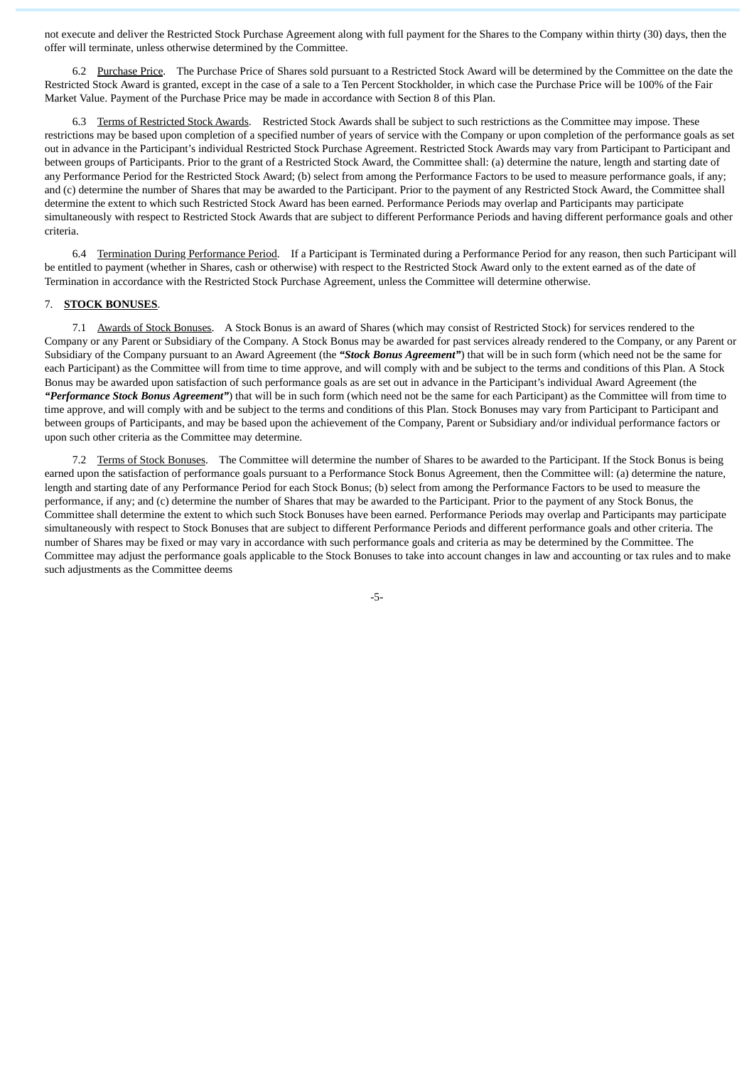not execute and deliver the Restricted Stock Purchase Agreement along with full payment for the Shares to the Company within thirty (30) days, then the offer will terminate, unless otherwise determined by the Committee.

6.2 Purchase Price. The Purchase Price of Shares sold pursuant to a Restricted Stock Award will be determined by the Committee on the date the Restricted Stock Award is granted, except in the case of a sale to a Ten Percent Stockholder, in which case the Purchase Price will be 100% of the Fair Market Value. Payment of the Purchase Price may be made in accordance with Section 8 of this Plan.

6.3 Terms of Restricted Stock Awards. Restricted Stock Awards shall be subject to such restrictions as the Committee may impose. These restrictions may be based upon completion of a specified number of years of service with the Company or upon completion of the performance goals as set out in advance in the Participant's individual Restricted Stock Purchase Agreement. Restricted Stock Awards may vary from Participant to Participant and between groups of Participants. Prior to the grant of a Restricted Stock Award, the Committee shall: (a) determine the nature, length and starting date of any Performance Period for the Restricted Stock Award; (b) select from among the Performance Factors to be used to measure performance goals, if any; and (c) determine the number of Shares that may be awarded to the Participant. Prior to the payment of any Restricted Stock Award, the Committee shall determine the extent to which such Restricted Stock Award has been earned. Performance Periods may overlap and Participants may participate simultaneously with respect to Restricted Stock Awards that are subject to different Performance Periods and having different performance goals and other criteria.

6.4 Termination During Performance Period. If a Participant is Terminated during a Performance Period for any reason, then such Participant will be entitled to payment (whether in Shares, cash or otherwise) with respect to the Restricted Stock Award only to the extent earned as of the date of Termination in accordance with the Restricted Stock Purchase Agreement, unless the Committee will determine otherwise.

7. **STOCK BONUSES**.

7.1 Awards of Stock Bonuses. A Stock Bonus is an award of Shares (which may consist of Restricted Stock) for services rendered to the Company or any Parent or Subsidiary of the Company. A Stock Bonus may be awarded for past services already rendered to the Company, or any Parent or Subsidiary of the Company pursuant to an Award Agreement (the ***"Stock Bonus Agreement"***) that will be in such form (which need not be the same for each Participant) as the Committee will from time to time approve, and will comply with and be subject to the terms and conditions of this Plan. A Stock Bonus may be awarded upon satisfaction of such performance goals as are set out in advance in the Participant's individual Award Agreement (the ***"Performance Stock Bonus Agreement"***) that will be in such form (which need not be the same for each Participant) as the Committee will from time to time approve, and will comply with and be subject to the terms and conditions of this Plan. Stock Bonuses may vary from Participant to Participant and between groups of Participants, and may be based upon the achievement of the Company, Parent or Subsidiary and/or individual performance factors or upon such other criteria as the Committee may determine.

7.2 Terms of Stock Bonuses. The Committee will determine the number of Shares to be awarded to the Participant. If the Stock Bonus is being earned upon the satisfaction of performance goals pursuant to a Performance Stock Bonus Agreement, then the Committee will: (a) determine the nature, length and starting date of any Performance Period for each Stock Bonus; (b) select from among the Performance Factors to be used to measure the performance, if any; and (c) determine the number of Shares that may be awarded to the Participant. Prior to the payment of any Stock Bonus, the Committee shall determine the extent to which such Stock Bonuses have been earned. Performance Periods may overlap and Participants may participate simultaneously with respect to Stock Bonuses that are subject to different Performance Periods and different performance goals and other criteria. The number of Shares may be fixed or may vary in accordance with such performance goals and criteria as may be determined by the Committee. The Committee may adjust the performance goals applicable to the Stock Bonuses to take into account changes in law and accounting or tax rules and to make such adjustments as the Committee deems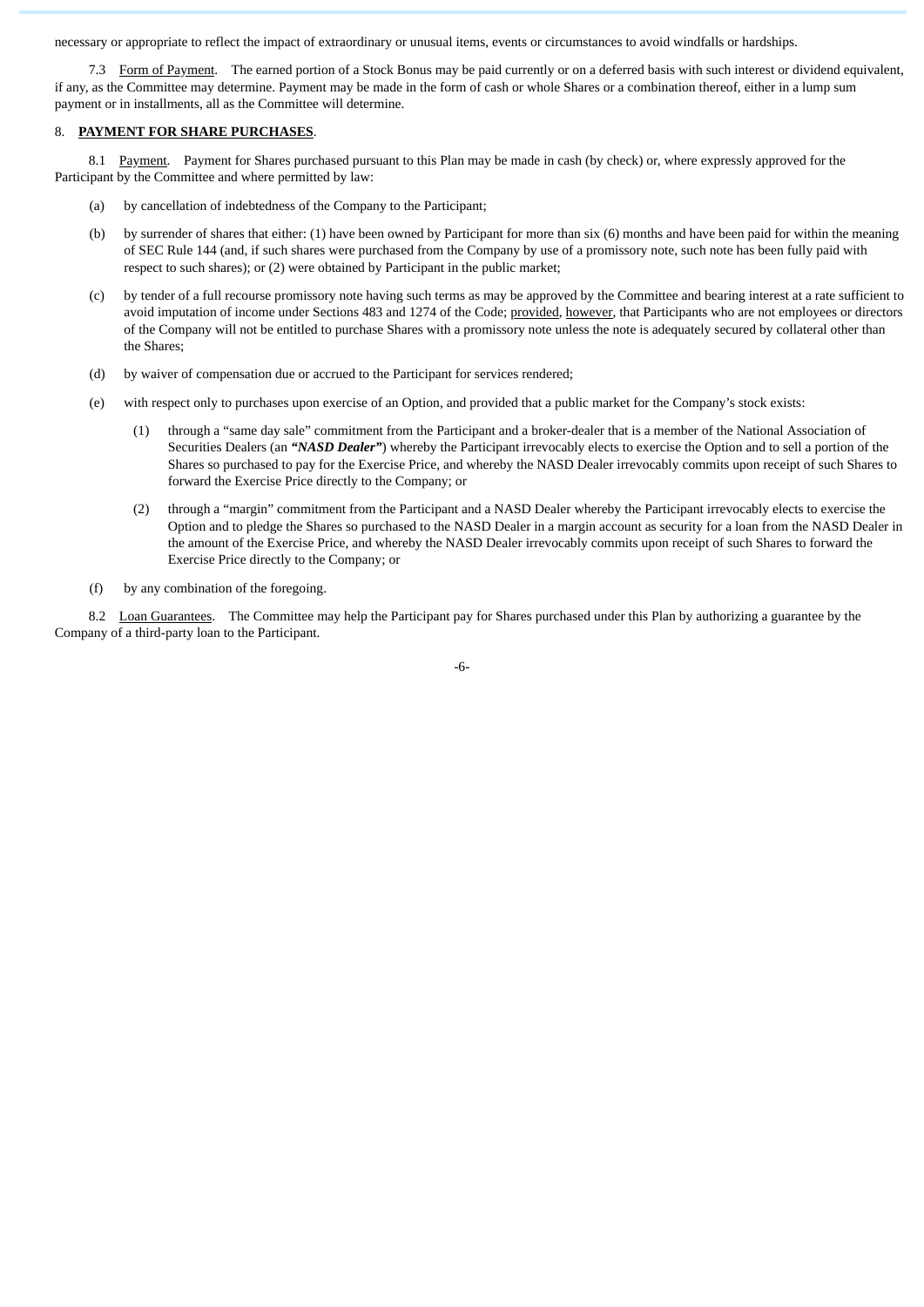necessary or appropriate to reflect the impact of extraordinary or unusual items, events or circumstances to avoid windfalls or hardships.

7.3 Form of Payment. The earned portion of a Stock Bonus may be paid currently or on a deferred basis with such interest or dividend equivalent, if any, as the Committee may determine. Payment may be made in the form of cash or whole Shares or a combination thereof, either in a lump sum payment or in installments, all as the Committee will determine.

8. **PAYMENT FOR SHARE PURCHASES**.

8.1 Payment. Payment for Shares purchased pursuant to this Plan may be made in cash (by check) or, where expressly approved for the Participant by the Committee and where permitted by law:

(a) by cancellation of indebtedness of the Company to the Participant;

(b) by surrender of shares that either: (1) have been owned by Participant for more than six (6) months and have been paid for within the meaning of SEC Rule 144 (and, if such shares were purchased from the Company by use of a promissory note, such note has been fully paid with respect to such shares); or (2) were obtained by Participant in the public market;

(c) by tender of a full recourse promissory note having such terms as may be approved by the Committee and bearing interest at a rate sufficient to avoid imputation of income under Sections 483 and 1274 of the Code; provided, however, that Participants who are not employees or directors of the Company will not be entitled to purchase Shares with a promissory note unless the note is adequately secured by collateral other than the Shares;

(d) by waiver of compensation due or accrued to the Participant for services rendered;

(e) with respect only to purchases upon exercise of an Option, and provided that a public market for the Company's stock exists:

(1) through a "same day sale" commitment from the Participant and a broker-dealer that is a member of the National Association of Securities Dealers (an ***"NASD Dealer"***) whereby the Participant irrevocably elects to exercise the Option and to sell a portion of the Shares so purchased to pay for the Exercise Price, and whereby the NASD Dealer irrevocably commits upon receipt of such Shares to forward the Exercise Price directly to the Company; or

(2) through a "margin" commitment from the Participant and a NASD Dealer whereby the Participant irrevocably elects to exercise the Option and to pledge the Shares so purchased to the NASD Dealer in a margin account as security for a loan from the NASD Dealer in the amount of the Exercise Price, and whereby the NASD Dealer irrevocably commits upon receipt of such Shares to forward the Exercise Price directly to the Company; or

(f) by any combination of the foregoing.

8.2 Loan Guarantees. The Committee may help the Participant pay for Shares purchased under this Plan by authorizing a guarantee by the Company of a third-party loan to the Participant.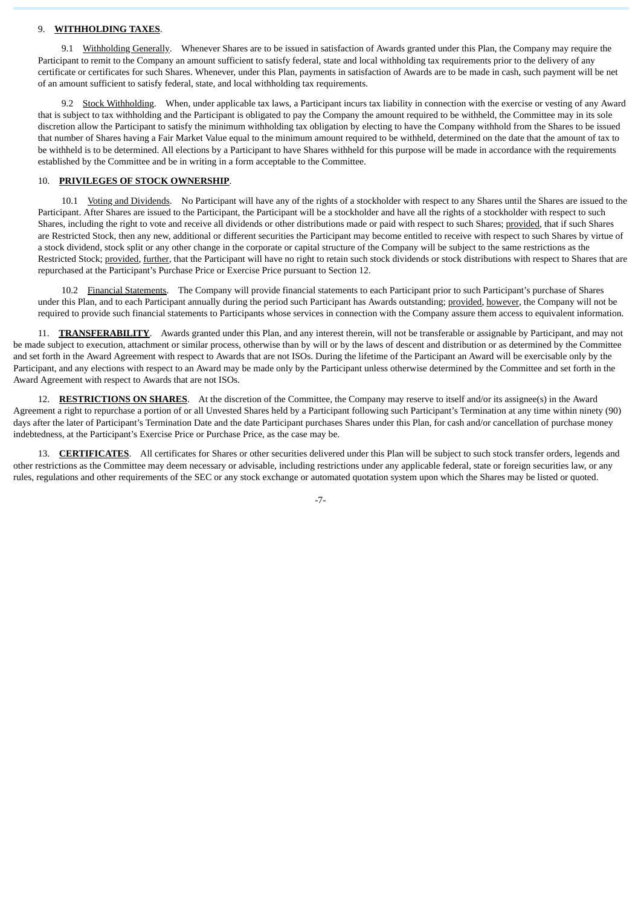9. **WITHHOLDING TAXES**.

9.1 Withholding Generally. Whenever Shares are to be issued in satisfaction of Awards granted under this Plan, the Company may require the Participant to remit to the Company an amount sufficient to satisfy federal, state and local withholding tax requirements prior to the delivery of any certificate or certificates for such Shares. Whenever, under this Plan, payments in satisfaction of Awards are to be made in cash, such payment will be net of an amount sufficient to satisfy federal, state, and local withholding tax requirements.

9.2 Stock Withholding. When, under applicable tax laws, a Participant incurs tax liability in connection with the exercise or vesting of any Award that is subject to tax withholding and the Participant is obligated to pay the Company the amount required to be withheld, the Committee may in its sole discretion allow the Participant to satisfy the minimum withholding tax obligation by electing to have the Company withhold from the Shares to be issued that number of Shares having a Fair Market Value equal to the minimum amount required to be withheld, determined on the date that the amount of tax to be withheld is to be determined. All elections by a Participant to have Shares withheld for this purpose will be made in accordance with the requirements established by the Committee and be in writing in a form acceptable to the Committee.

10. **PRIVILEGES OF STOCK OWNERSHIP**.

10.1 Voting and Dividends. No Participant will have any of the rights of a stockholder with respect to any Shares until the Shares are issued to the Participant. After Shares are issued to the Participant, the Participant will be a stockholder and have all the rights of a stockholder with respect to such Shares, including the right to vote and receive all dividends or other distributions made or paid with respect to such Shares; provided, that if such Shares are Restricted Stock, then any new, additional or different securities the Participant may become entitled to receive with respect to such Shares by virtue of a stock dividend, stock split or any other change in the corporate or capital structure of the Company will be subject to the same restrictions as the Restricted Stock; provided, further, that the Participant will have no right to retain such stock dividends or stock distributions with respect to Shares that are repurchased at the Participant's Purchase Price or Exercise Price pursuant to Section 12.

10.2 Financial Statements. The Company will provide financial statements to each Participant prior to such Participant's purchase of Shares under this Plan, and to each Participant annually during the period such Participant has Awards outstanding; provided, however, the Company will not be required to provide such financial statements to Participants whose services in connection with the Company assure them access to equivalent information.

11. **TRANSFERABILITY**. Awards granted under this Plan, and any interest therein, will not be transferable or assignable by Participant, and may not be made subject to execution, attachment or similar process, otherwise than by will or by the laws of descent and distribution or as determined by the Committee and set forth in the Award Agreement with respect to Awards that are not ISOs. During the lifetime of the Participant an Award will be exercisable only by the Participant, and any elections with respect to an Award may be made only by the Participant unless otherwise determined by the Committee and set forth in the Award Agreement with respect to Awards that are not ISOs.

12. **RESTRICTIONS ON SHARES**. At the discretion of the Committee, the Company may reserve to itself and/or its assignee(s) in the Award Agreement a right to repurchase a portion of or all Unvested Shares held by a Participant following such Participant's Termination at any time within ninety (90) days after the later of Participant's Termination Date and the date Participant purchases Shares under this Plan, for cash and/or cancellation of purchase money indebtedness, at the Participant's Exercise Price or Purchase Price, as the case may be.

13. **CERTIFICATES**. All certificates for Shares or other securities delivered under this Plan will be subject to such stock transfer orders, legends and other restrictions as the Committee may deem necessary or advisable, including restrictions under any applicable federal, state or foreign securities law, or any rules, regulations and other requirements of the SEC or any stock exchange or automated quotation system upon which the Shares may be listed or quoted.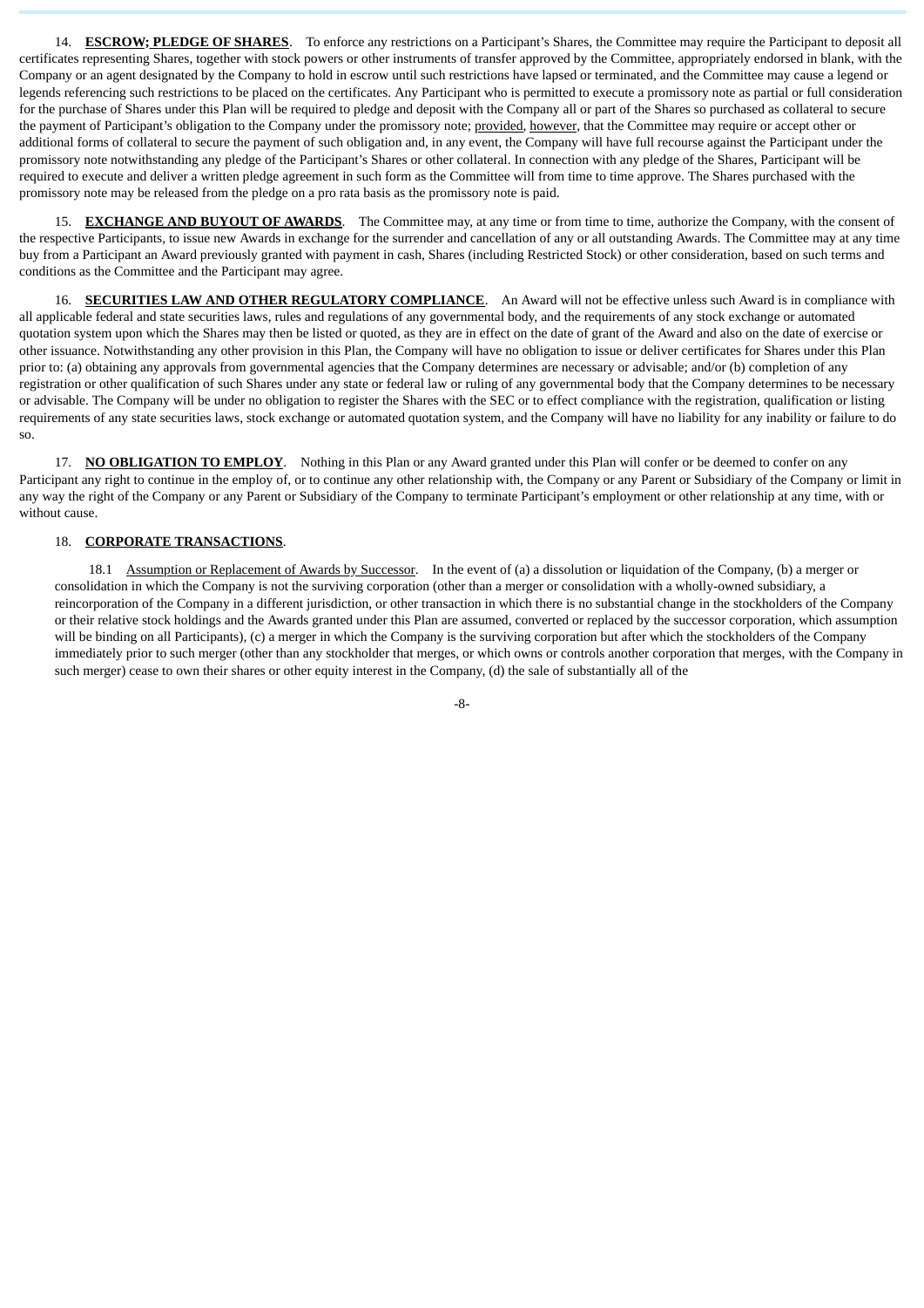14. **ESCROW; PLEDGE OF SHARES**. To enforce any restrictions on a Participant's Shares, the Committee may require the Participant to deposit all certificates representing Shares, together with stock powers or other instruments of transfer approved by the Committee, appropriately endorsed in blank, with the Company or an agent designated by the Company to hold in escrow until such restrictions have lapsed or terminated, and the Committee may cause a legend or legends referencing such restrictions to be placed on the certificates. Any Participant who is permitted to execute a promissory note as partial or full consideration for the purchase of Shares under this Plan will be required to pledge and deposit with the Company all or part of the Shares so purchased as collateral to secure the payment of Participant's obligation to the Company under the promissory note; provided, however, that the Committee may require or accept other or additional forms of collateral to secure the payment of such obligation and, in any event, the Company will have full recourse against the Participant under the promissory note notwithstanding any pledge of the Participant's Shares or other collateral. In connection with any pledge of the Shares, Participant will be required to execute and deliver a written pledge agreement in such form as the Committee will from time to time approve. The Shares purchased with the promissory note may be released from the pledge on a pro rata basis as the promissory note is paid.

15. **EXCHANGE AND BUYOUT OF AWARDS**. The Committee may, at any time or from time to time, authorize the Company, with the consent of the respective Participants, to issue new Awards in exchange for the surrender and cancellation of any or all outstanding Awards. The Committee may at any time buy from a Participant an Award previously granted with payment in cash, Shares (including Restricted Stock) or other consideration, based on such terms and conditions as the Committee and the Participant may agree.

16. **SECURITIES LAW AND OTHER REGULATORY COMPLIANCE**. An Award will not be effective unless such Award is in compliance with all applicable federal and state securities laws, rules and regulations of any governmental body, and the requirements of any stock exchange or automated quotation system upon which the Shares may then be listed or quoted, as they are in effect on the date of grant of the Award and also on the date of exercise or other issuance. Notwithstanding any other provision in this Plan, the Company will have no obligation to issue or deliver certificates for Shares under this Plan prior to: (a) obtaining any approvals from governmental agencies that the Company determines are necessary or advisable; and/or (b) completion of any registration or other qualification of such Shares under any state or federal law or ruling of any governmental body that the Company determines to be necessary or advisable. The Company will be under no obligation to register the Shares with the SEC or to effect compliance with the registration, qualification or listing requirements of any state securities laws, stock exchange or automated quotation system, and the Company will have no liability for any inability or failure to do so.

17. **NO OBLIGATION TO EMPLOY**. Nothing in this Plan or any Award granted under this Plan will confer or be deemed to confer on any Participant any right to continue in the employ of, or to continue any other relationship with, the Company or any Parent or Subsidiary of the Company or limit in any way the right of the Company or any Parent or Subsidiary of the Company to terminate Participant's employment or other relationship at any time, with or without cause.

18. **CORPORATE TRANSACTIONS**.

18.1 Assumption or Replacement of Awards by Successor. In the event of (a) a dissolution or liquidation of the Company, (b) a merger or consolidation in which the Company is not the surviving corporation (other than a merger or consolidation with a wholly-owned subsidiary, a reincorporation of the Company in a different jurisdiction, or other transaction in which there is no substantial change in the stockholders of the Company or their relative stock holdings and the Awards granted under this Plan are assumed, converted or replaced by the successor corporation, which assumption will be binding on all Participants), (c) a merger in which the Company is the surviving corporation but after which the stockholders of the Company immediately prior to such merger (other than any stockholder that merges, or which owns or controls another corporation that merges, with the Company in such merger) cease to own their shares or other equity interest in the Company, (d) the sale of substantially all of the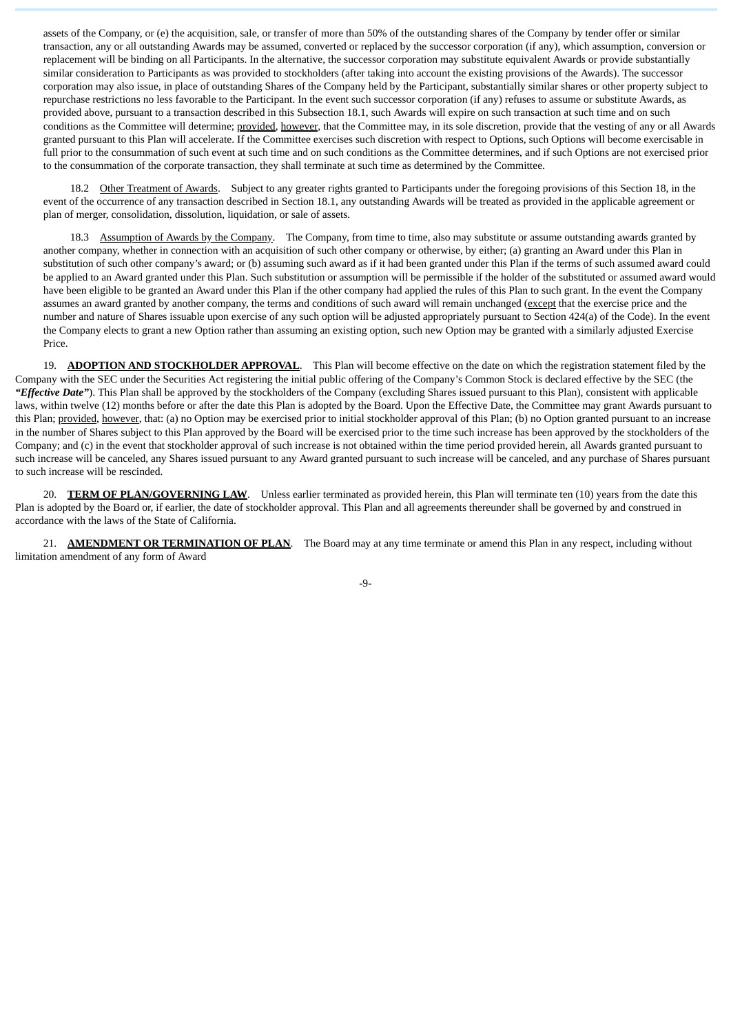assets of the Company, or (e) the acquisition, sale, or transfer of more than 50% of the outstanding shares of the Company by tender offer or similar transaction, any or all outstanding Awards may be assumed, converted or replaced by the successor corporation (if any), which assumption, conversion or replacement will be binding on all Participants. In the alternative, the successor corporation may substitute equivalent Awards or provide substantially similar consideration to Participants as was provided to stockholders (after taking into account the existing provisions of the Awards). The successor corporation may also issue, in place of outstanding Shares of the Company held by the Participant, substantially similar shares or other property subject to repurchase restrictions no less favorable to the Participant. In the event such successor corporation (if any) refuses to assume or substitute Awards, as provided above, pursuant to a transaction described in this Subsection 18.1, such Awards will expire on such transaction at such time and on such conditions as the Committee will determine; provided, however, that the Committee may, in its sole discretion, provide that the vesting of any or all Awards granted pursuant to this Plan will accelerate. If the Committee exercises such discretion with respect to Options, such Options will become exercisable in full prior to the consummation of such event at such time and on such conditions as the Committee determines, and if such Options are not exercised prior to the consummation of the corporate transaction, they shall terminate at such time as determined by the Committee.

18.2 Other Treatment of Awards. Subject to any greater rights granted to Participants under the foregoing provisions of this Section 18, in the event of the occurrence of any transaction described in Section 18.1, any outstanding Awards will be treated as provided in the applicable agreement or plan of merger, consolidation, dissolution, liquidation, or sale of assets.

18.3 Assumption of Awards by the Company. The Company, from time to time, also may substitute or assume outstanding awards granted by another company, whether in connection with an acquisition of such other company or otherwise, by either; (a) granting an Award under this Plan in substitution of such other company's award; or (b) assuming such award as if it had been granted under this Plan if the terms of such assumed award could be applied to an Award granted under this Plan. Such substitution or assumption will be permissible if the holder of the substituted or assumed award would have been eligible to be granted an Award under this Plan if the other company had applied the rules of this Plan to such grant. In the event the Company assumes an award granted by another company, the terms and conditions of such award will remain unchanged (except that the exercise price and the number and nature of Shares issuable upon exercise of any such option will be adjusted appropriately pursuant to Section 424(a) of the Code). In the event the Company elects to grant a new Option rather than assuming an existing option, such new Option may be granted with a similarly adjusted Exercise Price.

19. **ADOPTION AND STOCKHOLDER APPROVAL**. This Plan will become effective on the date on which the registration statement filed by the Company with the SEC under the Securities Act registering the initial public offering of the Company's Common Stock is declared effective by the SEC (the ***"Effective Date"***). This Plan shall be approved by the stockholders of the Company (excluding Shares issued pursuant to this Plan), consistent with applicable laws, within twelve (12) months before or after the date this Plan is adopted by the Board. Upon the Effective Date, the Committee may grant Awards pursuant to this Plan; provided, however, that: (a) no Option may be exercised prior to initial stockholder approval of this Plan; (b) no Option granted pursuant to an increase in the number of Shares subject to this Plan approved by the Board will be exercised prior to the time such increase has been approved by the stockholders of the Company; and (c) in the event that stockholder approval of such increase is not obtained within the time period provided herein, all Awards granted pursuant to such increase will be canceled, any Shares issued pursuant to any Award granted pursuant to such increase will be canceled, and any purchase of Shares pursuant to such increase will be rescinded.

20. **TERM OF PLAN/GOVERNING LAW**. Unless earlier terminated as provided herein, this Plan will terminate ten (10) years from the date this Plan is adopted by the Board or, if earlier, the date of stockholder approval. This Plan and all agreements thereunder shall be governed by and construed in accordance with the laws of the State of California.

21. **AMENDMENT OR TERMINATION OF PLAN**. The Board may at any time terminate or amend this Plan in any respect, including without limitation amendment of any form of Award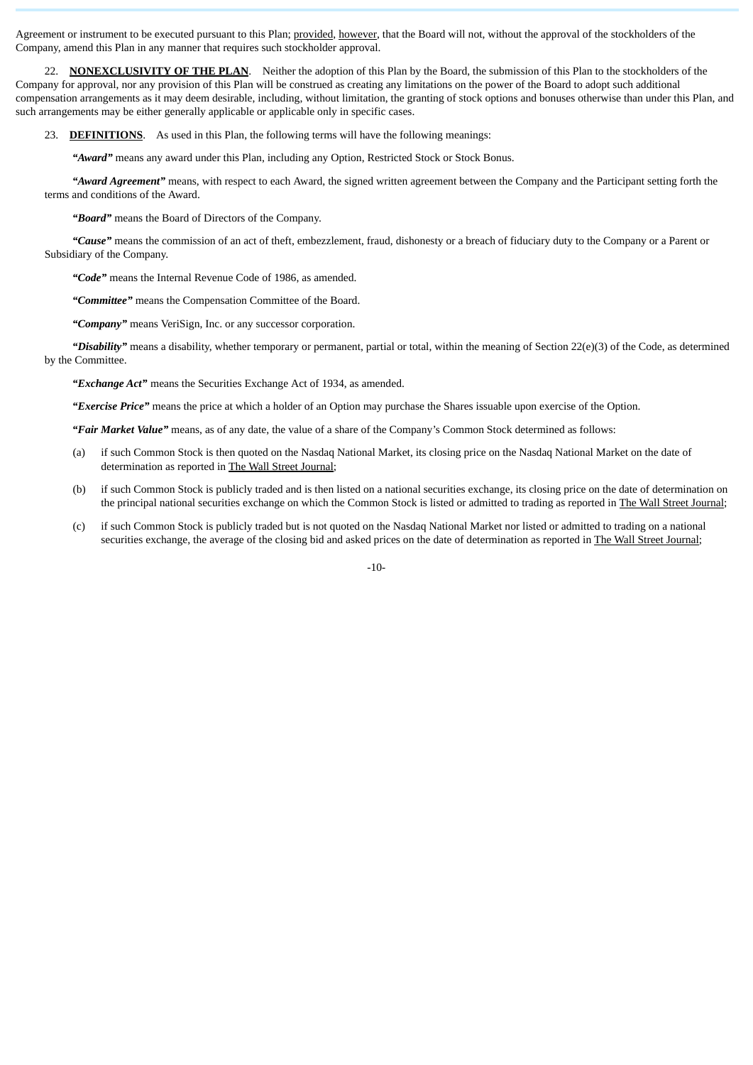Agreement or instrument to be executed pursuant to this Plan; provided, however, that the Board will not, without the approval of the stockholders of the Company, amend this Plan in any manner that requires such stockholder approval.

22. **NONEXCLUSIVITY OF THE PLAN**. Neither the adoption of this Plan by the Board, the submission of this Plan to the stockholders of the Company for approval, nor any provision of this Plan will be construed as creating any limitations on the power of the Board to adopt such additional compensation arrangements as it may deem desirable, including, without limitation, the granting of stock options and bonuses otherwise than under this Plan, and such arrangements may be either generally applicable or applicable only in specific cases.

23. **DEFINITIONS**. As used in this Plan, the following terms will have the following meanings:

***"Award"*** means any award under this Plan, including any Option, Restricted Stock or Stock Bonus.

***"Award Agreement"*** means, with respect to each Award, the signed written agreement between the Company and the Participant setting forth the terms and conditions of the Award.

***"Board"*** means the Board of Directors of the Company.

***"Cause"*** means the commission of an act of theft, embezzlement, fraud, dishonesty or a breach of fiduciary duty to the Company or a Parent or Subsidiary of the Company.

***"Code"*** means the Internal Revenue Code of 1986, as amended.

***"Committee"*** means the Compensation Committee of the Board.

***"Company"*** means VeriSign, Inc. or any successor corporation.

***"Disability"*** means a disability, whether temporary or permanent, partial or total, within the meaning of Section 22(e)(3) of the Code, as determined by the Committee.

***"Exchange Act"*** means the Securities Exchange Act of 1934, as amended.

***"Exercise Price"*** means the price at which a holder of an Option may purchase the Shares issuable upon exercise of the Option.

***"Fair Market Value"*** means, as of any date, the value of a share of the Company's Common Stock determined as follows:

(a) if such Common Stock is then quoted on the Nasdaq National Market, its closing price on the Nasdaq National Market on the date of determination as reported in The Wall Street Journal;

(b) if such Common Stock is publicly traded and is then listed on a national securities exchange, its closing price on the date of determination on the principal national securities exchange on which the Common Stock is listed or admitted to trading as reported in The Wall Street Journal;

(c) if such Common Stock is publicly traded but is not quoted on the Nasdaq National Market nor listed or admitted to trading on a national securities exchange, the average of the closing bid and asked prices on the date of determination as reported in The Wall Street Journal;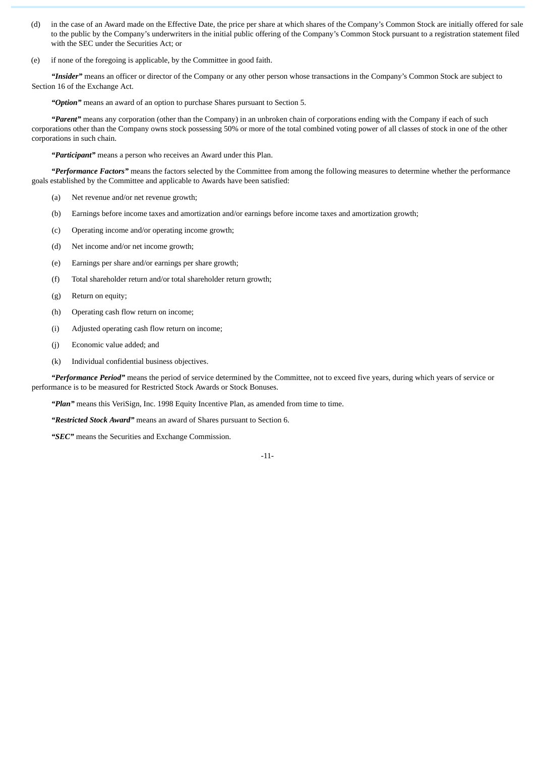(d) in the case of an Award made on the Effective Date, the price per share at which shares of the Company's Common Stock are initially offered for sale to the public by the Company's underwriters in the initial public offering of the Company's Common Stock pursuant to a registration statement filed with the SEC under the Securities Act; or

(e) if none of the foregoing is applicable, by the Committee in good faith.

***"Insider"*** means an officer or director of the Company or any other person whose transactions in the Company's Common Stock are subject to Section 16 of the Exchange Act.

***"Option"*** means an award of an option to purchase Shares pursuant to Section 5.

***"Parent"*** means any corporation (other than the Company) in an unbroken chain of corporations ending with the Company if each of such corporations other than the Company owns stock possessing 50% or more of the total combined voting power of all classes of stock in one of the other corporations in such chain.

***"Participant"*** means a person who receives an Award under this Plan.

***"Performance Factors"*** means the factors selected by the Committee from among the following measures to determine whether the performance goals established by the Committee and applicable to Awards have been satisfied:

(a) Net revenue and/or net revenue growth;

(b) Earnings before income taxes and amortization and/or earnings before income taxes and amortization growth;

(c) Operating income and/or operating income growth;

(d) Net income and/or net income growth;

(e) Earnings per share and/or earnings per share growth;

(f) Total shareholder return and/or total shareholder return growth;

(g) Return on equity;

(h) Operating cash flow return on income;

(i) Adjusted operating cash flow return on income;

(j) Economic value added; and

(k) Individual confidential business objectives.

***"Performance Period"*** means the period of service determined by the Committee, not to exceed five years, during which years of service or performance is to be measured for Restricted Stock Awards or Stock Bonuses.

***"Plan"*** means this VeriSign, Inc. 1998 Equity Incentive Plan, as amended from time to time.

***"Restricted Stock Award"*** means an award of Shares pursuant to Section 6.

***"SEC"*** means the Securities and Exchange Commission.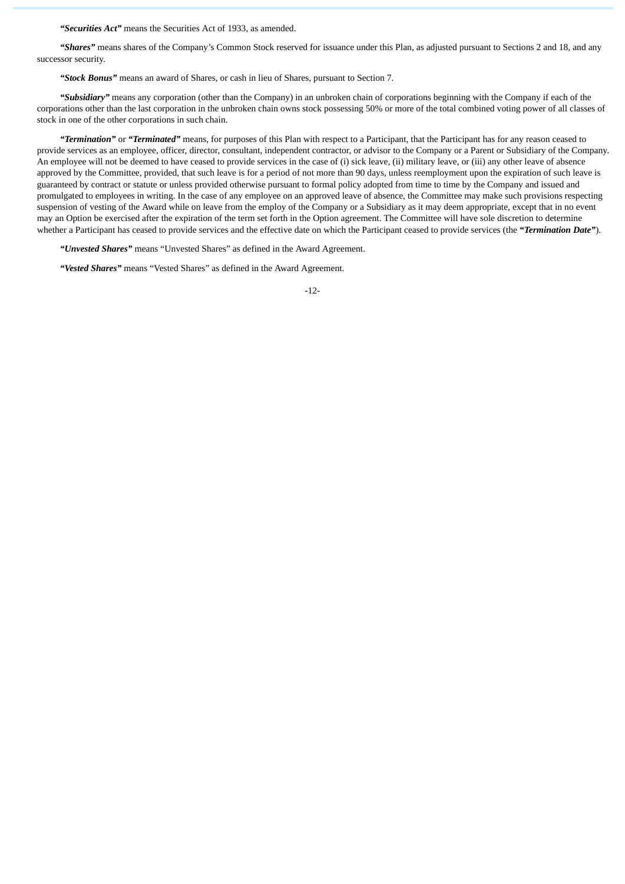***"Securities Act"*** means the Securities Act of 1933, as amended.

***"Shares"*** means shares of the Company's Common Stock reserved for issuance under this Plan, as adjusted pursuant to Sections 2 and 18, and any successor security.

***"Stock Bonus"*** means an award of Shares, or cash in lieu of Shares, pursuant to Section 7.

***"Subsidiary"*** means any corporation (other than the Company) in an unbroken chain of corporations beginning with the Company if each of the corporations other than the last corporation in the unbroken chain owns stock possessing 50% or more of the total combined voting power of all classes of stock in one of the other corporations in such chain.

***"Termination"*** or ***"Terminated"*** means, for purposes of this Plan with respect to a Participant, that the Participant has for any reason ceased to provide services as an employee, officer, director, consultant, independent contractor, or advisor to the Company or a Parent or Subsidiary of the Company. An employee will not be deemed to have ceased to provide services in the case of (i) sick leave, (ii) military leave, or (iii) any other leave of absence approved by the Committee, provided, that such leave is for a period of not more than 90 days, unless reemployment upon the expiration of such leave is guaranteed by contract or statute or unless provided otherwise pursuant to formal policy adopted from time to time by the Company and issued and promulgated to employees in writing. In the case of any employee on an approved leave of absence, the Committee may make such provisions respecting suspension of vesting of the Award while on leave from the employ of the Company or a Subsidiary as it may deem appropriate, except that in no event may an Option be exercised after the expiration of the term set forth in the Option agreement. The Committee will have sole discretion to determine whether a Participant has ceased to provide services and the effective date on which the Participant ceased to provide services (the ***"Termination Date"***).

***"Unvested Shares"*** means "Unvested Shares" as defined in the Award Agreement.

***"Vested Shares"*** means "Vested Shares" as defined in the Award Agreement.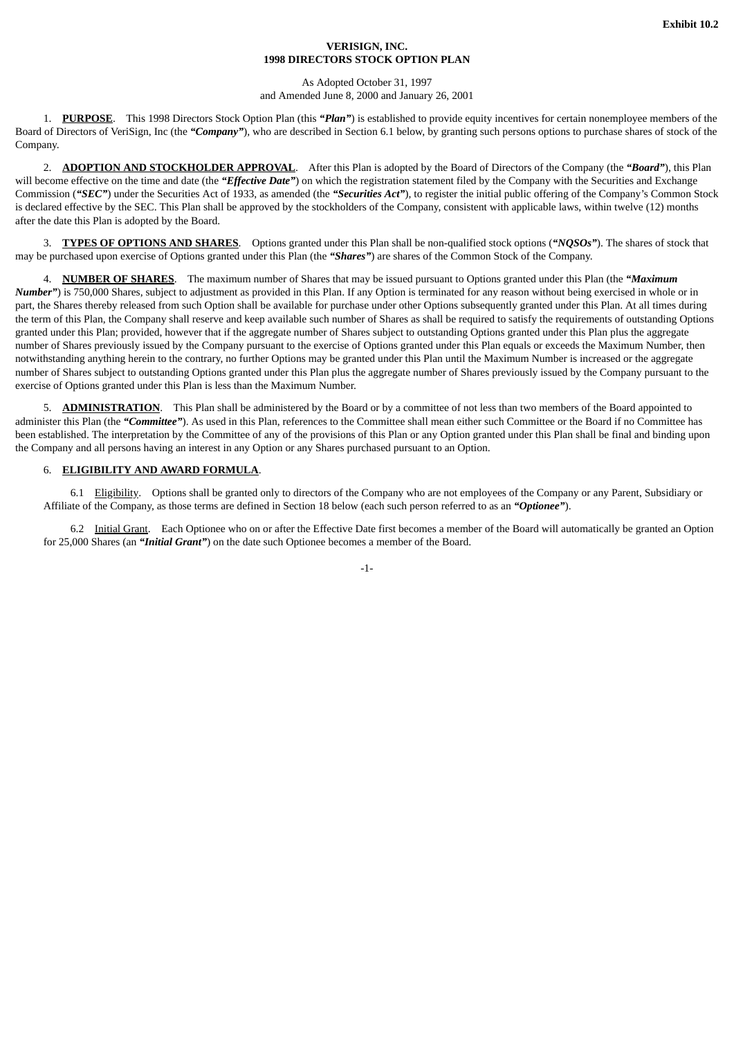**Exhibit 10.2**

# VERISIGN, INC.
# 1998 DIRECTORS STOCK OPTION PLAN

As Adopted October 31, 1997
and Amended June 8, 2000 and January 26, 2001

1. **PURPOSE**. This 1998 Directors Stock Option Plan (this ***"Plan"***) is established to provide equity incentives for certain nonemployee members of the Board of Directors of VeriSign, Inc (the ***"Company"***), who are described in Section 6.1 below, by granting such persons options to purchase shares of stock of the Company.

2. **ADOPTION AND STOCKHOLDER APPROVAL**. After this Plan is adopted by the Board of Directors of the Company (the ***"Board"***), this Plan will become effective on the time and date (the ***"Effective Date"***) on which the registration statement filed by the Company with the Securities and Exchange Commission (***"SEC"***) under the Securities Act of 1933, as amended (the ***"Securities Act"***), to register the initial public offering of the Company's Common Stock is declared effective by the SEC. This Plan shall be approved by the stockholders of the Company, consistent with applicable laws, within twelve (12) months after the date this Plan is adopted by the Board.

3. **TYPES OF OPTIONS AND SHARES**. Options granted under this Plan shall be non-qualified stock options (***"NQSOs"***). The shares of stock that may be purchased upon exercise of Options granted under this Plan (the ***"Shares"***) are shares of the Common Stock of the Company.

4. **NUMBER OF SHARES**. The maximum number of Shares that may be issued pursuant to Options granted under this Plan (the ***"Maximum Number"***) is 750,000 Shares, subject to adjustment as provided in this Plan. If any Option is terminated for any reason without being exercised in whole or in part, the Shares thereby released from such Option shall be available for purchase under other Options subsequently granted under this Plan. At all times during the term of this Plan, the Company shall reserve and keep available such number of Shares as shall be required to satisfy the requirements of outstanding Options granted under this Plan; provided, however that if the aggregate number of Shares subject to outstanding Options granted under this Plan plus the aggregate number of Shares previously issued by the Company pursuant to the exercise of Options granted under this Plan equals or exceeds the Maximum Number, then notwithstanding anything herein to the contrary, no further Options may be granted under this Plan until the Maximum Number is increased or the aggregate number of Shares subject to outstanding Options granted under this Plan plus the aggregate number of Shares previously issued by the Company pursuant to the exercise of Options granted under this Plan is less than the Maximum Number.

5. **ADMINISTRATION**. This Plan shall be administered by the Board or by a committee of not less than two members of the Board appointed to administer this Plan (the ***"Committee"***). As used in this Plan, references to the Committee shall mean either such Committee or the Board if no Committee has been established. The interpretation by the Committee of any of the provisions of this Plan or any Option granted under this Plan shall be final and binding upon the Company and all persons having an interest in any Option or any Shares purchased pursuant to an Option.

6. **ELIGIBILITY AND AWARD FORMULA**.

6.1 Eligibility. Options shall be granted only to directors of the Company who are not employees of the Company or any Parent, Subsidiary or Affiliate of the Company, as those terms are defined in Section 18 below (each such person referred to as an ***"Optionee"***).

6.2 Initial Grant. Each Optionee who on or after the Effective Date first becomes a member of the Board will automatically be granted an Option for 25,000 Shares (an ***"Initial Grant"***) on the date such Optionee becomes a member of the Board.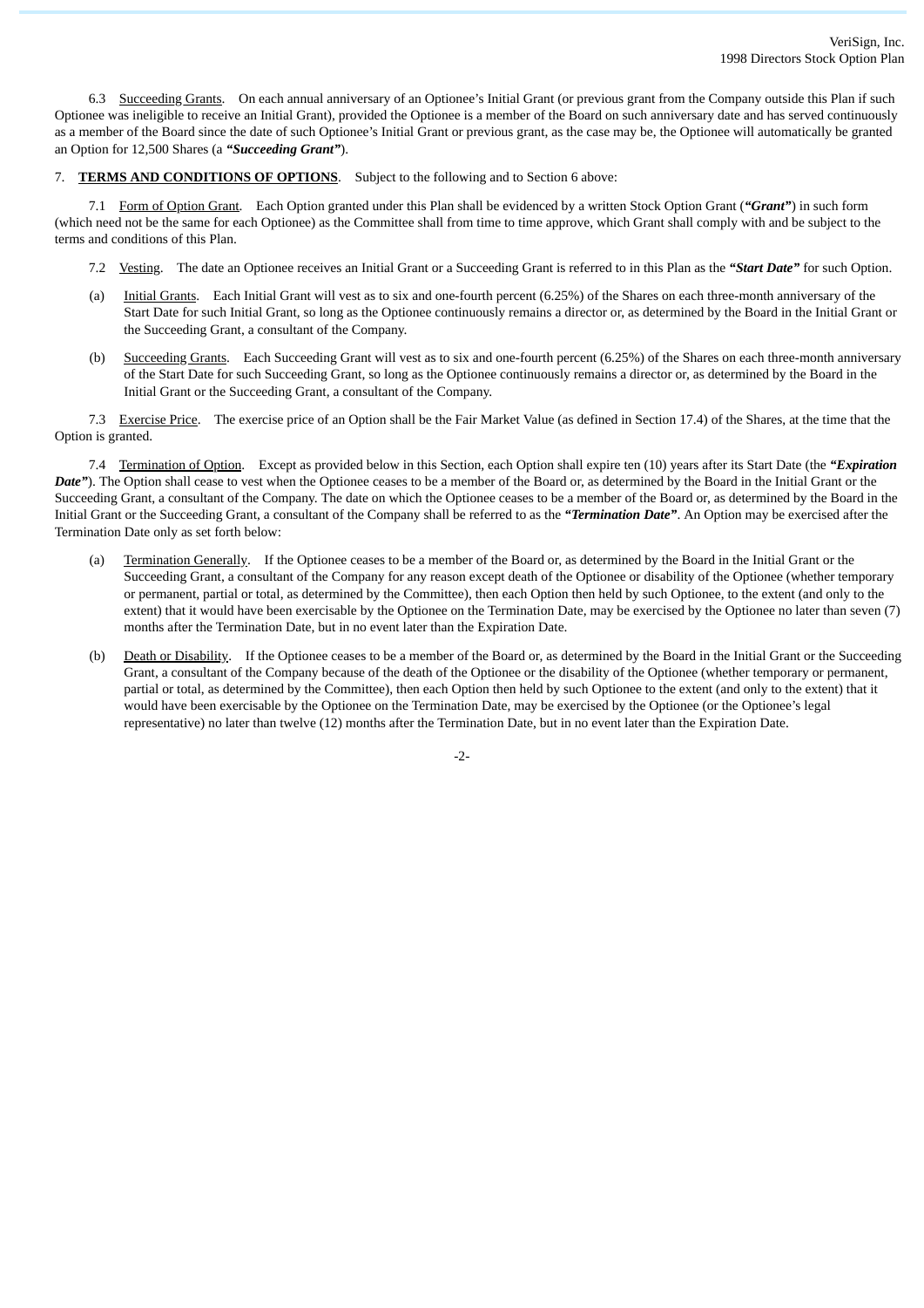6.3 Succeeding Grants. On each annual anniversary of an Optionee's Initial Grant (or previous grant from the Company outside this Plan if such Optionee was ineligible to receive an Initial Grant), provided the Optionee is a member of the Board on such anniversary date and has served continuously as a member of the Board since the date of such Optionee's Initial Grant or previous grant, as the case may be, the Optionee will automatically be granted an Option for 12,500 Shares (a ***"Succeeding Grant"***).

7. **TERMS AND CONDITIONS OF OPTIONS**. Subject to the following and to Section 6 above:

7.1 Form of Option Grant. Each Option granted under this Plan shall be evidenced by a written Stock Option Grant (***"Grant"***) in such form (which need not be the same for each Optionee) as the Committee shall from time to time approve, which Grant shall comply with and be subject to the terms and conditions of this Plan.

7.2 Vesting. The date an Optionee receives an Initial Grant or a Succeeding Grant is referred to in this Plan as the ***"Start Date"*** for such Option.

(a) Initial Grants. Each Initial Grant will vest as to six and one-fourth percent (6.25%) of the Shares on each three-month anniversary of the Start Date for such Initial Grant, so long as the Optionee continuously remains a director or, as determined by the Board in the Initial Grant or the Succeeding Grant, a consultant of the Company.

(b) Succeeding Grants. Each Succeeding Grant will vest as to six and one-fourth percent (6.25%) of the Shares on each three-month anniversary of the Start Date for such Succeeding Grant, so long as the Optionee continuously remains a director or, as determined by the Board in the Initial Grant or the Succeeding Grant, a consultant of the Company.

7.3 Exercise Price. The exercise price of an Option shall be the Fair Market Value (as defined in Section 17.4) of the Shares, at the time that the Option is granted.

7.4 Termination of Option. Except as provided below in this Section, each Option shall expire ten (10) years after its Start Date (the ***"Expiration Date"***). The Option shall cease to vest when the Optionee ceases to be a member of the Board or, as determined by the Board in the Initial Grant or the Succeeding Grant, a consultant of the Company. The date on which the Optionee ceases to be a member of the Board or, as determined by the Board in the Initial Grant or the Succeeding Grant, a consultant of the Company shall be referred to as the ***"Termination Date"***. An Option may be exercised after the Termination Date only as set forth below:

(a) Termination Generally. If the Optionee ceases to be a member of the Board or, as determined by the Board in the Initial Grant or the Succeeding Grant, a consultant of the Company for any reason except death of the Optionee or disability of the Optionee (whether temporary or permanent, partial or total, as determined by the Committee), then each Option then held by such Optionee, to the extent (and only to the extent) that it would have been exercisable by the Optionee on the Termination Date, may be exercised by the Optionee no later than seven (7) months after the Termination Date, but in no event later than the Expiration Date.

(b) Death or Disability. If the Optionee ceases to be a member of the Board or, as determined by the Board in the Initial Grant or the Succeeding Grant, a consultant of the Company because of the death of the Optionee or the disability of the Optionee (whether temporary or permanent, partial or total, as determined by the Committee), then each Option then held by such Optionee to the extent (and only to the extent) that it would have been exercisable by the Optionee on the Termination Date, may be exercised by the Optionee (or the Optionee's legal representative) no later than twelve (12) months after the Termination Date, but in no event later than the Expiration Date.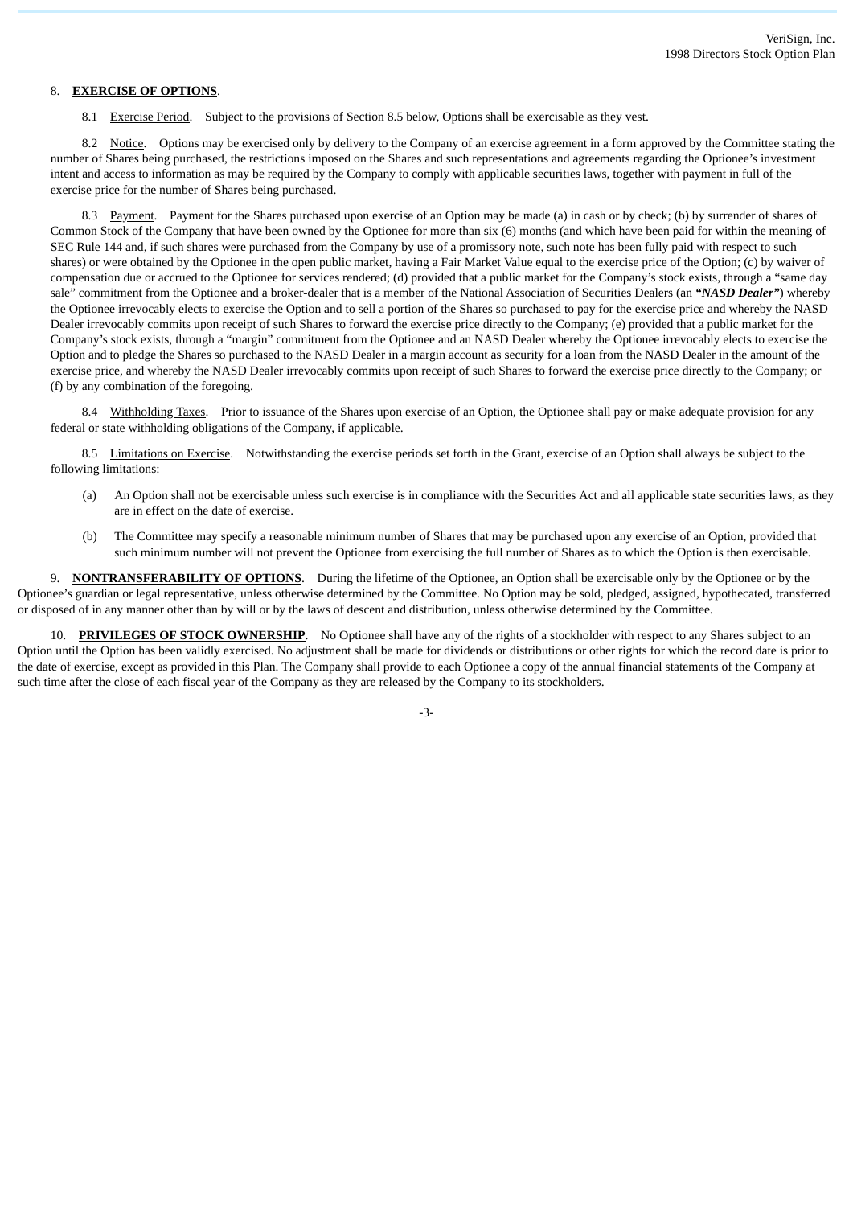8. **EXERCISE OF OPTIONS**.

8.1 Exercise Period. Subject to the provisions of Section 8.5 below, Options shall be exercisable as they vest.

8.2 Notice. Options may be exercised only by delivery to the Company of an exercise agreement in a form approved by the Committee stating the number of Shares being purchased, the restrictions imposed on the Shares and such representations and agreements regarding the Optionee's investment intent and access to information as may be required by the Company to comply with applicable securities laws, together with payment in full of the exercise price for the number of Shares being purchased.

8.3 Payment. Payment for the Shares purchased upon exercise of an Option may be made (a) in cash or by check; (b) by surrender of shares of Common Stock of the Company that have been owned by the Optionee for more than six (6) months (and which have been paid for within the meaning of SEC Rule 144 and, if such shares were purchased from the Company by use of a promissory note, such note has been fully paid with respect to such shares) or were obtained by the Optionee in the open public market, having a Fair Market Value equal to the exercise price of the Option; (c) by waiver of compensation due or accrued to the Optionee for services rendered; (d) provided that a public market for the Company's stock exists, through a "same day sale" commitment from the Optionee and a broker-dealer that is a member of the National Association of Securities Dealers (an ***"NASD Dealer"***) whereby the Optionee irrevocably elects to exercise the Option and to sell a portion of the Shares so purchased to pay for the exercise price and whereby the NASD Dealer irrevocably commits upon receipt of such Shares to forward the exercise price directly to the Company; (e) provided that a public market for the Company's stock exists, through a "margin" commitment from the Optionee and an NASD Dealer whereby the Optionee irrevocably elects to exercise the Option and to pledge the Shares so purchased to the NASD Dealer in a margin account as security for a loan from the NASD Dealer in the amount of the exercise price, and whereby the NASD Dealer irrevocably commits upon receipt of such Shares to forward the exercise price directly to the Company; or (f) by any combination of the foregoing.

8.4 Withholding Taxes. Prior to issuance of the Shares upon exercise of an Option, the Optionee shall pay or make adequate provision for any federal or state withholding obligations of the Company, if applicable.

8.5 Limitations on Exercise. Notwithstanding the exercise periods set forth in the Grant, exercise of an Option shall always be subject to the following limitations:

(a) An Option shall not be exercisable unless such exercise is in compliance with the Securities Act and all applicable state securities laws, as they are in effect on the date of exercise.

(b) The Committee may specify a reasonable minimum number of Shares that may be purchased upon any exercise of an Option, provided that such minimum number will not prevent the Optionee from exercising the full number of Shares as to which the Option is then exercisable.

9. **NONTRANSFERABILITY OF OPTIONS**. During the lifetime of the Optionee, an Option shall be exercisable only by the Optionee or by the Optionee's guardian or legal representative, unless otherwise determined by the Committee. No Option may be sold, pledged, assigned, hypothecated, transferred or disposed of in any manner other than by will or by the laws of descent and distribution, unless otherwise determined by the Committee.

10. **PRIVILEGES OF STOCK OWNERSHIP**. No Optionee shall have any of the rights of a stockholder with respect to any Shares subject to an Option until the Option has been validly exercised. No adjustment shall be made for dividends or distributions or other rights for which the record date is prior to the date of exercise, except as provided in this Plan. The Company shall provide to each Optionee a copy of the annual financial statements of the Company at such time after the close of each fiscal year of the Company as they are released by the Company to its stockholders.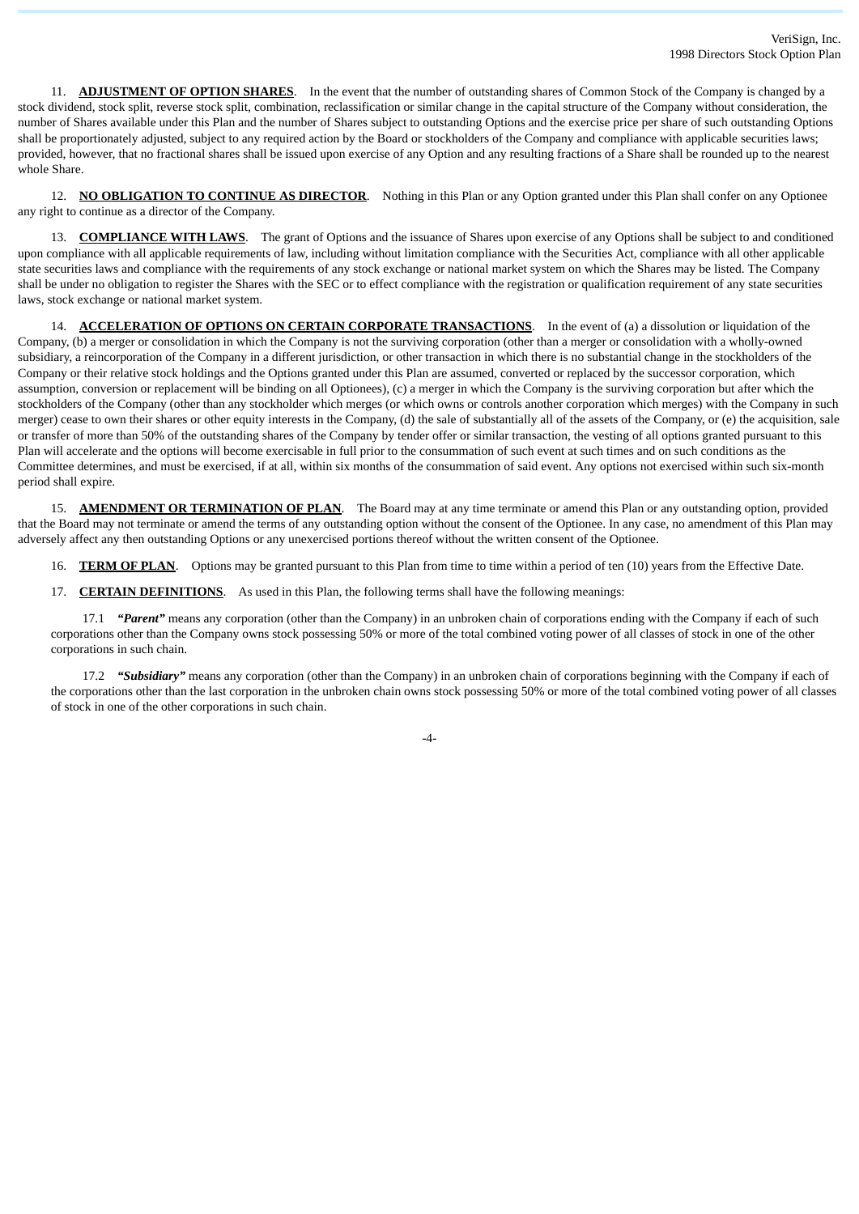11. **<u>ADJUSTMENT OF OPTION SHARES</u>**. In the event that the number of outstanding shares of Common Stock of the Company is changed by a stock dividend, stock split, reverse stock split, combination, reclassification or similar change in the capital structure of the Company without consideration, the number of Shares available under this Plan and the number of Shares subject to outstanding Options and the exercise price per share of such outstanding Options shall be proportionately adjusted, subject to any required action by the Board or stockholders of the Company and compliance with applicable securities laws; provided, however, that no fractional shares shall be issued upon exercise of any Option and any resulting fractions of a Share shall be rounded up to the nearest whole Share.

12. **<u>NO OBLIGATION TO CONTINUE AS DIRECTOR</u>**. Nothing in this Plan or any Option granted under this Plan shall confer on any Optionee any right to continue as a director of the Company.

13. **<u>COMPLIANCE WITH LAWS</u>**. The grant of Options and the issuance of Shares upon exercise of any Options shall be subject to and conditioned upon compliance with all applicable requirements of law, including without limitation compliance with the Securities Act, compliance with all other applicable state securities laws and compliance with the requirements of any stock exchange or national market system on which the Shares may be listed. The Company shall be under no obligation to register the Shares with the SEC or to effect compliance with the registration or qualification requirement of any state securities laws, stock exchange or national market system.

14. **<u>ACCELERATION OF OPTIONS ON CERTAIN CORPORATE TRANSACTIONS</u>**. In the event of (a) a dissolution or liquidation of the Company, (b) a merger or consolidation in which the Company is not the surviving corporation (other than a merger or consolidation with a wholly-owned subsidiary, a reincorporation of the Company in a different jurisdiction, or other transaction in which there is no substantial change in the stockholders of the Company or their relative stock holdings and the Options granted under this Plan are assumed, converted or replaced by the successor corporation, which assumption, conversion or replacement will be binding on all Optionees), (c) a merger in which the Company is the surviving corporation but after which the stockholders of the Company (other than any stockholder which merges (or which owns or controls another corporation which merges) with the Company in such merger) cease to own their shares or other equity interests in the Company, (d) the sale of substantially all of the assets of the Company, or (e) the acquisition, sale or transfer of more than 50% of the outstanding shares of the Company by tender offer or similar transaction, the vesting of all options granted pursuant to this Plan will accelerate and the options will become exercisable in full prior to the consummation of such event at such times and on such conditions as the Committee determines, and must be exercised, if at all, within six months of the consummation of said event. Any options not exercised within such six-month period shall expire.

15. **<u>AMENDMENT OR TERMINATION OF PLAN</u>**. The Board may at any time terminate or amend this Plan or any outstanding option, provided that the Board may not terminate or amend the terms of any outstanding option without the consent of the Optionee. In any case, no amendment of this Plan may adversely affect any then outstanding Options or any unexercised portions thereof without the written consent of the Optionee.

16. **<u>TERM OF PLAN</u>**. Options may be granted pursuant to this Plan from time to time within a period of ten (10) years from the Effective Date.

17. **<u>CERTAIN DEFINITIONS</u>**. As used in this Plan, the following terms shall have the following meanings:

17.1 ***"Parent"*** means any corporation (other than the Company) in an unbroken chain of corporations ending with the Company if each of such corporations other than the Company owns stock possessing 50% or more of the total combined voting power of all classes of stock in one of the other corporations in such chain.

17.2 ***"Subsidiary"*** means any corporation (other than the Company) in an unbroken chain of corporations beginning with the Company if each of the corporations other than the last corporation in the unbroken chain owns stock possessing 50% or more of the total combined voting power of all classes of stock in one of the other corporations in such chain.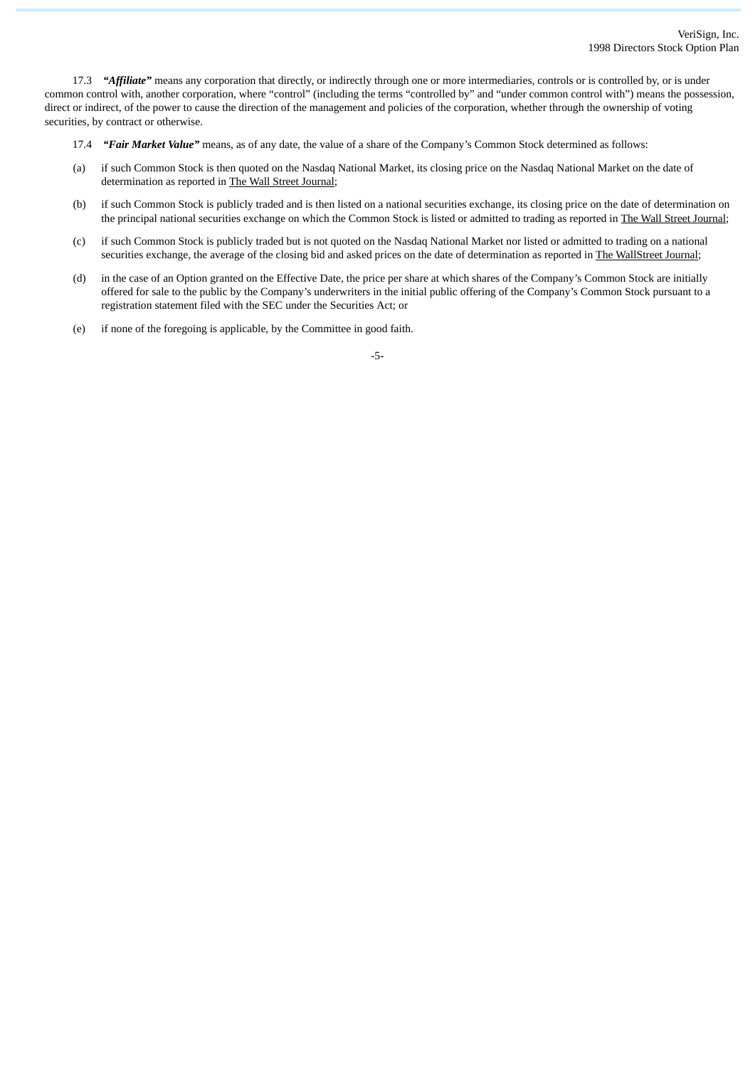17.3 ***"Affiliate"*** means any corporation that directly, or indirectly through one or more intermediaries, controls or is controlled by, or is under common control with, another corporation, where "control" (including the terms "controlled by" and "under common control with") means the possession, direct or indirect, of the power to cause the direction of the management and policies of the corporation, whether through the ownership of voting securities, by contract or otherwise.

17.4 ***"Fair Market Value"*** means, as of any date, the value of a share of the Company's Common Stock determined as follows:

(a) if such Common Stock is then quoted on the Nasdaq National Market, its closing price on the Nasdaq National Market on the date of determination as reported in The Wall Street Journal;

(b) if such Common Stock is publicly traded and is then listed on a national securities exchange, its closing price on the date of determination on the principal national securities exchange on which the Common Stock is listed or admitted to trading as reported in The Wall Street Journal;

(c) if such Common Stock is publicly traded but is not quoted on the Nasdaq National Market nor listed or admitted to trading on a national securities exchange, the average of the closing bid and asked prices on the date of determination as reported in The WallStreet Journal;

(d) in the case of an Option granted on the Effective Date, the price per share at which shares of the Company's Common Stock are initially offered for sale to the public by the Company's underwriters in the initial public offering of the Company's Common Stock pursuant to a registration statement filed with the SEC under the Securities Act; or

(e) if none of the foregoing is applicable, by the Committee in good faith.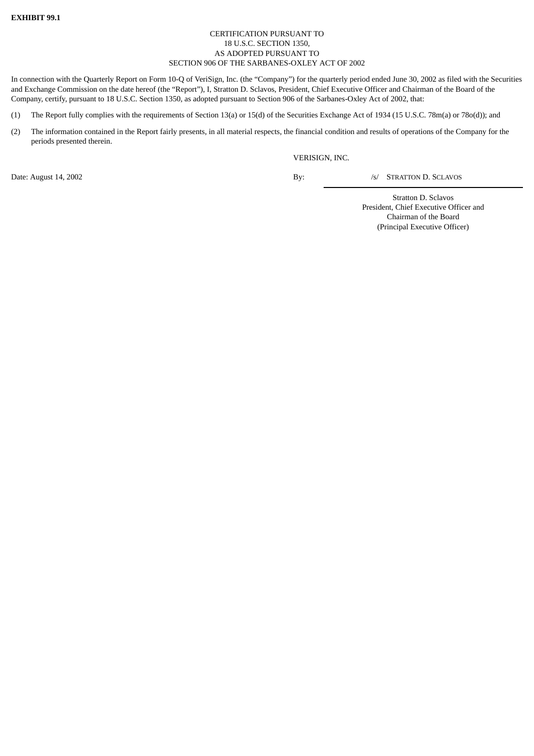**EXHIBIT 99.1**

CERTIFICATION PURSUANT TO
18 U.S.C. SECTION 1350,
AS ADOPTED PURSUANT TO
SECTION 906 OF THE SARBANES-OXLEY ACT OF 2002

In connection with the Quarterly Report on Form 10-Q of VeriSign, Inc. (the “Company”) for the quarterly period ended June 30, 2002 as filed with the Securities and Exchange Commission on the date hereof (the “Report”), I, Stratton D. Sclavos, President, Chief Executive Officer and Chairman of the Board of the Company, certify, pursuant to 18 U.S.C. Section 1350, as adopted pursuant to Section 906 of the Sarbanes-Oxley Act of 2002, that:

(1) The Report fully complies with the requirements of Section 13(a) or 15(d) of the Securities Exchange Act of 1934 (15 U.S.C. 78m(a) or 78o(d)); and

(2) The information contained in the Report fairly presents, in all material respects, the financial condition and results of operations of the Company for the periods presented therein.

VERISIGN, INC.

Date: August 14, 2002

By: /s/ STRATTON D. SCLAVOS

Stratton D. Sclavos
President, Chief Executive Officer and
Chairman of the Board
(Principal Executive Officer)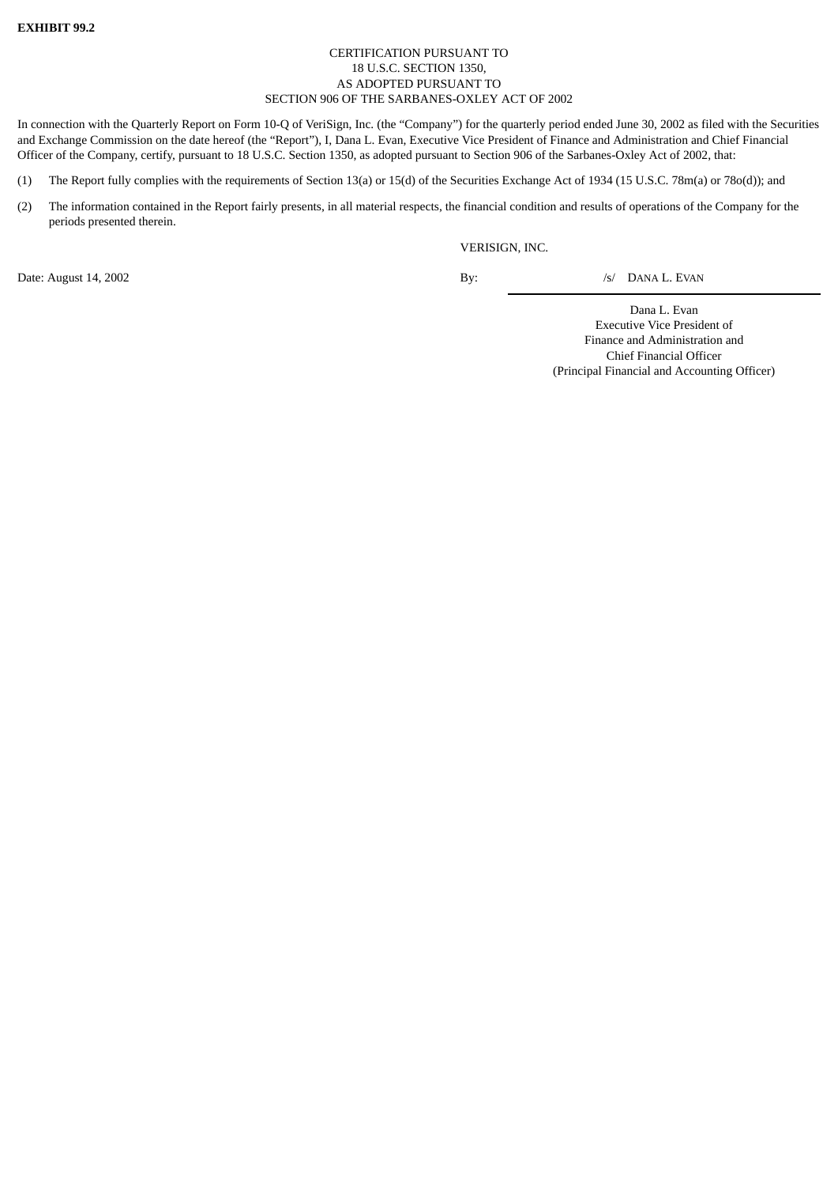**EXHIBIT 99.2**

CERTIFICATION PURSUANT TO
18 U.S.C. SECTION 1350,
AS ADOPTED PURSUANT TO
SECTION 906 OF THE SARBANES-OXLEY ACT OF 2002

In connection with the Quarterly Report on Form 10-Q of VeriSign, Inc. (the "Company") for the quarterly period ended June 30, 2002 as filed with the Securities and Exchange Commission on the date hereof (the "Report"), I, Dana L. Evan, Executive Vice President of Finance and Administration and Chief Financial Officer of the Company, certify, pursuant to 18 U.S.C. Section 1350, as adopted pursuant to Section 906 of the Sarbanes-Oxley Act of 2002, that:

(1) The Report fully complies with the requirements of Section 13(a) or 15(d) of the Securities Exchange Act of 1934 (15 U.S.C. 78m(a) or 78o(d)); and

(2) The information contained in the Report fairly presents, in all material respects, the financial condition and results of operations of the Company for the periods presented therein.

VERISIGN, INC.

Date: August 14, 2002

By: /s/ DANA L. EVAN

Dana L. Evan
Executive Vice President of
Finance and Administration and
Chief Financial Officer
(Principal Financial and Accounting Officer)